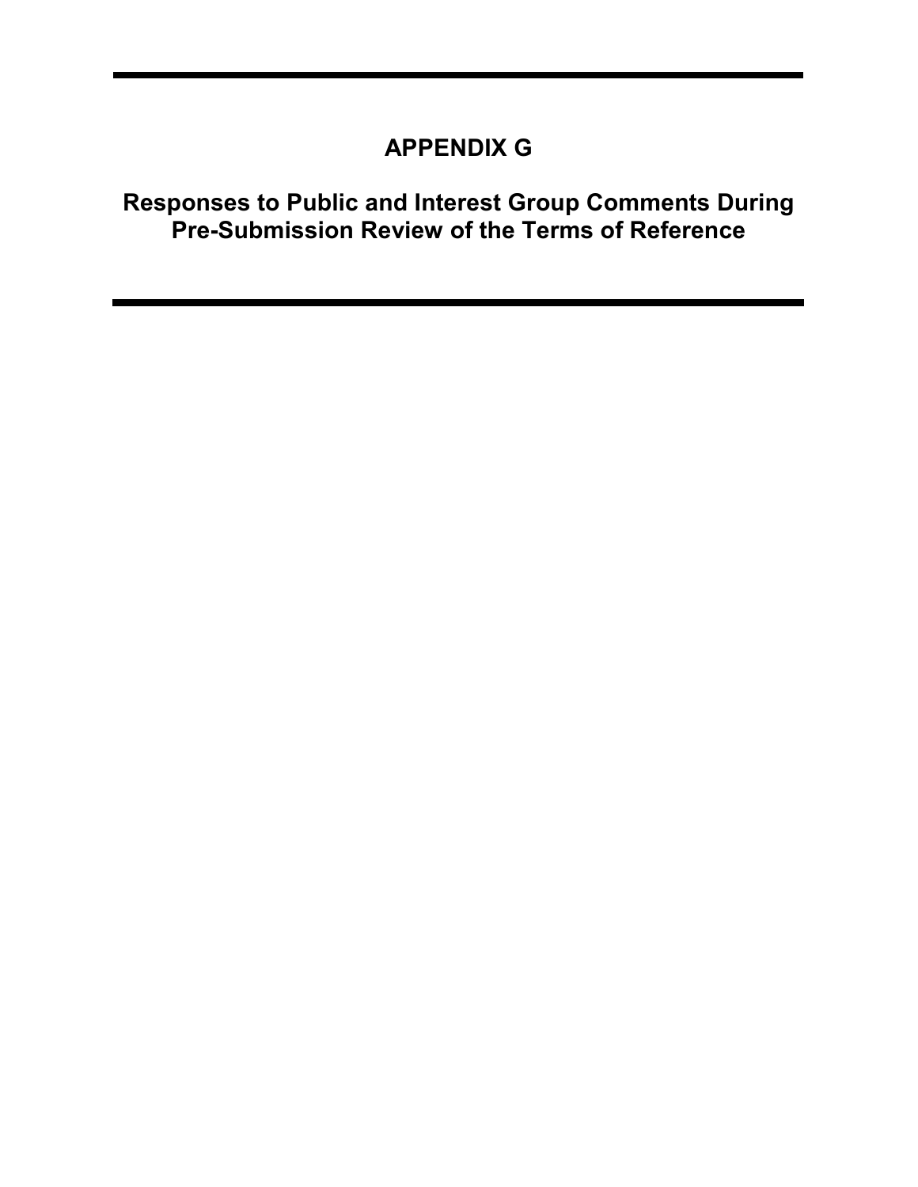# APPENDIX G

## Responses to Public and Interest Group Comments During Pre-Submission Review of the Terms of Reference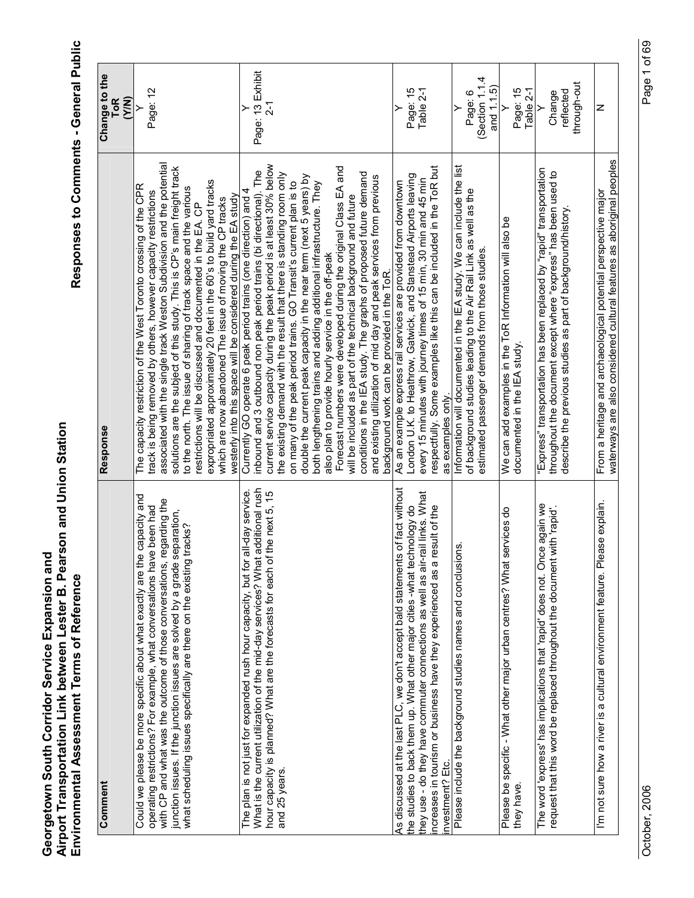# Georgetown South Corridor Service Expansion and Airport Transportation Link between Lester B. Pearson and Union Station Environmental Assessment Terms of Reference

## Responses to Comments - General Public

| Comment | Response | Change to the ToR (Y/N) |
|---|---|---|
| Could we please be more specific about what exactly are the capacity and operating restrictions? For example, what conversations have been had with CP and what was the outcome of those conversations, regarding the junction issues. If the junction issues are solved by a grade separation, what scheduling issues specifically are there on the existing tracks? | The capacity restriction of the West Toronto crossing of the CPR track is being removed by others, however capacity restrictions associated with the single track Weston Subdivision and the potential solutions are the subject of this study. This is CP's main freight track to the north. The issue of sharing of track space and the various restrictions will be discussed and documented in the EA. CP expropriated approximately 20 feet in the 60's to build yard tracks which are now abandoned The issue of moving the CP tracks westerly into this space will be considered during the EA study | Y<br>Page: 12 |
| The plan is not just for expanded rush hour capacity, but for all-day service. What is the current utilization of the mid-day services? What additional rush hour capacity is planned? What are the forecasts for each of the next 5, 15 and 25 years. | Currently GO operate 6 peak period trains (one direction) and 4 inbound and 3 outbound non peak period trains (bi directional). The current service capacity during the peak period is at least 30% below the existing demand with the result that there is standing room only on many of the peak period trains. GO Transit's current plan is to double the current peak capacity in the near tem (next 5 years) by both lengthening trains and adding additional infrastructure. They also plan to provide hourly service in the off-peak<br>Forecast numbers were developed during the original Class EA and will be included as part of the technical background and future conditions in the IEA study. The graphs of proposed future demand and existing utilization of mid day and peak services from previous background work can be provided in the ToR. | Y<br>Page: 13 Exhibit 2-1 |
| As discussed at the last PLC, we don't accept bald statements of fact without the studies to back them up. What other major cities -what technology do they use - do they have commuter connections as well as air-rail links. What increases in tourism or business have they experienced as a result of the investment? Etc. | As an example express rail services are provided from downtown London U.K. to Heathrow, Gatwick, and Stansteed Airports leaving every 15 minutes with journey times of 15 min, 30 min and 45 min respectfully. Some examples like this can be included in the ToR but as examples only. | Y<br>Page: 15<br>Table 2-1 |
| Please include the background studies names and conclusions. | Information will documented in the IEA study. We can include the list of background studies leading to the Air Rail Link as well as the estimated passenger demands from those studies. | Y<br>Page: 6<br>(Section 1.1.4 and 1.1.5) |
| Please be specific - What other major urban centres? What services do they have. | We can add examples in the ToR Information will also be documented in the IEA study. | Y<br>Page: 15<br>Table 2-1 |
| The word 'express' has implications that 'rapid' does not. Once again we request that this word be replaced throughout the document with 'rapid'. | "Express" transportation has been replaced by "rapid" transportation throughout the document except where "express" has been used to describe the previous studies as part of background/history. | Y<br>Change reflected through-out |
| I'm not sure how a river is a cultural environment feature. Please explain. | From a heritage and archaeological potential perspective major waterways are also considered cultural features as aboriginal peoples | N |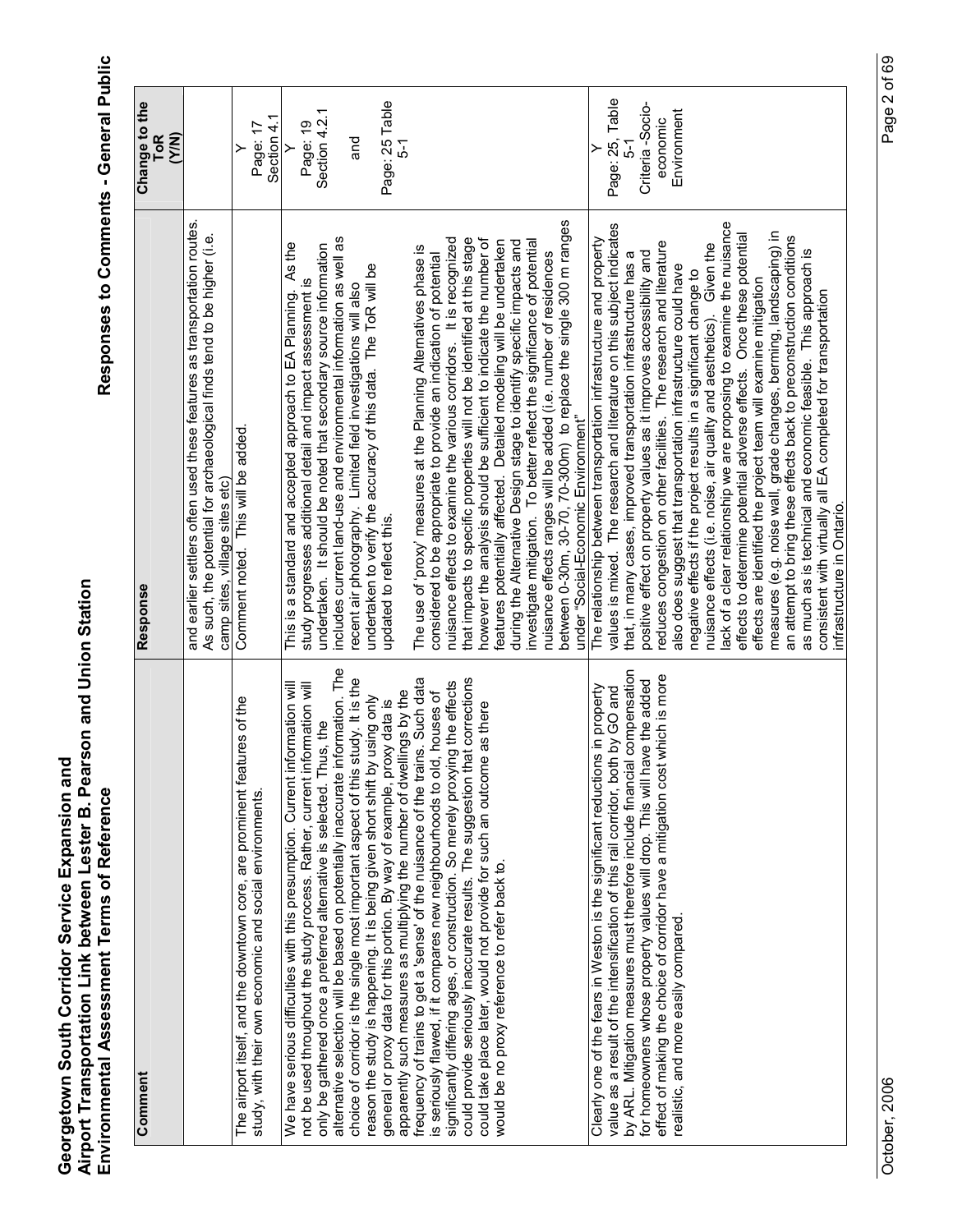**Georgetown South Corridor Service Expansion and Airport Transportation Link between Lester B. Pearson and Union Station Environmental Assessment Terms of Reference**

**Responses to Comments - General Public**

| Comment | Response | Change to the ToR (Y/N) |
|---|---|---|
| | and earlier settlers often used these features as transportation routes. As such, the potential for archaeological finds tend to be higher (i.e. camp sites, village sites etc) | |
| The airport itself, and the downtown core, are prominent features of the study, with their own economic and social environments. | Comment noted. This will be added. | Y<br>Page: 17<br>Section 4.1 |
| We have serious difficulties with this presumption. Current information will not be used throughout the study process. Rather, current information will only be gathered once a preferred alternative is selected. Thus, the alternative selection will be based on potentially inaccurate information. The choice of corridor is the single most important aspect of this study. It is the reason the study is happening. It is being given short shift by using only general or proxy data for this portion. By way of example, proxy data is apparently such measures as multiplying the number of dwellings by the frequency of trains to get a 'sense' of the nuisance of the trains. Such data is seriously flawed, if it compares new neighbourhoods to old, houses of significantly differing ages, or construction. So merely proxying the effects could provide seriously inaccurate results. The suggestion that corrections could take place later, would not provide for such an outcome as there would be no proxy reference to refer back to. | This is a standard and accepted approach to EA Planning. As the study progresses additional detail and impact assessment is undertaken. It should be noted that secondary source information includes current land-use and environmental information as well as recent air photography. Limited field investigations will also undertaken to verify the accuracy of this data. The ToR will be updated to reflect this.<br><br>The use of 'proxy' measures at the Planning Alternatives phase is considered to be appropriate to provide an indication of potential nuisance effects to examine the various corridors. It is recognized that impacts to specific properties will not be identified at this stage however the analysis should be sufficient to indicate the number of features potentially affected. Detailed modeling will be undertaken during the Alternative Design stage to identify specific impacts and investigate mitigation. To better reflect the significance of potential nuisance effects ranges will be added (i.e. number of residences between 0-30m, 30-70, 70-300m) to replace the single 300 m ranges under "Social-Economic Environment" | Y<br>Page: 19<br>Section 4.2.1<br><br>and<br><br>Page: 25 Table 5-1 |
| Clearly one of the fears in Weston is the significant reductions in property value as a result of the intensification of this rail corridor, both by GO and by ARL. Mitigation measures must therefore include financial compensation for homeowners whose property values will drop. This will have the added effect of making the choice of corridor have a mitigation cost which is more realistic, and more easily compared. | The relationship between transportation infrastructure and property values is mixed. The research and literature on this subject indicates that, in many cases, improved transportation infrastructure has a positive effect on property values as it improves accessibility and reduces congestion on other facilities. The research and literature also does suggest that transportation infrastructure could have negative effects if the project results in a significant change to nuisance effects (i.e. noise, air quality and aesthetics). Given the lack of a clear relationship we are proposing to examine the nuisance effects to determine potential adverse effects. Once these potential effects are identified the project team will examine mitigation measures (e.g. noise wall, grade changes, berming, landscaping) in an attempt to bring these effects back to preconstruction conditions as much as is technical and economic feasible. This approach is consistent with virtually all EA completed for transportation infrastructure in Ontario. | Y<br>Page: 25, Table 5-1<br>Criteria -Socio-economic Environment |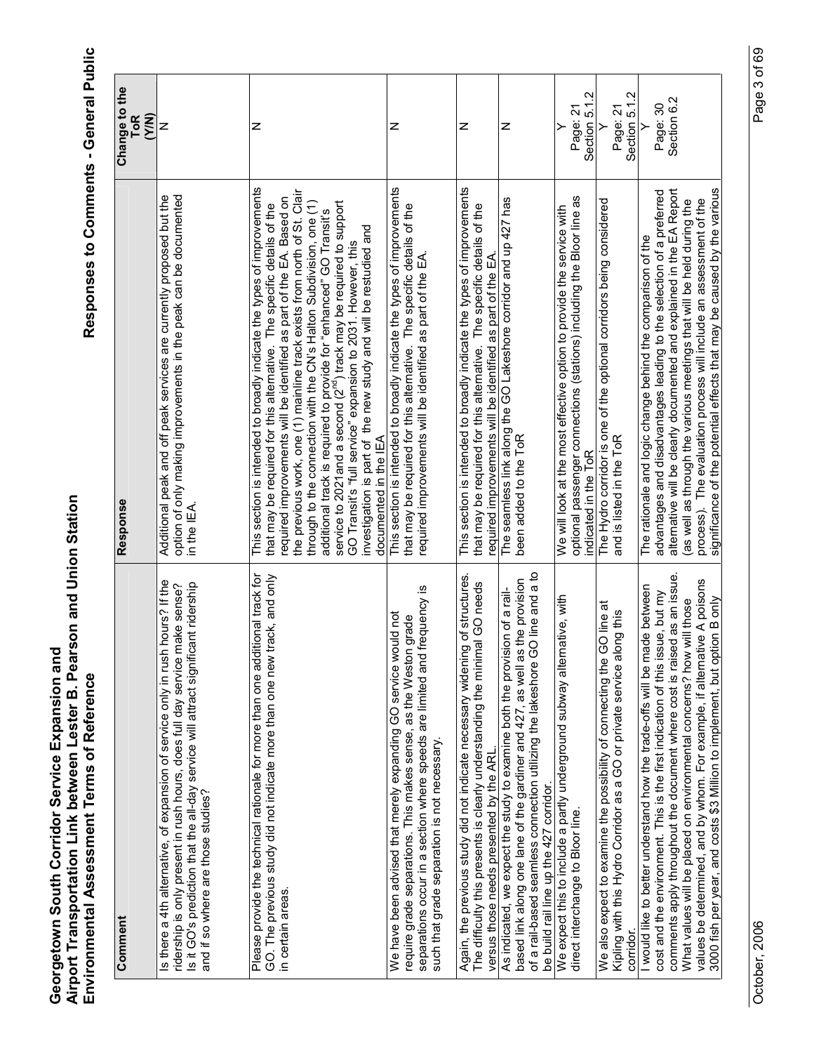# Georgetown South Corridor Service Expansion and Airport Transportation Link between Lester B. Pearson and Union Station Environmental Assessment Terms of Reference

## Responses to Comments - General Public

| Comment | Response | Change to the ToR (Y/N) |
|---|---|---|
| Is there a 4th alternative, of expansion of service only in rush hours? If the ridership is only present in rush hours, does full day service make sense? Is it GO's prediction that the all-day service will attract significant ridership and if so where are those studies? | Additional peak and off peak services are currently proposed but the option of only making improvements in the peak can be documented in the IEA. | N |
| Please provide the technical rationale for more than one additional track for GO. The previous study did not indicate more than one new track, and only in certain areas. | This section is intended to broadly indicate the types of improvements that may be required for this alternative. The specific details of the required improvements will be identified as part of the EA. Based on the previous work, one (1) mainline track exists from north of St. Clair through to the connection with the CN's Halton Subdivision, one (1) additional track is required to provide for "enhanced" GO Transit's service to 2021and a second (2nd) track may be required to support GO Transit's "full service" expansion to 2031. However, this investigation is part of the new study and will be restudied and documented in the IEA | N |
| We have been advised that merely expanding GO service would not require grade separations. This makes sense, as the Weston grade separations occur in a section where speeds are limited and frequency is such that grade separation is not necessary. | This section is intended to broadly indicate the types of improvements that may be required for this alternative. The specific details of the required improvements will be identified as part of the EA. | N |
| Again, the previous study did not indicate necessary widening of structures. The difficulty this presents is clearly understanding the minimal GO needs versus those needs presented by the ARL. | This section is intended to broadly indicate the types of improvements that may be required for this alternative. The specific details of the required improvements will be identified as part of the EA. | N |
| As indicated, we expect the study to examine both the provision of a rail-based link along one lane of the gardiner and 427, as well as the provision of a rail-based seamless connection utilizing the lakeshore GO line and a to be build rail line up the 427 corridor. | The seamless link along the GO Lakeshore corridor and up 427 has been added to the ToR | N |
| We expect this to include a partly underground subway alternative, with direct interchange to Bloor line. | We will look at the most effective option to provide the service with optional passenger connections (stations) including the Bloor line as indicated in the ToR | Y Page: 21 Section 5.1.2 |
| We also expect to examine the possibility of connecting the GO line at Kipling with this Hydro Corridor as a GO or private service along this corridor. | The Hydro corridor is one of the optional corridors being considered and is listed in the ToR | Y Page: 21 Section 5.1.2 |
| I would like to better understand how the trade-offs will be made between cost and the environment. This is the first indication of this issue, but my comments apply throughout the document where cost is raised as an issue. What values will be placed on environmental concerns? how will those values be determined, and by whom. For example, if alternative A poisons 3000 fish per year, and costs $3 Million to implement, but option B only | The rationale and logic change behind the comparison of the advantages and disadvantages leading to the selection of a preferred alternative will be clearly documented and explained in the EA Report (as well as through the various meetings that will be held during the process). The evaluation process will include an assessment of the significance of the potential effects that may be caused by the various | Y Page: 30 Section 6.2 |

October, 2006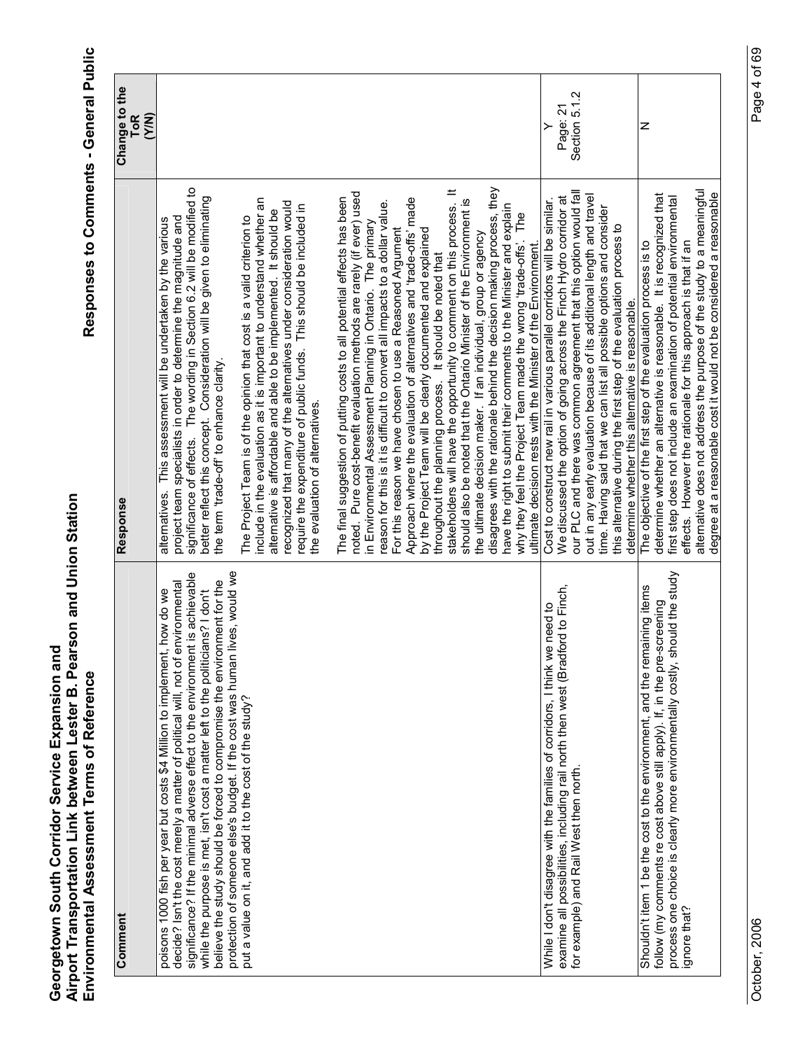| Comment | Response | Change to the ToR (Y/N) |
|---|---|---|
| poisons 1000 fish per year but costs $4 Million to implement, how do we decide? Isn't the cost merely a matter of political will, not of environmental significance? If the minimal adverse effect to the environment is achievable while the purpose is met, isn't cost a matter left to the politicians? I don't believe the study should be forced to compromise the environment for the protection of someone else's budget. If the cost was human lives, would we put a value on it, and add it to the cost of the study? | alternatives. This assessment will be undertaken by the various project team specialists in order to determine the magnitude and significance of effects. The wording in Section 6.2 will be modified to better reflect this concept. Consideration will be given to eliminating the term 'trade-off' to enhance clarity.<br><br>The Project Team is of the opinion that cost is a valid criterion to include in the evaluation as it is important to understand whether an alternative is affordable and able to be implemented. It should be recognized that many of the alternatives under consideration would require the expenditure of public funds. This should be included in the evaluation of alternatives.<br><br>The final suggestion of putting costs to all potential effects has been noted. Pure cost-benefit evaluation methods are rarely (if ever) used in Environmental Assessment Planning in Ontario. The primary reason for this is it is difficult to convert all impacts to a dollar value. For this reason we have chosen to use a Reasoned Argument Approach where the evaluation of alternatives and 'trade-offs' made by the Project Team will be clearly documented and explained throughout the planning process. It should be noted that stakeholders will have the opportunity to comment on this process. It should also be noted that the Ontario Minister of the Environment is the ultimate decision maker. If an individual, group or agency disagrees with the rationale behind the decision making process, they have the right to submit their comments to the Minister and explain why they feel the Project Team made the wrong 'trade-offs'. The ultimate decision rests with the Minister of the Environment. | |
| While I don't disagree with the families of corridors, I think we need to examine all possibilities, including rail north then west (Bradford to Finch, for example) and Rail West then north. | Cost to construct new rail in various parallel corridors will be similar. We discussed the option of going across the Finch Hydro corridor at our PLC and there was common agreement that this option would fall out in any early evaluation because of its additional length and travel time. Having said that we can list all possible options and consider this alternative during the first step of the evaluation process to determine whether this alternative is reasonable. | Y<br>Page: 21<br>Section 5.1.2 |
| Shouldn't item 1 be the cost to the environment, and the remaining items follow (my comments re cost above still apply). If, in the pre-screening process one choice is clearly more environmentally costly, should the study ignore that? | The objective of the first step of the evaluation process is to determine whether an alternative is reasonable. It is recognized that first step does not include an examination of potential environmental effects. However the rationale for this approach is that if an alternative does not address the purpose of the study to a meaningful degree at a reasonable cost it would not be considered a reasonable | N |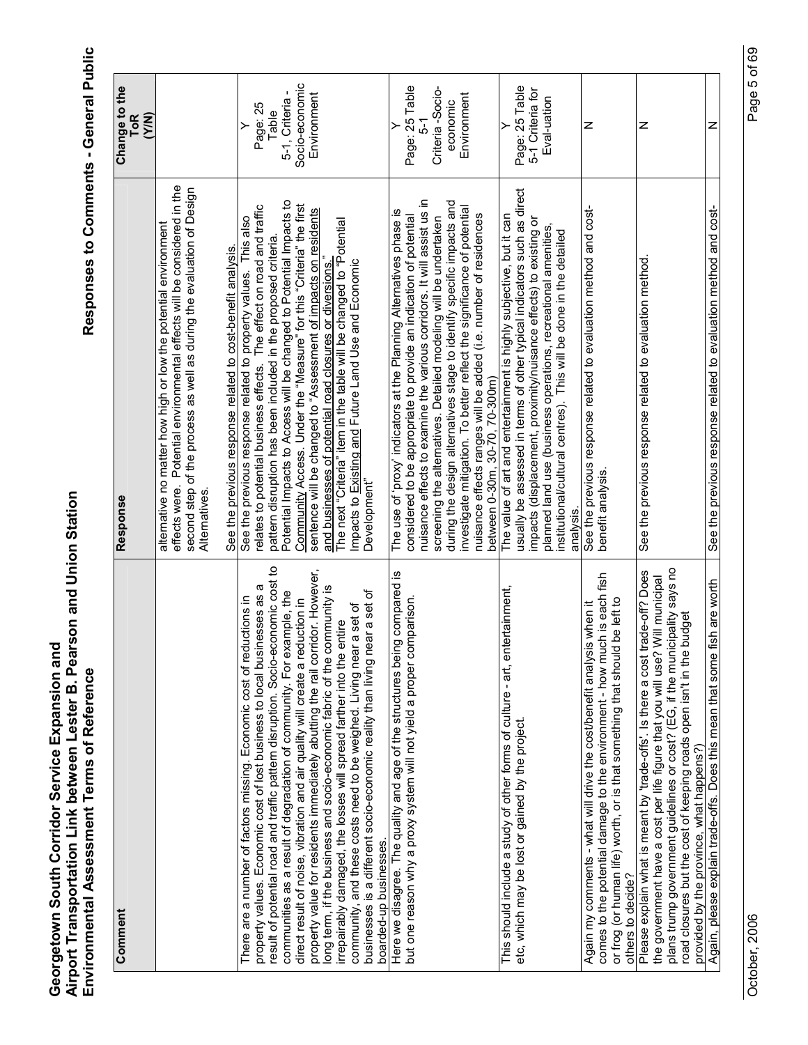| Comment | Response | Change to the ToR (Y/N) |
|---|---|---|
| | alternative no matter how high or low the potential environment effects were. Potential environmental effects will be considered in the second step of the process as well as during the evaluation of Design Alternatives.<br><br>See the previous response related to cost-benefit analysis. | |
| There are a number of factors missing. Economic cost of reductions in property values. Economic cost of lost business to local businesses as a result of potential road and traffic pattern disruption. Socio-economic cost to communities as a result of degradation of community. For example, the direct result of noise, vibration and air quality will create a reduction in property value for residents immediately abutting the rail corridor. However, long term, if the business and socio-economic fabric of the community is irreparably damaged, the losses will spread farther into the entire community, and these costs need to be weighed. Living near a set of businesses is a different socio-economic reality than living near a set of boarded-up businesses. | See the previous response related to property values. This also relates to potential business effects. The effect on road and traffic pattern disruption has been included in the proposed criteria. Potential Impacts to Access will be changed to Potential Impacts to Community Access. Under the "Measure" for this "Criteria" the first sentence will be changed to "Assessment of impacts on residents and businesses of potential road closures or diversions."<br>The next "Criteria" item in the table will be changed to "Potential Impacts to Existing and Future Land Use and Economic Development" | Y<br>Page: 25 Table 5-1, Criteria - Socio-economic Environment |
| Here we disagree. The quality and age of the structures being compared is but one reason why a proxy system will not yield a proper comparison. | The use of 'proxy' indicators at the Planning Alternatives phase is considered to be appropriate to provide an indication of potential nuisance effects to examine the various corridors. It will assist us in screening the alternatives. Detailed modeling will be undertaken during the design alternatives stage to identify specific impacts and investigate mitigation. To better reflect the significance of potential nuisance effects ranges will be added (i.e. number of residences between 0-30m, 30-70, 70-300m) | Y<br>Page: 25 Table 5-1<br>Criteria -Socio-economic Environment |
| This should include a study of other forms of culture - art, entertainment, etc, which may be lost or gained by the project. | The value of art and entertainment is highly subjective, but it can usually be assessed in terms of other typical indicators such as direct impacts (displacement, proximity/nuisance effects) to existing or planned land use (business operations, recreational amenities, institutional/cultural centres). This will be done in the detailed analysis. | Y<br>Page: 25 Table 5-1 Criteria for Eval-uation |
| Again my comments - what will drive the cost/benefit analysis when it comes to the potential damage to the environment - how much is each fish or frog (or human life) worth, or is that something that should be left to others to decide? | See the previous response related to evaluation method and cost-benefit analysis. | N |
| Please explain what is meant by 'trade-offs'. Is there a cost trade-off? Does the government have a cost per life figure that you will use? Will municipal plans trump government guidelines or cost? (EG, if the municipality says no road closures but the cost of keeping roads open isn't in the budget provided by the province, what happens?) | See the previous response related to evaluation method. | N |
| Again, please explain trade-offs. Does this mean that some fish are worth | See the previous response related to evaluation method and cost- | N |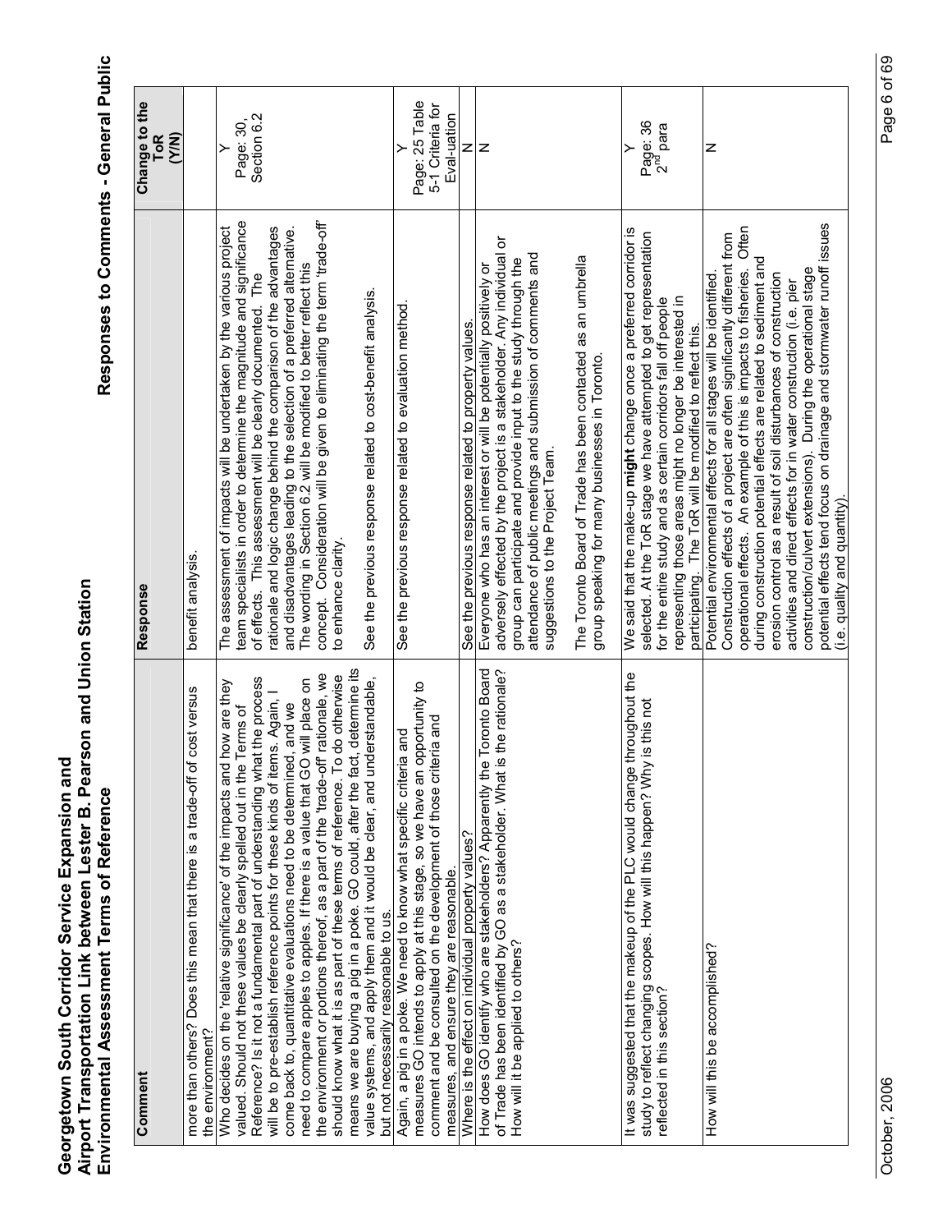| Comment | Response | Change to the ToR (Y/N) |
|---|---|---|
| more than others? Does this mean that there is a trade-off of cost versus the environment? | benefit analysis. | |
| Who decides on the 'relative significance' of the impacts and how are they valued. Should not these values be clearly spelled out in the Terms of Reference? Is it not a fundamental part of understanding what the process will be to pre-establish reference points for these kinds of items. Again, I come back to, quantitative evaluations need to be determined, and we need to compare apples to apples. If there is a value that GO will place on the environment or portions thereof, as a part of the "trade-off' rationale, we should know what it is as part of these terms of reference. To do otherwise means we are buying a pig in a poke. GO could, after the fact, determine its value systems, and apply them and it would be clear, and understandable, but not necessarily reasonable to us. | The assessment of impacts will be undertaken by the various project team specialists in order to determine the magnitude and significance of effects. This assessment will be clearly documented. The rationale and logic change behind the comparison of the advantages and disadvantages leading to the selection of a preferred alternative. The wording in Section 6.2 will be modified to better reflect this concept. Consideration will be given to eliminating the term 'trade-off' to enhance clarity.<br><br>See the previous response related to cost-benefit analysis. | Y<br>Page: 30, Section 6.2 |
| Again, a pig in a poke. We need to know what specific criteria and measures GO intends to apply at this stage, so we have an opportunity to comment and be consulted on the development of those criteria and measures, and ensure they are reasonable. | See the previous response related to evaluation method. | Y<br>Page: 25 Table 5-1 Criteria for Eval-uation |
| Where is the effect on individual property values? | See the previous response related to property values. | N |
| How does GO identify who are stakeholders? Apparently the Toronto Board of Trade has been identified by GO as a stakeholder. What is the rationale? How will it be applied to others? | Everyone who has an interest or will be potentially positively or adversely effected by the project is a stakeholder. Any individual or group can participate and provide input to the study through the attendance of public meetings and submission of comments and suggestions to the Project Team.<br><br>The Toronto Board of Trade has been contacted as an umbrella group speaking for many businesses in Toronto. | N |
| It was suggested that the makeup of the PLC would change throughout the study to reflect changing scopes. How will this happen? Why is this not reflected in this section? | We said that the make-up **might** change once a preferred corridor is selected. At the ToR stage we have attempted to get representation for the entire study and as certain corridors fall off people representing those areas might no longer be interested in participating. The ToR will be modified to reflect this. | Y<br>Page: 36 2[nd] para |
| How will this be accomplished? | Potential environmental effects for all stages will be identified. Construction effects of a project are often significantly different from operational effects. An example of this is impacts to fisheries. Often during construction potential effects are related to sediment and erosion control as a result of soil disturbances of construction activities and direct effects for in water construction (i.e. pier construction/culvert extensions). During the operational stage potential effects tend focus on drainage and stormwater runoff issues (i.e. quality and quantity). | N |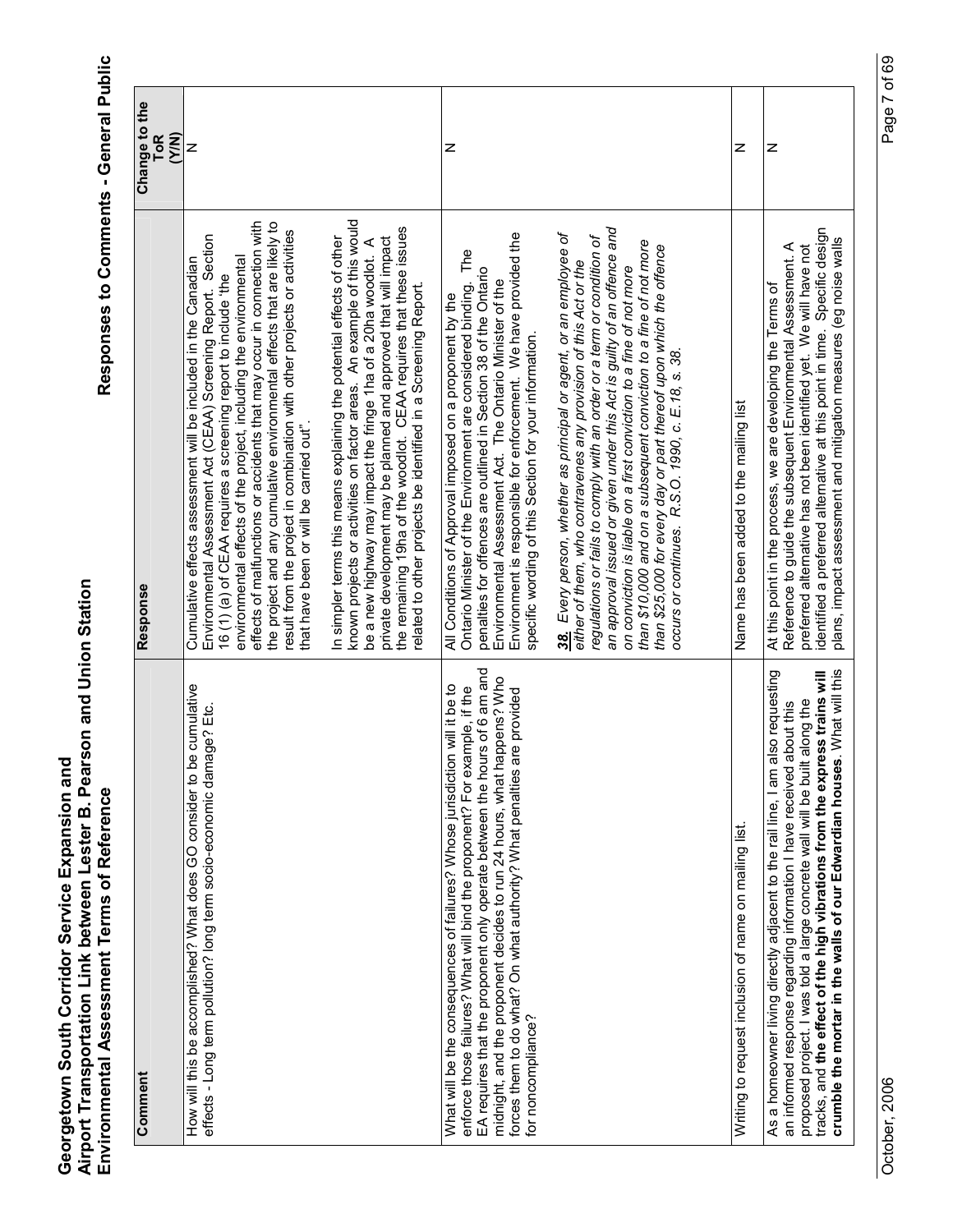| Comment | Response | Change to the ToR (Y/N) |
|---|---|---|
| How will this be accomplished? What does GO consider to be cumulative effects - Long term pollution? long term socio-economic damage? Etc. | Cumulative effects assessment will be included in the Canadian Environmental Assessment Act (CEAA) Screening Report. Section 16 (1) (a) of CEAA requires a screening report to include "the environmental effects of the project, including the environmental effects of malfunctions or accidents that may occur in connection with the project and any cumulative environmental effects that are likely to result from the project in combination with other projects or activities that have been or will be carried out".<br><br>In simpler terms this means explaining the potential effects of other known projects or activities on factor areas. An example of this would be a new highway may impact the fringe 1ha of a 20ha woodlot. A private development may be planned and approved that will impact the remaining 19ha of the woodlot. CEAA requires that these issues related to other projects be identified in a Screening Report. | N |
| What will be the consequences of failures? Whose jurisdiction will it be to enforce those failures? What will bind the proponent? For example, if the EA requires that the proponent only operate between the hours of 6 am and midnight, and the proponent decides to run 24 hours, what happens? Who forces them to do what? On what authority? What penalties are provided for noncompliance? | All Conditions of Approval imposed on a proponent by the Ontario Minister of the Environment are considered binding. The penalties for offences are outlined in Section 38 of the Ontario Environmental Assessment Act. The Ontario Minister of the Environment is responsible for enforcement. We have provided the specific wording of this Section for your information.<br><br>***38.*** *Every person, whether as principal or agent, or an employee of either of them, who contravenes any provision of this Act or the regulations or fails to comply with an order or a term or condition of an approval issued or given under this Act is guilty of an offence and on conviction is liable on a first conviction to a fine of not more than $10,000 and on a subsequent conviction to a fine of not more than $25,000 for every day or part thereof upon which the offence occurs or continues. R.S.O. 1990, c. E.18, s. 38.* | N |
| Writing to request inclusion of name on mailing list. | Name has been added to the mailing list | N |
| As a homeowner living directly adjacent to the rail line, I am also requesting an informed response regarding information I have received about this proposed project. I was told a large concrete wall will be built along the tracks, and **the effect of the high vibrations from the express trains will crumble the mortar in the walls of our Edwardian houses**. What will this | At this point in the process, we are developing the Terms of Reference to guide the subsequent Environmental Assessment. A preferred alternative has not been identified yet. We will have not identified a preferred alternative at this point in time. Specific design plans, impact assessment and mitigation measures (eg noise walls | N |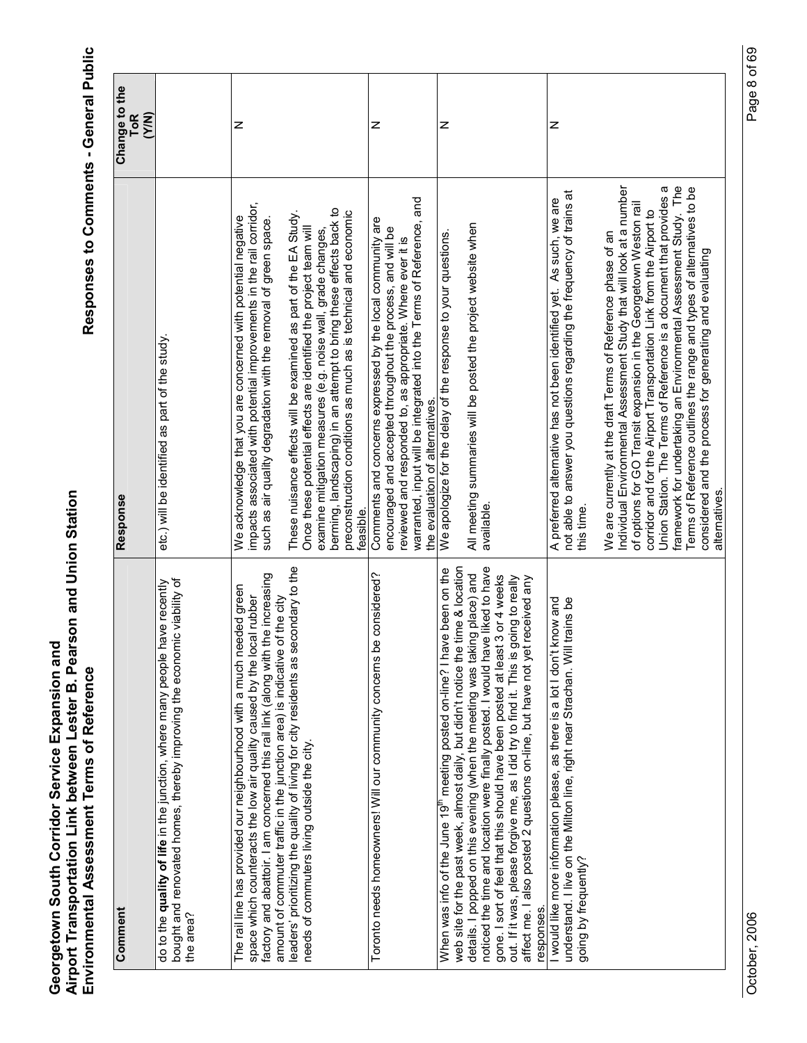| Comment | Response | Change to the ToR (Y/N) |
|---|---|---|
| do to the **quality of life** in the junction, where many people have recently bought and renovated homes, thereby improving the economic viability of the area? | etc.) will be identified as part of the study. | |
| The rail line has provided our neighbourhood with a much needed green space which counteracts the low air quality caused by the local rubber factory and abattoir. I am concerned this rail link (along with the increasing amount of commuter traffic in the junction area) is indicative of the city leaders' prioritizing the quality of living for city residents as secondary to the needs of commuters living outside the city. | We acknowledge that you are concerned with potential negative impacts associated with potential improvements in the rail corridor, such as air quality degradation with the removal of green space.<br><br>These nuisance effects will be examined as part of the EA Study. Once these potential effects are identified the project team will examine mitigation measures (e.g. noise wall, grade changes, berming, landscaping) in an attempt to bring these effects back to preconstruction conditions as much as is technical and economic feasible. | N |
| Toronto needs homeowners! Will our community concerns be considered? | Comments and concerns expressed by the local community are encouraged and accepted throughout the process, and will be reviewed and responded to, as appropriate. Where ever it is warranted, input will be integrated into the Terms of Reference, and the evaluation of alternatives. | N |
| When was info of the June 19th meeting posted on-line? I have been on the web site for the past week, almost daily, but didn't notice the time & location details. I popped on this evening (when the meeting was taking place) and noticed the time and location were finally posted. I would have liked to have gone. I sort of feel that this should have been posted at least 3 or 4 weeks out. If it was, please forgive me, as I did try to find it. This is going to really affect me. I also posted 2 questions on-line, but have not yet received any responses. | We apologize for the delay of the response to your questions.<br><br>All meeting summaries will be posted the project website when available. | N |
| I would like more information please, as there is a lot I don't know and understand. I live on the Milton line, right near Strachan. Will trains be going by frequently? | A preferred alternative has not been identified yet. As such, we are not able to answer you questions regarding the frequency of trains at this time.<br><br>We are currently at the draft Terms of Reference phase of an Individual Environmental Assessment Study that will look at a number of options for GO Transit expansion in the Georgetown Weston rail corridor and for the Airport Transportation Link from the Airport to Union Station. The Terms of Reference is a document that provides a framework for undertaking an Environmental Assessment Study. The Terms of Reference outlines the range and types of alternatives to be considered and the process for generating and evaluating alternatives. | N |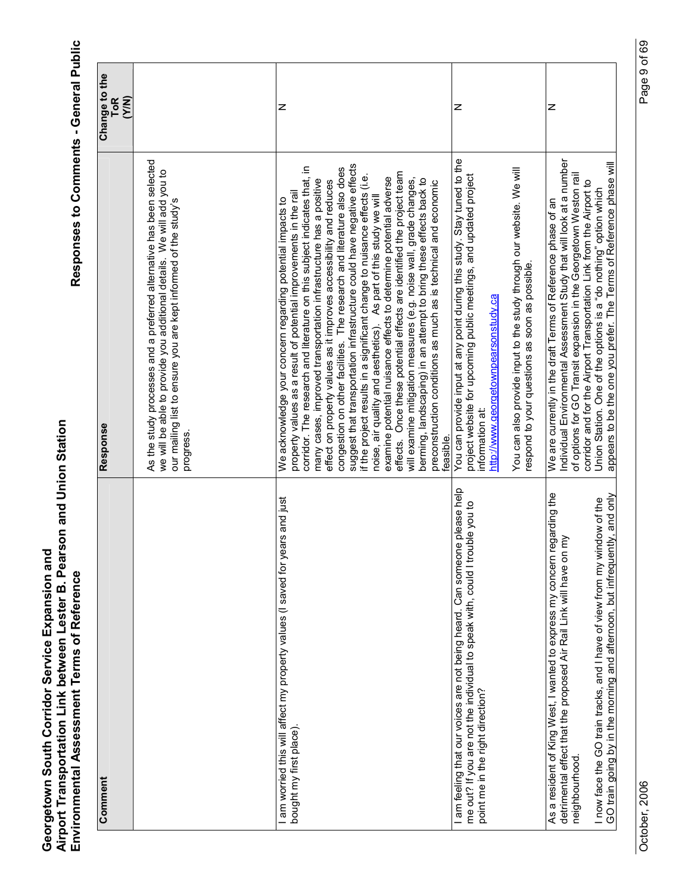| Comment | Response | Change to the ToR (Y/N) |
|---|---|---|
| | As the study processes and a preferred alternative has been selected we will be able to provide you additional details. We will add you to our mailing list to ensure you are kept informed of the study's progress. | |
| I am worried this will affect my property values (I saved for years and just bought my first place). | We acknowledge your concern regarding potential impacts to property values as a result of potential improvements in the rail corridor. The research and literature on this subject indicates that, in many cases, improved transportation infrastructure has a positive effect on property values as it improves accessibility and reduces congestion on other facilities. The research and literature also does suggest that transportation infrastructure could have negative effects if the project results in a significant change to nuisance effects (i.e. noise, air quality and aesthetics). As part of this study we will examine potential nuisance effects to determine potential adverse effects. Once these potential effects are identified the project team will examine mitigation measures (e.g. noise wall, grade changes, berming, landscaping) in an attempt to bring these effects back to preconstruction conditions as much as is technical and economic feasible. | N |
| I am feeling that our voices are not being heard. Can someone please help me out? If you are not the individual to speak with, could I trouble you to point me in the right direction? | You can provide input at any point during this study. Stay tuned to the project website for upcoming public meetings, and updated project information at: http://www.georgetownpearsonstudy.ca<br><br>You can also provide input to the study through our website. We will respond to your questions as soon as possible. | N |
| As a resident of King West, I wanted to express my concern regarding the detrimental effect that the proposed Air Rail Link will have on my neighbourhood.<br><br>I now face the GO train tracks, and I have of view from my window of the GO train going by in the morning and afternoon, but infrequently, and only | We are currently in the draft Terms of Reference phase of an Individual Environmental Assessment Study that will look at a number of options for GO Transit expansion in the Georgetown Weston rail corridor and for the Airport Transportation Link from the Airport to Union Station. One of the options is a "do nothing" option which appears to be the one you prefer. The Terms of Reference phase will | N |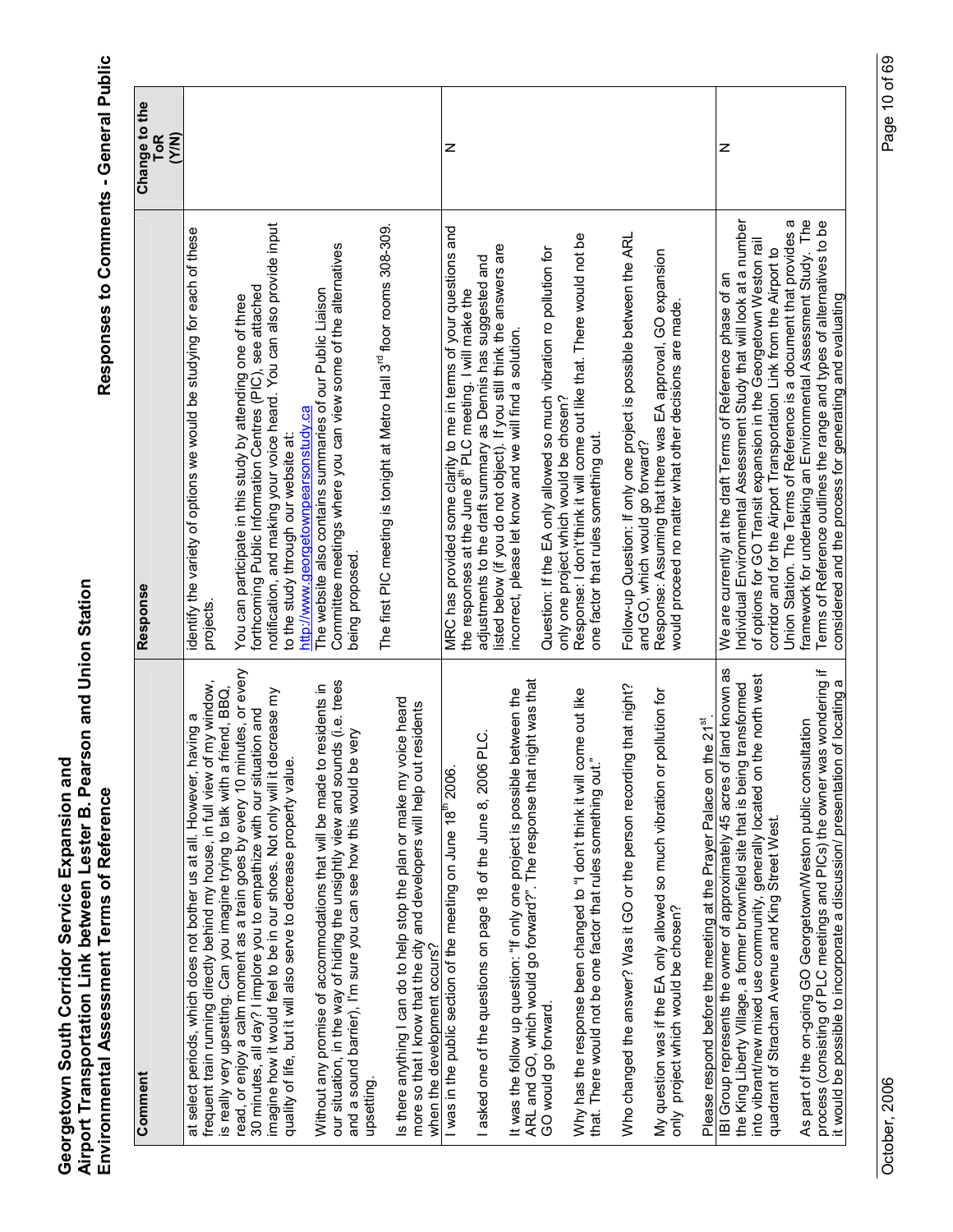| Comment | Response | Change to the ToR (Y/N) |
|---|---|---|
| at select periods, which does not bother us at all. However, having a frequent train running directly behind my house, in full view of my window, is really very upsetting. Can you imagine trying to talk with a friend, BBQ, read, or enjoy a calm moment as a train goes by every 10 minutes, or every 30 minutes, all day? I implore you to empathize with our situation and imagine how it would feel to be in our shoes. Not only will it decrease my quality of life, but it will also serve to decrease property value.<br><br>Without any promise of accommodations that will be made to residents in our situation, in the way of hiding the unsightly view and sounds (i.e. trees and a sound barrier), I'm sure you can see how this would be very upsetting.<br><br>Is there anything I can do to help stop the plan or make my voice heard more so that I know that the city and developers will help out residents when the development occurs? | identify the variety of options we would be studying for each of these projects.<br><br>You can participate in this study by attending one of three forthcoming Public Information Centres (PIC), see attached notification, and making your voice heard. You can also provide input to the study through our website at: http://www.georgetownpearsonstudy.ca The website also contains summaries of our Public Liaison Committee meetings where you can view some of the alternatives being proposed.<br><br>The first PIC meeting is tonight at Metro Hall 3rd floor rooms 308-309. | |
| I was in the public section of the meeting on June 18th 2006.<br><br>I asked one of the questions on page 18 of the June 8, 2006 PLC.<br><br>It was the follow up question: "If only one project is possible between the ARL and GO, which would go forward?". The response that night was that GO would go forward.<br><br>Why has the response been changed to "I don't think it will come out like that. There would not be one factor that rules something out."<br><br>Who changed the answer? Was it GO or the person recording that night?<br><br>My question was if the EA only allowed so much vibration or pollution for only project which would be chosen?<br><br>Please respond before the meeting at the Prayer Palace on the 21st. | MRC has provided some clarity to me in terms of your questions and the responses at the June 8th PLC meeting. I will make the adjustments to the draft summary as Dennis has suggested and listed below (if you do not object). If you still think the answers are incorrect, please let know and we will find a solution.<br><br>Question: If the EA only allowed so much vibration ro pollution for only one project which would be chosen?<br>Response: I don't think it will come out like that. There would not be one factor that rules something out.<br><br>Follow-up Question: If only one project is possible between the ARL and GO, which would go forward?<br>Response: Assuming that there was EA approval, GO expansion would proceed no matter what other decisions are made. | N |
| IBI Group represents the owner of approximately 45 acres of land known as the King Liberty Village, a former brownfield site that is being transformed into vibrant/new mixed use community, generally located on the north west quadrant of Strachan Avenue and King Street West.<br><br>As part of the on-going GO Georgetown/Weston public consultation process (consisting of PLC meetings and PICs) the owner was wondering if it would be possible to incorporate a discussion/ presentation of locating a | We are currently at the draft Terms of Reference phase of an Individual Environmental Assessment Study that will look at a number of options for GO Transit expansion in the Georgetown Weston rail corridor and for the Airport Transportation Link from the Airport to Union Station. The Terms of Reference is a document that provides a framework for undertaking an Environmental Assessment Study. The Terms of Reference outlines the range and types of alternatives to be considered and the process for generating and evaluating | N |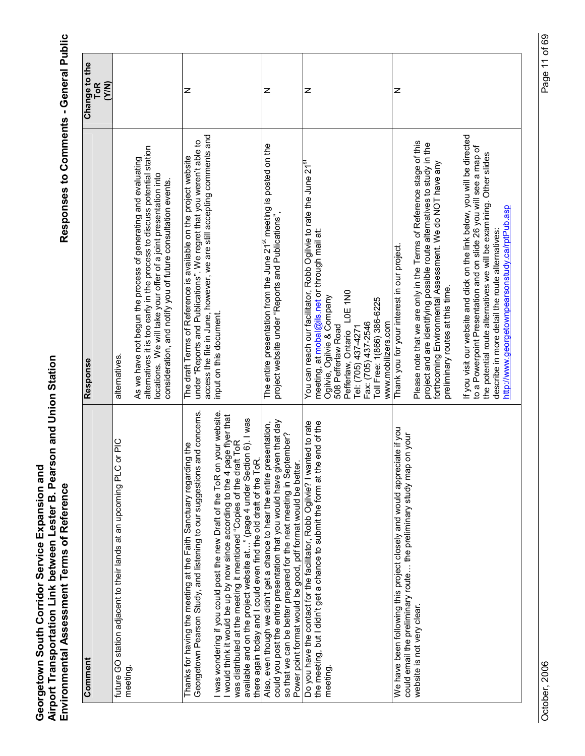| Comment | Response | Change to the ToR (Y/N) |
|---|---|---|
| future GO station adjacent to their lands at an upcoming PLC or PIC meeting. | alternatives.<br><br>As we have not begun the process of generating and evaluating alternatives it is too early in the process to discuss potential station locations. We will take your offer of a joint presentation into consideration, and notify you of future consultation events. | |
| Thanks for having the meeting at the Faith Sanctuary regarding the Georgetown Pearson Study, and listening to our suggestions and concerns.<br><br>I was wondering if you could post the new Draft of the ToR on your website. I would think it would be up by now since according to the 4 page flyer that was distributed at the meeting it mentioned "Copies of the draft ToR available and on the project website at…" (page 4 under Section 6). I was there again today and I could even find the old draft of the ToR. | The draft Terms of Reference is available on the project website under "Reports and Publications". We regret that you weren't able to access the file in June, however, we are still accepting comments and input on this document. | N |
| Also, even though we didn't get a chance to hear the entire presentation, could you post the entire presentation that you would have given that day so that we can be better prepared for the next meeting in September? Power point format would be good, pdf format would be better. | The entire presentation from the June 21st meeting is posted on the project website under "Reports and Publications". | N |
| Do you have the contact for the facilitator, Robb Ogilvie? I wanted to rate the meeting, but I didn't get a chance to submit the form at the end of the meeting. | You can reach our facilitator, Robb Ogilvie to rate the June 21st meeting, at mobal@ils.net or through mail at:<br>Ogilvie, Ogilvie & Company<br>508 Pefferlaw Road<br>Pefferlaw, Ontario L0E 1N0<br>Tel: (705) 437-4271<br>Fax: (705) 437-2546<br>Toll Free: 1(866) 386-6225<br>www.mobilizers.com | N |
| We have been following this project closely and would appreciate it if you could email the preliminary route… the preliminary study map on your website is not very clear. | Thank you for your interest in our project.<br><br>Please note that we are only in the Terms of Reference stage of this project and are identifying possible route alternatives to study in the forthcoming Environmental Assessment. We do NOT have any preliminary routes at this time.<br><br>If you visit our website and click on the link below, you will be directed to a Powerpoint Presentation and on slide 26 you will see a map of the potential route alternatives we will be examining. Other slides describe in more detail the route alternatives:<br>http://www.georgetownpearsonstudy.ca/rptPub.asp | N |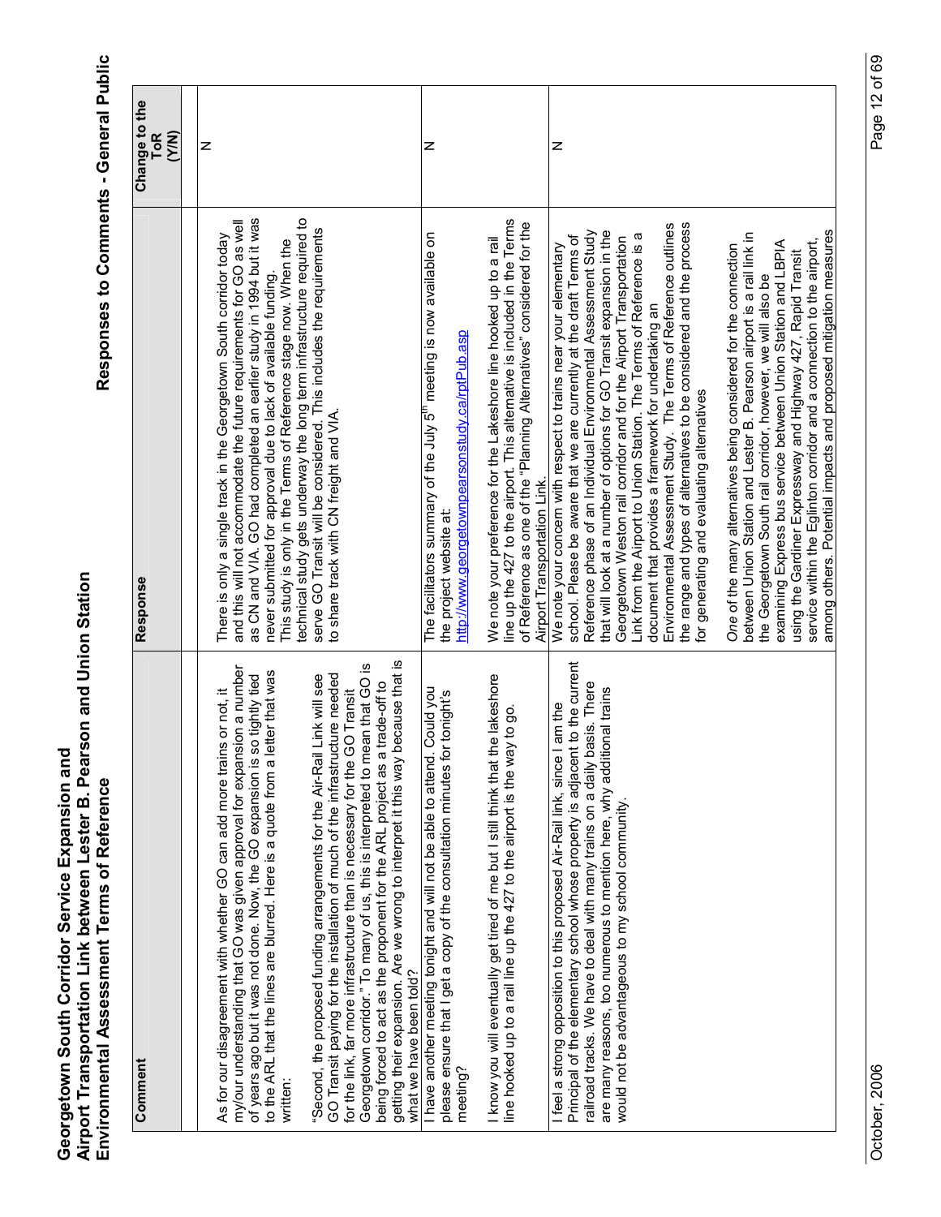| Comment | Response | Change to the ToR (Y/N) |
|---|---|---|
| As for our disagreement with whether GO can add more trains or not, it my/our understanding that GO was given approval for expansion a number of years ago but it was not done. Now, the GO expansion is so tightly tied to the ARL that the lines are blurred. Here is a quote from a letter that was written:<br><br>"Second, the proposed funding arrangements for the Air-Rail Link will see GO Transit paying for the installation of much of the infrastructure needed for the link, far more infrastructure than is necessary for the GO Transit Georgetown corridor." To many of us, this is interpreted to mean that GO is being forced to act as the proponent for the ARL project as a trade-off to getting their expansion. Are we wrong to interpret it this way because that is what we have been told? | There is only a single track in the Georgetown South corridor today and this will not accommodate the future requirements for GO as well as CN and VIA. GO had completed an earlier study in 1994 but it was never submitted for approval due to lack of available funding.<br>This study is only in the Terms of Reference stage now. When the technical study gets underway the long term infrastructure required to serve GO Transit will be considered. This includes the requirements to share track with CN freight and VIA. | N |
| I have another meeting tonight and will not be able to attend. Could you please ensure that I get a copy of the consultation minutes for tonight's meeting?<br><br>I know you will eventually get tired of me but I still think that the lakeshore line hooked up to a rail line up the 427 to the airport is the way to go. | The facilitators summary of the July 5th meeting is now available on the project website at: http://www.georgetownpearsonstudy.ca/rptPub.asp<br><br>We note your preference for the Lakeshore line hooked up to a rail line up the 427 to the airport. This alternative is included in the Terms of Reference as one of the "Planning Alternatives" considered for the Airport Transportation Link. | N |
| I feel a strong opposition to this proposed Air-Rail link, since I am the Principal of the elementary school whose property is adjacent to the current railroad tracks. We have to deal with many trains on a daily basis. There are many reasons, too numerous to mention here, why additional trains would not be advantageous to my school community. | We note your concern with respect to trains near your elementary school. Please be aware that we are currently at the draft Terms of Reference phase of an Individual Environmental Assessment Study that will look at a number of options for GO Transit expansion in the Georgetown Weston rail corridor and for the Airport Transportation Link from the Airport to Union Station. The Terms of Reference is a document that provides a framework for undertaking an Environmental Assessment Study. The Terms of Reference outlines the range and types of alternatives to be considered and the process for generating and evaluating alternatives<br><br>One of the many alternatives being considered for the connection between Union Station and Lester B. Pearson airport is a rail link in the Georgetown South rail corridor, however, we will also be examining Express bus service between Union Station and LBPIA using the Gardiner Expressway and Highway 427, Rapid Transit service within the Eglinton corridor and a connection to the airport, among others. Potential impacts and proposed mitigation measures | N |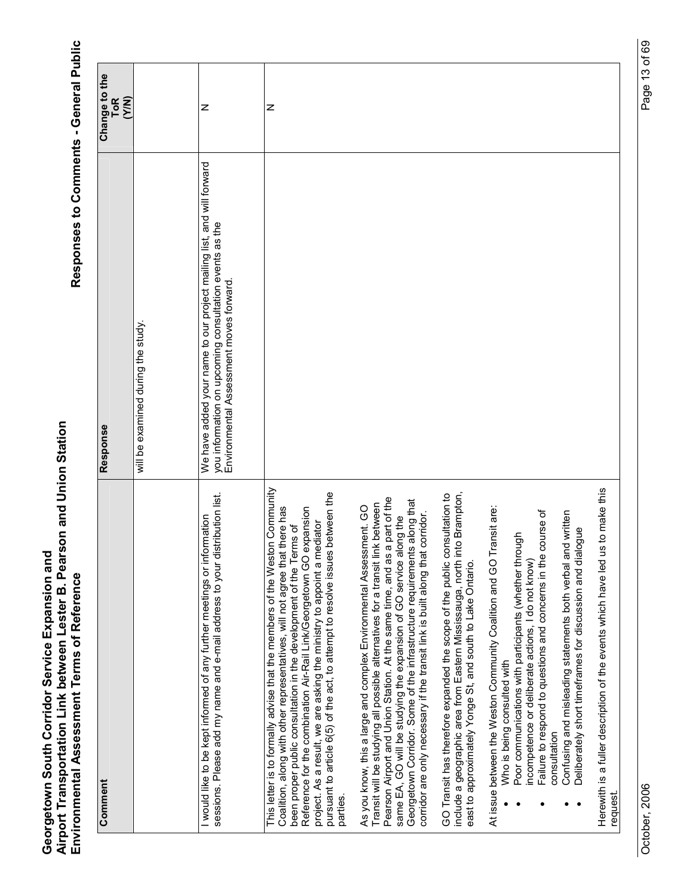| Comment | Response | Change to the ToR (Y/N) |
|---|---|---|
| | will be examined during the study. | |
| I would like to be kept informed of any further meetings or information sessions. Please add my name and e-mail address to your distribution list. | We have added your name to our project mailing list, and will forward you information on upcoming consultation events as the Environmental Assessment moves forward. | N |
| This letter is to formally advise that the members of the Weston Community Coalition, along with other representatives, will not agree that there has been proper public consultation in the development of the Terms of Reference for the combination Air-Rail Link/Georgetown GO expansion project. As a result, we are asking the ministry to appoint a mediator pursuant to article 6(5) of the act, to attempt to resolve issues between the parties.<br><br>As you know, this a large and complex Environmental Assessment. GO Transit will be studying all possible alternatives for a transit link between Pearson Airport and Union Station. At the same time, and as a part of the same EA, GO will be studying the expansion of GO service along the Georgetown Corridor. Some of the infrastructure requirements along that corridor are only necessary if the transit link is built along that corridor.<br><br>GO Transit has therefore expanded the scope of the public consultation to include a geographic area from Eastern Mississauga, north into Brampton, east to approximately Yonge St, and south to Lake Ontario.<br><br>At issue between the Weston Community Coalition and GO Transit are:<br>• Who is being consulted with<br>• Poor communications with participants (whether through incompetence or deliberate actions, I do not know)<br>• Failure to respond to questions and concerns in the course of consultation<br>• Confusing and misleading statements both verbal and written<br>• Deliberately short timeframes for discussion and dialogue<br><br>Herewith is a fuller description of the events which have led us to make this request. | | N |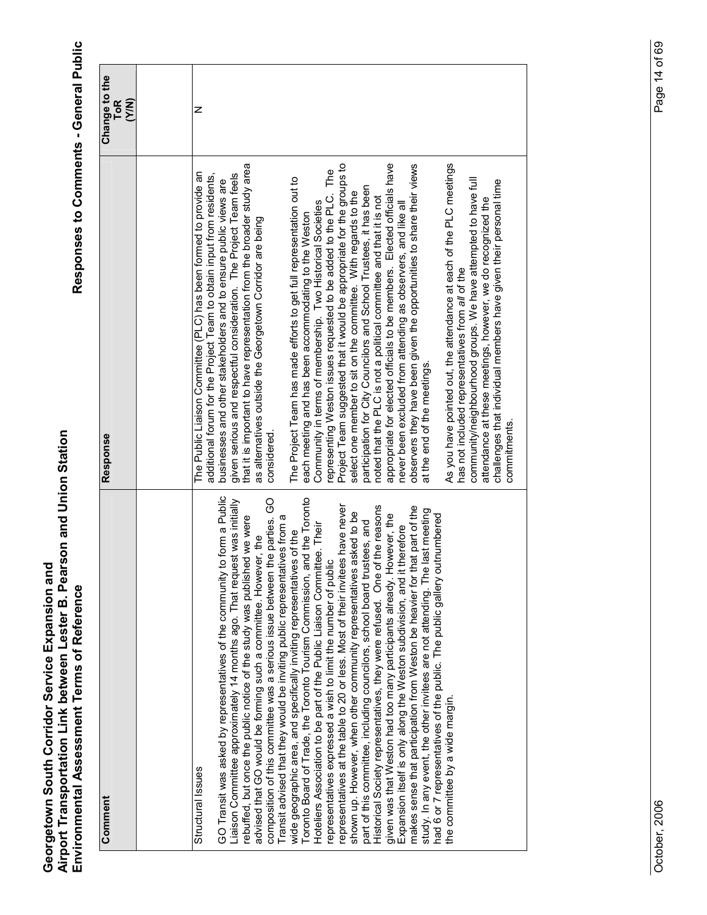| Comment | Response | Change to the ToR (Y/N) |
|---|---|---|
| | | |
| Structural Issues<br><br>GO Transit was asked by representatives of the community to form a Public Liaison Committee approximately 14 months ago. That request was initially rebuffed, but once the public notice of the study was published we were advised that GO would be forming such a committee. However, the composition of this committee was a serious issue between the parties. GO Transit advised that they would be inviting public representatives from a wide geographic area, and specifically inviting representatives of the Toronto Board of Trade, the Toronto Tourism Commission, and the Toronto Hoteliers Association to be part of the Public Liaison Committee. Their representatives expressed a wish to limit the number of public representatives at the table to 20 or less. Most of their invitees have never shown up. However, when other community representatives asked to be part of this committee, including councilors, school board trustees, and Historical Society representatives, they were refused. One of the reasons given was that Weston had too many participants already. However, the Expansion itself is only along the Weston subdivision, and it therefore makes sense that participation from Weston be heavier for that part of the study. In any event, the other invitees are not attending. The last meeting had 6 or 7 representatives of the public. The public gallery outnumbered the committee by a wide margin. | The Public Liaison Committee (PLC) has been formed to provide an additional forum for the Project Team to obtain input from residents, businesses and other stakeholders and to ensure public views are given serious and respectful consideration. The Project Team feels that it is important to have representation from the broader study area as alternatives outside the Georgetown Corridor are being considered.<br><br>The Project Team has made efforts to get full representation out to each meeting and has been accommodating to the Weston Community in terms of membership. Two Historical Societies representing Weston issues requested to be added to the PLC. The Project Team suggested that it would be appropriate for the groups to select one member to sit on the committee. With regards to the participation for City Councilors and School Trustees, it has been noted that the PLC is not a political committee and that it is not appropriate for elected officials to be members. Elected officials have never been excluded from attending as observers, and like all observers they have been given the opportunities to share their views at the end of the meetings.<br><br>As you have pointed out, the attendance at each of the PLC meetings has not included representatives from *all* of the community/neighbourhood groups. We have attempted to have full attendance at these meetings, however, we do recognized the challenges that individual members have given their personal time commitments. | N |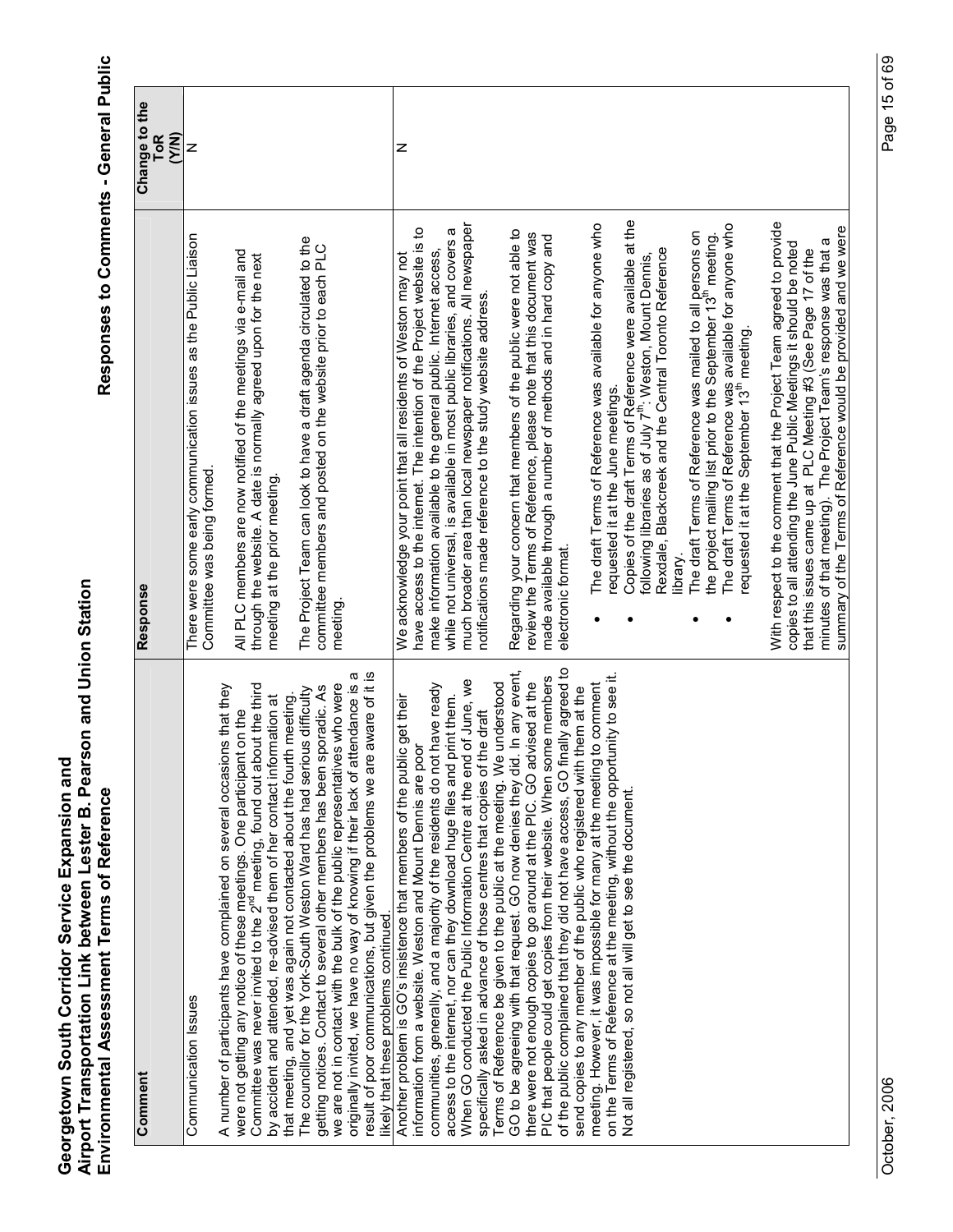| Comment | Response | Change to the ToR (Y/N) |
|---|---|---|
| Communication Issues<br><br>A number of participants have complained on several occasions that they were not getting any notice of these meetings. One participant on the Committee was never invited to the 2nd meeting, found out about the third by accident and attended, re-advised them of her contact information at that meeting, and yet was again not contacted about the fourth meeting. The councillor for the York-South Weston Ward has had serious difficulty getting notices. Contact to several other members has been sporadic. As we are not in contact with the bulk of the public representatives who were originally invited, we have no way of knowing if their lack of attendance is a result of poor communications, but given the problems we are aware of it is likely that these problems continued. | There were some early communication issues as the Public Liaison Committee was being formed.<br><br>All PLC members are now notified of the meetings via e-mail and through the website. A date is normally agreed upon for the next meeting at the prior meeting.<br><br>The Project Team can look to have a draft agenda circulated to the committee members and posted on the website prior to each PLC meeting. | N |
| Another problem is GO's insistence that members of the public get their information from a website. Weston and Mount Dennis are poor communities, generally, and a majority of the residents do not have ready access to the internet, nor can they download huge files and print them. When GO conducted the Public Information Centre at the end of June, we specifically asked in advance of those centres that copies of the draft Terms of Reference be given to the public at the meeting. We understood GO to be agreeing with that request. GO now denies they did. In any event, there were not enough copies to go around at the PIC. GO advised at the PIC that people could get copies from their website. When some members of the public complained that they did not have access, GO finally agreed to send copies to any member of the public who registered with them at the meeting. However, it was impossible for many at the meeting to comment on the Terms of Reference at the meeting, without the opportunity to see it. Not all registered, so not all will get to see the document. | We acknowledge your point that all residents of Weston may not have access to the internet. The intention of the Project website is to make information available to the general public. Internet access, while not universal, is available in most public libraries, and covers a much broader area than local newspaper notifications. All newspaper notifications made reference to the study website address.<br><br>Regarding your concern that members of the public were not able to review the Terms of Reference, please note that this document was made available through a number of methods and in hard copy and electronic format.<br><br>• The draft Terms of Reference was available for anyone who requested it at the June meetings.<br>• Copies of the draft Terms of Reference were available at the following libraries as of July 7th: Weston, Mount Dennis, Rexdale, Blackcreek and the Central Toronto Reference library.<br>• The draft Terms of Reference was mailed to all persons on the project mailing list prior to the September 13th meeting.<br>• The draft Terms of Reference was available for anyone who requested it at the September 13th meeting.<br><br>With respect to the comment that the Project Team agreed to provide copies to all attending the June Public Meetings it should be noted that this issues came up at PLC Meeting #3 (See Page 17 of the minutes of that meeting). The Project Team's response was that a summary of the Terms of Reference would be provided and we were | N |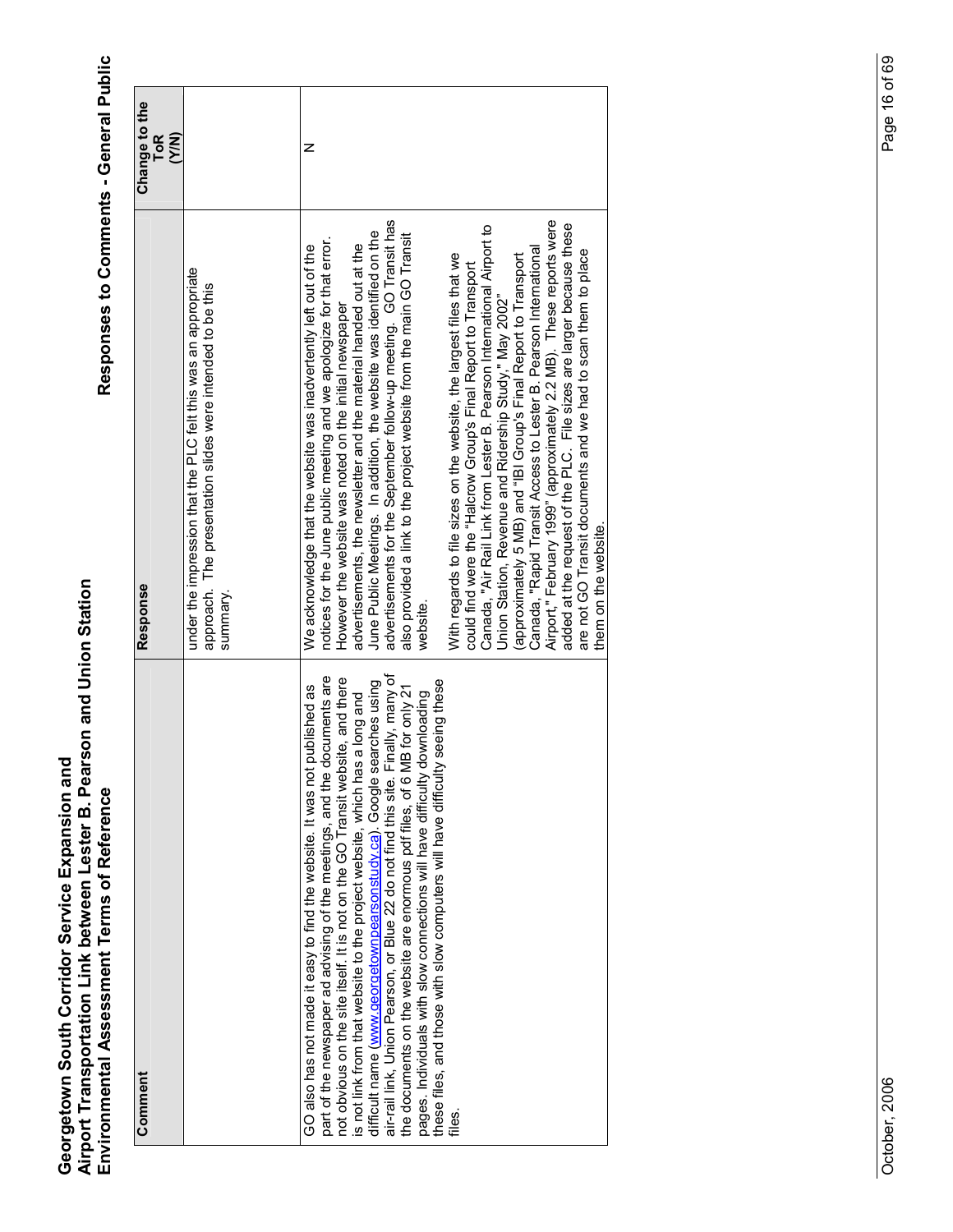| Comment | Response | Change to the ToR (Y/N) |
|---|---|---|
| | under the impression that the PLC felt this was an appropriate approach. The presentation slides were intended to be this summary. | |
| GO also has not made it easy to find the website. It was not published as part of the newspaper ad advising of the meetings, and the documents are not obvious on the site itself. It is not on the GO Transit website, and there is not link from that website to the project website, which has a long and difficult name (www.georgetownpearsonstudy.ca). Google searches using air-rail link, Union Pearson, or Blue 22 do not find this site. Finally, many of the documents on the website are enormous pdf files, of 6 MB for only 21 pages. Individuals with slow connections will have difficulty downloading these files, and those with slow computers will have difficulty seeing these files. | We acknowledge that the website was inadvertently left out of the notices for the June public meeting and we apologize for that error. However the website was noted on the initial newspaper advertisements, the newsletter and the material handed out at the June Public Meetings. In addition, the website was identified on the advertisements for the September follow-up meeting. GO Transit has also provided a link to the project website from the main GO Transit website.<br><br>With regards to file sizes on the website, the largest files that we could find were the "Halcrow Group's Final Report to Transport Canada, "Air Rail Link from Lester B. Pearson International Airport to Union Station, Revenue and Ridership Study," May 2002" (approximately 5 MB) and "IBI Group's Final Report to Transport Canada, "Rapid Transit Access to Lester B. Pearson International Airport," February 1999" (approximately 2.2 MB). These reports were added at the request of the PLC. File sizes are larger because these are not GO Transit documents and we had to scan them to place them on the website. | N |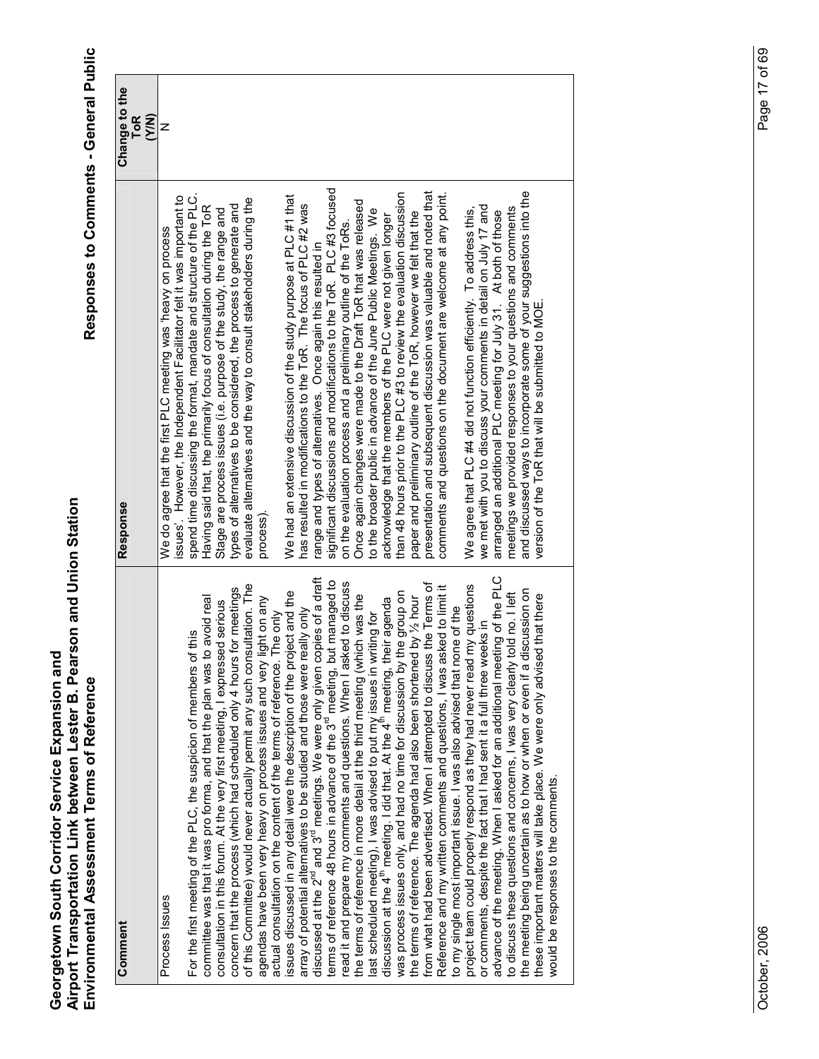# Georgetown South Corridor Service Expansion and Airport Transportation Link between Lester B. Pearson and Union Station Environmental Assessment Terms of Reference

## Responses to Comments - General Public

| Comment | Response | Change to the ToR (Y/N) |
|---|---|---|
| Process Issues<br><br>For the first meeting of the PLC, the suspicion of members of this committee was that it was pro forma, and that the plan was to avoid real consultation in this forum. At the very first meeting, I expressed serious concern that the process (which had scheduled only 4 hours for meetings of this Committee) would never actually permit any such consultation. The agendas have been very heavy on process issues and very light on any actual consultation on the content of the terms of reference. The only issues discussed in any detail were the description of the project and the array of potential alternatives to be studied and those were really only discussed at the 2nd and 3rd meetings. We were only given copies of a draft terms of reference 48 hours in advance of the 3rd meeting, but managed to read it and prepare my comments and questions. When I asked to discuss the terms of reference in more detail at the third meeting (which was the last scheduled meeting), I was advised to put my issues in writing for discussion at the 4th meeting. I did that. At the 4th meeting, their agenda was process issues only, and had no time for discussion by the group on the terms of reference. The agenda had also been shortened by ½ hour from what had been advertised. When I attempted to discuss the Terms of Reference and my written comments and questions, I was asked to limit it to my single most important issue. I was also advised that none of the project team could properly respond as they had never read my questions or comments, despite the fact that I had sent it a full three weeks in advance of the meeting. When I asked for an additional meeting of the PLC to discuss these questions and concerns, I was very clearly told no. I left the meeting being uncertain as to how or when or even if a discussion on these important matters will take place. We were only advised that there would be responses to the comments. | We do agree that the first PLC meeting was 'heavy on process issues'. However, the Independent Facilitator felt it was important to spend time discussing the format, mandate and structure of the PLC. Having said that, the primarily focus of consultation during the ToR Stage are process issues (i.e. purpose of the study, the range and types of alternatives to be considered, the process to generate and evaluate alternatives and the way to consult stakeholders during the process).<br><br>We had an extensive discussion of the study purpose at PLC #1 that has resulted in modifications to the ToR. The focus of PLC #2 was range and types of alternatives. Once again this resulted in significant discussions and modifications to the ToR. PLC #3 focused on the evaluation process and a preliminary outline of the ToRs. Once again changes were made to the Draft ToR that was released to the broader public in advance of the June Public Meetings. We acknowledge that the members of the PLC were not given longer than 48 hours prior to the PLC #3 to review the evaluation discussion paper and preliminary outline of the ToR, however we felt that the presentation and subsequent discussion was valuable and noted that comments and questions on the document are welcome at any point.<br><br>We agree that PLC #4 did not function efficiently. To address this, we met with you to discuss your comments in detail on July 17 and arranged an additional PLC meeting for July 31. At both of those meetings we provided responses to your questions and comments and discussed ways to incorporate some of your suggestions into the version of the ToR that will be submitted to MOE. | N |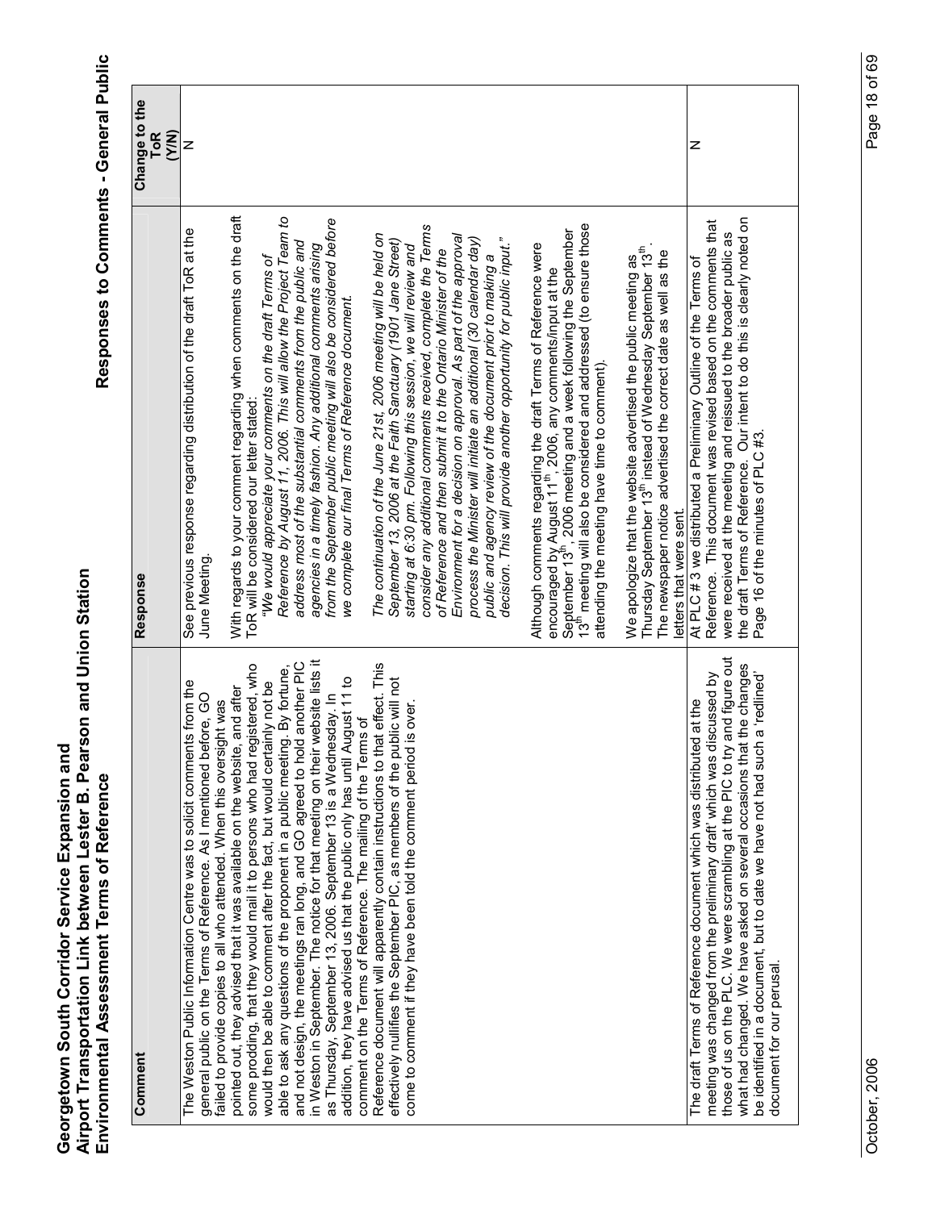| Comment | Response | Change to the ToR (Y/N) |
|---|---|---|
| The Weston Public Information Centre was to solicit comments from the general public on the Terms of Reference. As I mentioned before, GO failed to provide copies to all who attended. When this oversight was pointed out, they advised that it was available on the website, and after some prodding, that they would mail it to persons who had registered, who would then be able to comment after the fact, but would certainly not be able to ask any questions of the proponent in a public meeting. By fortune, and not design, the meetings ran long, and GO agreed to hold another PIC in Weston in September. The notice for that meeting on their website lists it as Thursday, September 13, 2006. September 13 is a Wednesday. In addition, they have advised us that the public only has until August 11 to comment on the Terms of Reference. The mailing of the Terms of Reference document will apparently contain instructions to that effect. This effectively nullifies the September PIC, as members of the public will not come to comment if they have been told the comment period is over. | See previous response regarding distribution of the draft ToR at the June Meeting.<br><br>With regards to your comment regarding when comments on the draft ToR will be considered our letter stated:<br>*"We would appreciate your comments on the draft Terms of Reference by August 11, 2006. This will allow the Project Team to address most of the substantial comments from the public and agencies in a timely fashion. Any additional comments arising from the September public meeting will also be considered before we complete our final Terms of Reference document.*<br><br>*The continuation of the June 21st, 2006 meeting will be held on September 13, 2006 at the Faith Sanctuary (1901 Jane Street) starting at 6:30 pm. Following this session, we will review and consider any additional comments received, complete the Terms of Reference and then submit it to the Ontario Minister of the Environment for a decision on approval. As part of the approval process the Minister will initiate an additional (30 calendar day) public and agency review of the document prior to making a decision. This will provide another opportunity for public input."*<br><br>Although comments regarding the draft Terms of Reference were encouraged by August 11th, 2006, any comments/input at the September 13th, 2006 meeting and a week following the September 13th meeting will also be considered and addressed (to ensure those attending the meeting have time to comment).<br><br>We apologize that the website advertised the public meeting as Thursday September 13th instead of Wednesday September 13th. The newspaper notice advertised the correct date as well as the letters that were sent. | N |
| The draft Terms of Reference document which was distributed at the meeting was changed from the preliminary draft' which was discussed by those of us on the PLC. We were scrambling at the PIC to try and figure out what had changed. We have asked on several occasions that the changes be identified in a document, but to date we have not had such a 'redlined' document for our perusal. | At PLC # 3 we distributed a Preliminary Outline of the Terms of Reference. This document was revised based on the comments that were received at the meeting and reissued to the broader public as the draft Terms of Reference. Our intent to do this is clearly noted on Page 16 of the minutes of PLC #3. | N |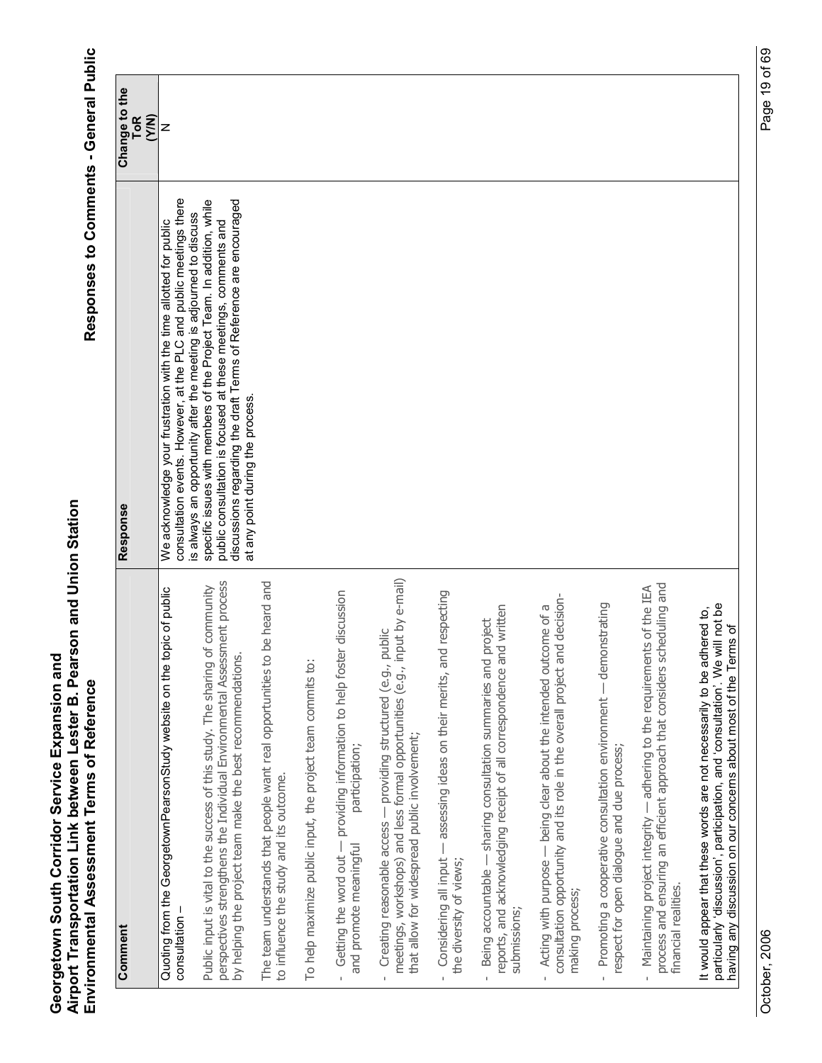# Georgetown South Corridor Service Expansion and Airport Transportation Link between Lester B. Pearson and Union Station Environmental Assessment Terms of Reference

## Responses to Comments - General Public

| Comment | Response | Change to the ToR (Y/N) |
|---|---|---|
| Quoting from the GeorgetownPearsonStudy website on the topic of public consultation –<br><br>Public input is vital to the success of this study. The sharing of community perspectives strengthens the Individual Environmental Assessment process by helping the project team make the best recommendations.<br><br>The team understands that people want real opportunities to be heard and to influence the study and its outcome.<br><br>To help maximize public input, the project team commits to:<br><br>- Getting the word out — providing information to help foster discussion and promote meaningful participation;<br><br>- Creating reasonable access — providing structured (e.g., public meetings, workshops) and less formal opportunities (e.g., input by e-mail) that allow for widespread public involvement;<br><br>- Considering all input — assessing ideas on their merits, and respecting the diversity of views;<br><br>- Being accountable — sharing consultation summaries and project reports, and acknowledging receipt of all correspondence and written submissions;<br><br>- Acting with purpose — being clear about the intended outcome of a consultation opportunity and its role in the overall project and decision-making process;<br><br>- Promoting a cooperative consultation environment — demonstrating respect for open dialogue and due process;<br><br>- Maintaining project integrity — adhering to the requirements of the IEA process and ensuring an efficient approach that considers scheduling and financial realities.<br><br>It would appear that these words are not necessarily to be adhered to, particularly 'discussion', participation, and 'consultation'. We will not be having any discussion on our concerns about most of the Terms of | We acknowledge your frustration with the time allotted for public consultation events. However, at the PLC and public meetings there is always an opportunity after the meeting is adjourned to discuss specific issues with members of the Project Team. In addition, while public consultation is focused at these meetings, comments and discussions regarding the draft Terms of Reference are encouraged at any point during the process. | N |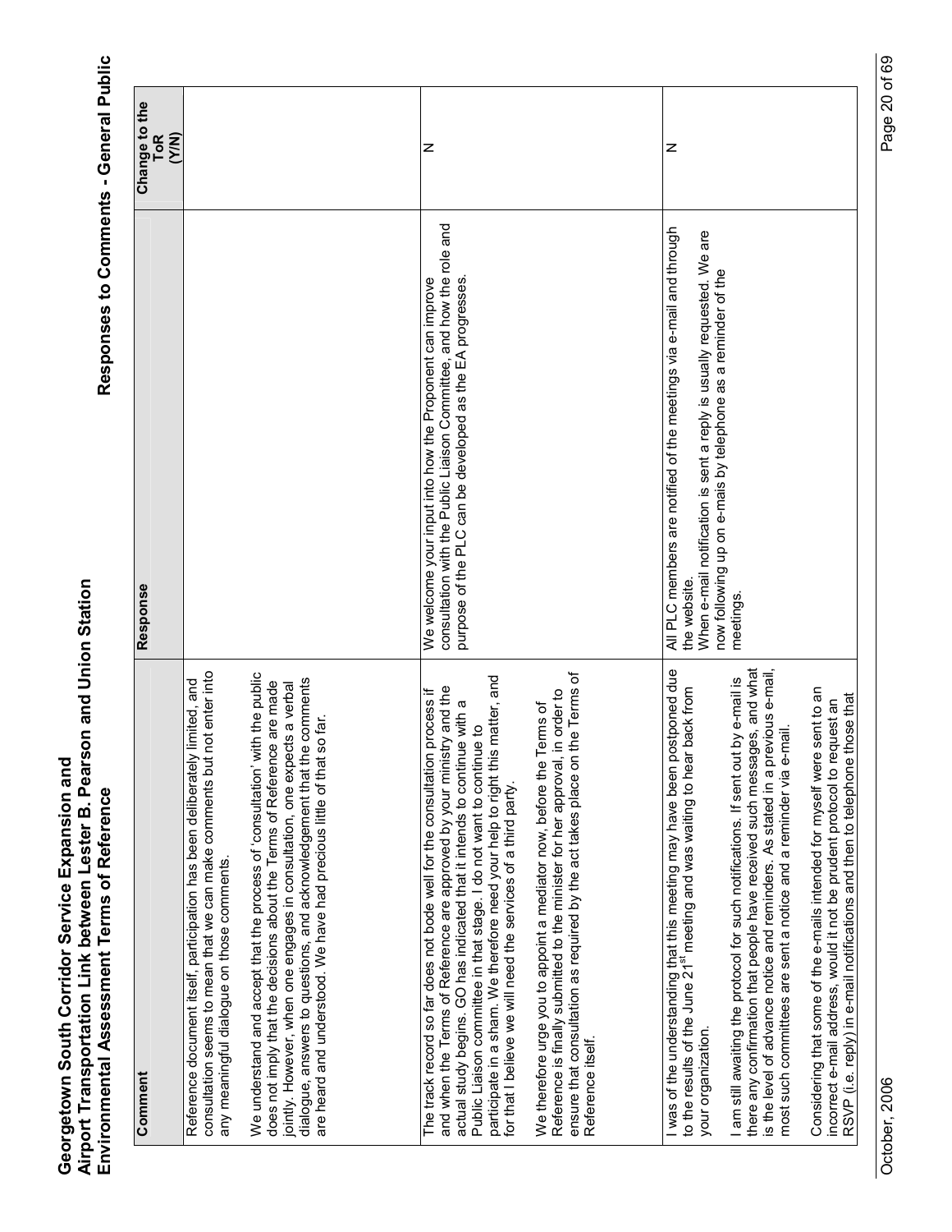| Comment | Response | Change to the ToR (Y/N) |
| --- | --- | --- |
| Reference document itself, participation has been deliberately limited, and consultation seems to mean that we can make comments but not enter into any meaningful dialogue on those comments.<br><br>We understand and accept that the process of 'consultation' with the public does not imply that the decisions about the Terms of Reference are made jointly. However, when one engages in consultation, one expects a verbal dialogue, answers to questions, and acknowledgement that the comments are heard and understood. We have had precious little of that so far. | | |
| The track record so far does not bode well for the consultation process if and when the Terms of Reference are approved by your ministry and the actual study begins. GO has indicated that it intends to continue with a Public Liaison committee in that stage. I do not want to continue to participate in a sham. We therefore need your help to right this matter, and for that I believe we will need the services of a third party.<br><br>We therefore urge you to appoint a mediator now, before the Terms of Reference is finally submitted to the minister for her approval, in order to ensure that consultation as required by the act takes place on the Terms of Reference itself. | We welcome your input into how the Proponent can improve consultation with the Public Liaison Committee, and how the role and purpose of the PLC can be developed as the EA progresses. | N |
| I was of the understanding that this meeting may have been postponed due to the results of the June 21st meeting and was waiting to hear back from your organization.<br><br>I am still awaiting the protocol for such notifications. If sent out by e-mail is there any confirmation that people have received such messages, and what is the level of advance notice and reminders. As stated in a previous e-mail, most such committees are sent a notice and a reminder via e-mail.<br><br>Considering that some of the e-mails intended for myself were sent to an incorrect e-mail address, would it not be prudent protocol to request an RSVP (i.e. reply) in e-mail notifications and then to telephone those that | All PLC members are notified of the meetings via e-mail and through the website.<br>When e-mail notification is sent a reply is usually requested. We are now following up on e-mais by telephone as a reminder of the meetings. | N |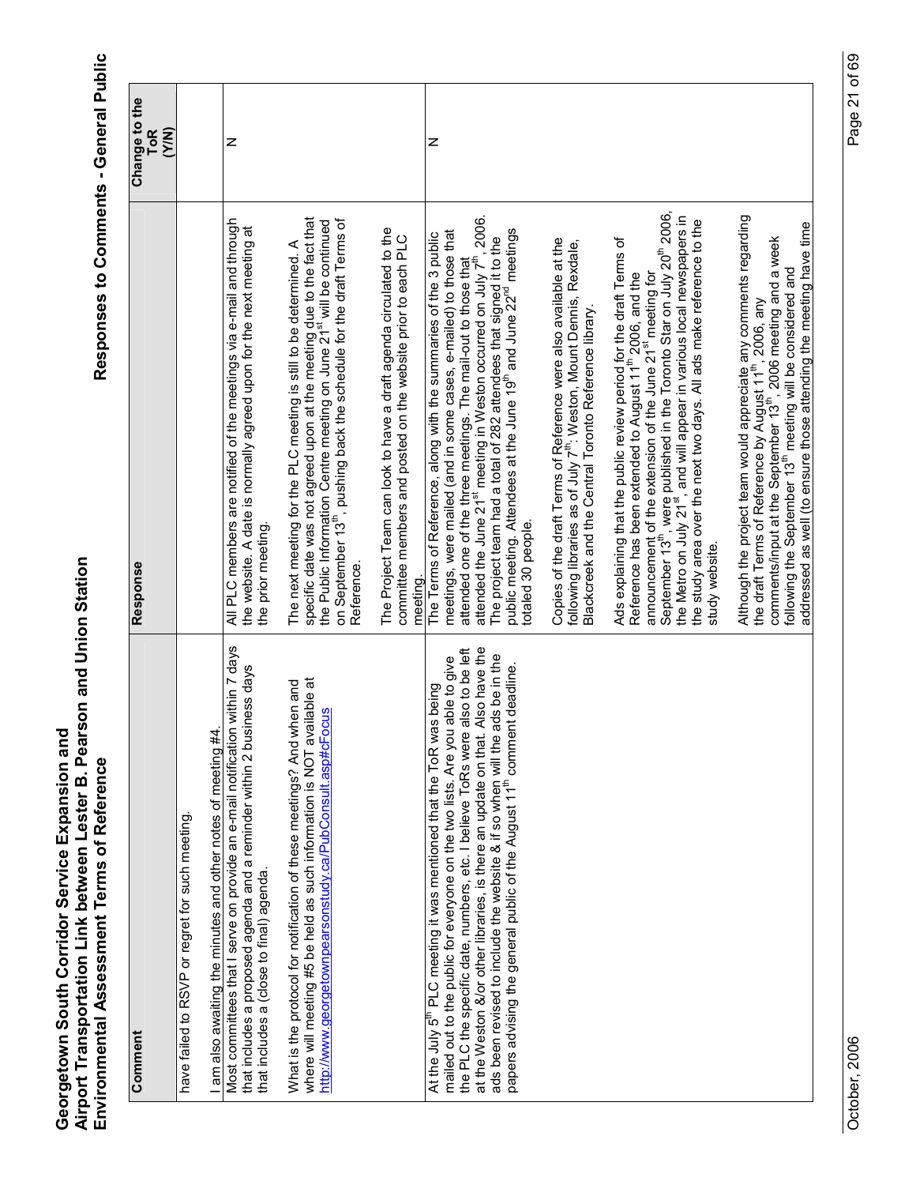| Comment | Response | Change to the ToR (Y/N) |
|---|---|---|
| have failed to RSVP or regret for such meeting.<br><br>I am also awaiting the minutes and other notes of meeting #4. | | |
| Most committees that I serve on provide an e-mail notification within 7 days that includes a proposed agenda and a reminder within 2 business days that includes a (close to final) agenda.<br><br>What is the protocol for notification of these meetings? And when and where will meeting #5 be held as such information is NOT available at http://www.georgetownpearsonstudy.ca/PubConsult.asp#cFocus | All PLC members are notified of the meetings via e-mail and through the website. A date is normally agreed upon for the next meeting at the prior meeting.<br><br>The next meeting for the PLC meeting is still to be determined. A specific date was not agreed upon at the meeting due to the fact that the Public Information Centre meeting on June 21st will be continued on September 13th, pushing back the schedule for the draft Terms of Reference.<br><br>The Project Team can look to have a draft agenda circulated to the committee members and posted on the website prior to each PLC meeting. | N |
| At the July 5th PLC meeting it was mentioned that the ToR was being mailed out to the public for everyone on the two lists. Are you able to give the PLC the specific date, numbers, etc. I believe ToRs were also to be left at the Weston &/or other libraries, is there an update on that. Also have the ads been revised to include the website & if so when will the ads be in the papers advising the general public of the August 11th comment deadline. | The Terms of Reference, along with the summaries of the 3 public meetings, were mailed (and in some cases, e-mailed) to those that attended one of the three meetings. The mail-out to those that attended the June 21st meeting in Weston occurred on July 7th, 2006. The project team had a total of 282 attendees that signed it to the public meeting. Attendees at the June 19th and June 22nd meetings totaled 30 people.<br><br>Copies of the draft Terms of Reference were also available at the following libraries as of July 7th: Weston, Mount Dennis, Rexdale, Blackcreek and the Central Toronto Reference library.<br><br>Ads explaining that the public review period for the draft Terms of Reference has been extended to August 11th 2006, and the announcement of the extension of the June 21st meeting for September 13th, were published in the Toronto Star on July 20th 2006, the Metro on July 21st, and will appear in various local newspapers in the study area over the next two days. All ads make reference to the study website.<br><br>Although the project team would appreciate any comments regarding the draft Terms of Reference by August 11th, 2006, any comments/input at the September 13th, 2006 meeting and a week following the September 13th meeting will be considered and addressed as well (to ensure those attending the meeting have time | N |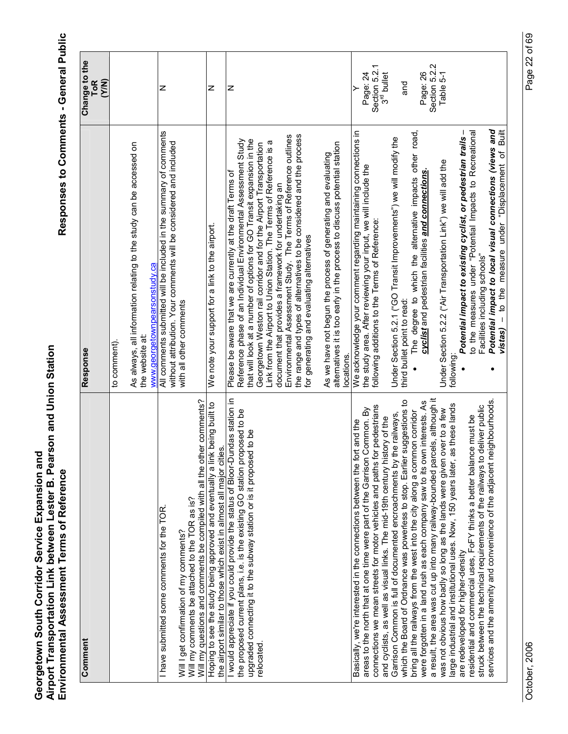| Comment | Response | Change to the ToR (Y/N) |
|---|---|---|
| | to comment).<br><br>As always, all information relating to the study can be accessed on the website at: www.georgetownpearsonstudy.ca | |
| I have submitted some comments for the TOR.<br><br>Will I get confirmation of my comments?<br>Will my comments be attached to the TOR as is?<br>Will my questions and comments be compiled with all the other comments? | All comments submitted will be included in the summary of comments without attribution. Your comments will be considered and included with all other comments | N |
| Hoping to see the study being approved and eventually a link being built to the airport similar to those which exist in almost all major cities. | We note your support for a link to the airport. | N |
| I would appreciate if you could provide the status of Bloor-Dundas station in the proposed current plans, i.e. is the existing GO station proposed to be upgraded connecting it to the subway station or is it proposed to be relocated. | Please be aware that we are currently at the draft Terms of Reference phase of an Individual Environmental Assessment Study that will look at a number of options for GO Transit expansion in the Georgetown Weston rail corridor and for the Airport Transportation Link from the Airport to Union Station. The Terms of Reference is a document that provides a framework for undertaking an Environmental Assessment Study. The Terms of Reference outlines the range and types of alternatives to be considered and the process for generating and evaluating alternatives<br><br>As we have not begun the process of generating and evaluating alternatives it is too early in the process to discuss potential station locations. | N |
| Basically, we're interested in the connections between the fort and the areas to the north that at one time were part of the Garrison Common. By connections we mean streets for motor vehicles and paths for pedestrians and cyclists, as well as visual links. The mid-19th century history of the Garrison Common is full of documented encroachments by the railways, which the Board of Ordnance was powerless to stop. Earlier suggestions to bring all the railways from the west into the city along a common corridor were forgotten in a land rush as each company saw to its own interests. As a result, the area was cut up into many railway-bounded parcels, although it was not obvious how badly so long as the lands were given over to a few large industrial and institutional uses. Now, 150 years later, as these lands are redeveloped for higher-density residential and commercial uses, FoFY thinks a better balance must be struck between the technical requirements of the railways to deliver public services and the amenity and convenience of the adjacent neighbourhoods. | We acknowledge your comment regarding maintaining connections in the study area. After reviewing your input, we will include the following additions to the Terms of Reference:<br><br>Under Section 5.2.1 ("GO Transit Improvements") we will modify the third bullet point to read:<br>• The degree to which the alternative impacts other road, ***cyclist*** and pedestrian facilities ***and connections***.<br><br>Under Section 5.2.2 ("Air Transportation Link") we will add the following:<br>• ***Potential impact to existing cyclist, or pedestrian trails*** – to the measures under "Potential Impacts to Recreational Facilities including schools"<br>• ***Potential impact to local visual connections (views and vistas)*** – to the measure under "Displacement of Built | Y<br>Page: 24<br>Section 5.2.1<br>3[rd] bullet<br><br>and<br><br>Page: 26<br>Section 5.2.2<br>Table 5-1 |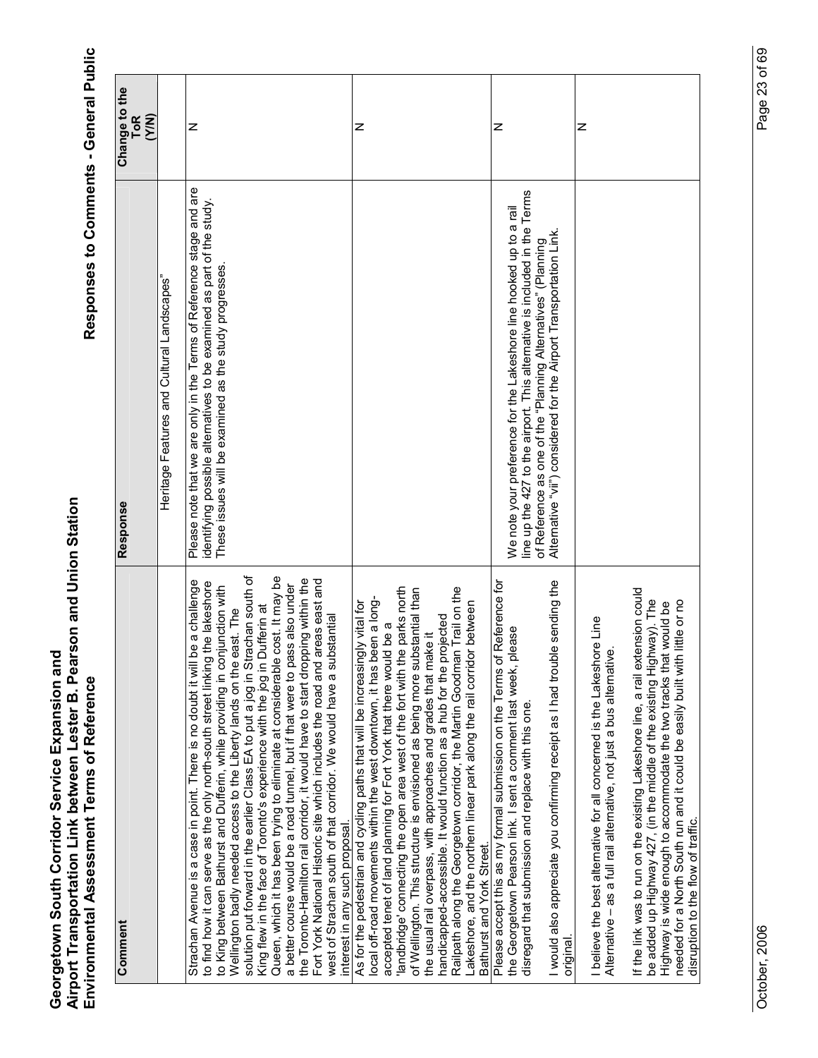| Comment | Response | Change to the ToR (Y/N) |
|---|---|---|
| | Heritage Features and Cultural Landscapes" | |
| Strachan Avenue is a case in point. There is no doubt it will be a challenge to find how it can serve as the only north-south street linking the lakeshore to King between Bathurst and Dufferin, while providing in conjunction with Wellington badly needed access to the Liberty lands on the east. The solution put forward in the earlier Class EA to put a jog in Strachan south of King flew in the face of Toronto's experience with the jog in Dufferin at Queen, which it has been trying to eliminate at considerable cost. It may be a better course would be a road tunnel, but if that were to pass also under the Toronto-Hamilton rail corridor, it would have to start dropping within the Fort York National Historic site which includes the road and areas east and west of Strachan south of that corridor. We would have a substantial interest in any such proposal. | Please note that we are only in the Terms of Reference stage and are identifying possible alternatives to be examined as part of the study. These issues will be examined as the study progresses. | N |
| As for the pedestrian and cycling paths that will be increasingly vital for local off-road movements within the west downtown, it has been a long-accepted tenet of land planning for Fort York that there would be a 'landbridge' connecting the open area west of the fort with the parks north of Wellington. This structure is envisioned as being more substantial than the usual rail overpass, with approaches and grades that make it handicapped-accessible. It would function as a hub for the projected Railpath along the Georgetown corridor, the Martin Goodman Trail on the Lakeshore, and the northern linear park along the rail corridor between Bathurst and York Street. | | N |
| Please accept this as my formal submission on the Terms of Reference for the Georgetown Pearson link. I sent a comment last week, please disregard that submission and replace with this one.<br><br>I would also appreciate you confirming receipt as I had trouble sending the original. | We note your preference for the Lakeshore line hooked up to a rail line up the 427 to the airport. This alternative is included in the Terms of Reference as one of the "Planning Alternatives" (Planning Alternative "vii") considered for the Airport Transportation Link. | N |
| I believe the best alternative for all concerned is the Lakeshore Line Alternative – as a full rail alternative, not just a bus alternative.<br><br>If the link was to run on the existing Lakeshore line, a rail extension could be added up Highway 427, (in the middle of the existing Highway). The Highway is wide enough to accommodate the two tracks that would be needed for a North South run and it could be easily built with little or no disruption to the flow of traffic. | | N |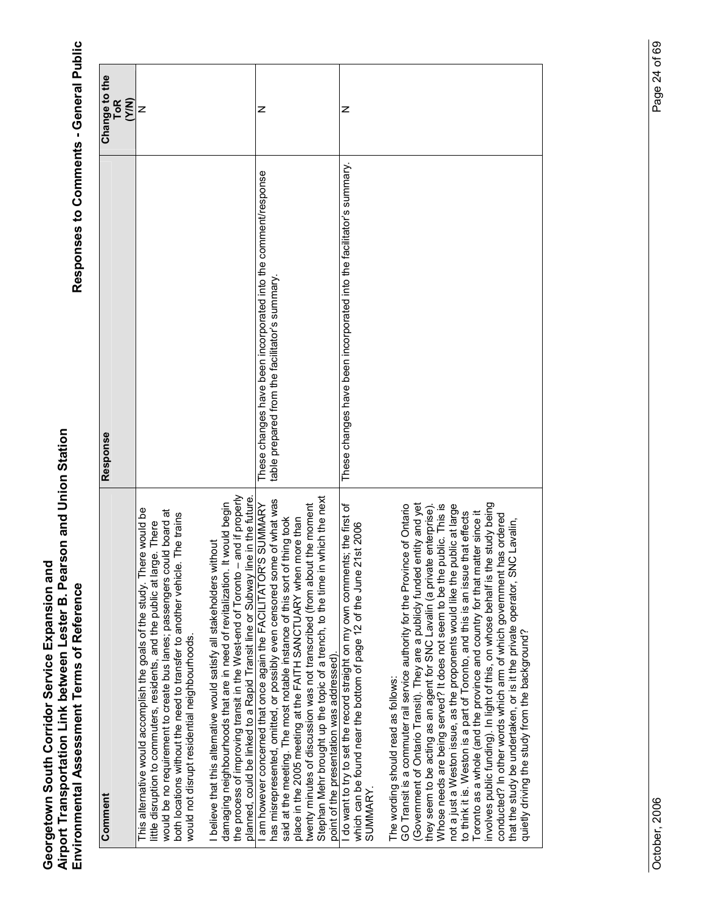| Comment | Response | Change to the ToR (Y/N) |
|---|---|---|
| This alternative would accomplish the goals of the study. There would be little disruption to commuters, residents, and the public at large. There would be no requirement to create bus lanes; passengers could board at both locations without the need to transfer to another vehicle. The trains would not disrupt residential neighbourhoods.<br><br>I believe that this alternative would satisfy all stakeholders without damaging neighbourhoods that are in need of revitalization. It would begin the process of improving transit in the West-end of Toronto – and if properly planned, could be linked to a Rapid Transit line or Subway line in the future. | | N |
| I am however concerned that once again the FACILITATOR'S SUMMARY has misrepresented, omitted, or possibly even censored some of what was said at the meeting. The most notable instance of this sort of thing took place in the 2005 meeting at the FAITH SANCTUARY when more than twenty minutes of discussion was not transcribed (from about the moment Stephan Mehr brought up the topic of a trench, to the time in which the next point of the presentation was addressed). | These changes have been incorporated into the comment/response table prepared from the facilitator's summary. | N |
| I do want to try to set the record straight on my own comments; the first of which can be found near the bottom of page 12 of the June 21st 2006 SUMMARY.<br><br>The wording should read as follows:<br>GO Transit is a commuter rail service authority for the Province of Ontario (Government of Ontario Transit). They are a publicly funded entity and yet they seem to be acting as an agent for SNC Lavalin (a private enterprise). Whose needs are being served? It does not seem to be the public. This is not a just a Weston issue, as the proponents would like the public at large to think it is. Weston is a part of Toronto, and this is an issue that effects Toronto as a whole (and the province and country for that matter since it involves public funding). In light of this, on whose behalf is the study being conducted? In other words which arm of which government has ordered that the study be undertaken, or is it the private operator, SNC Lavalin, quietly driving the study from the background? | These changes have been incorporated into the facilitator's summary. | N |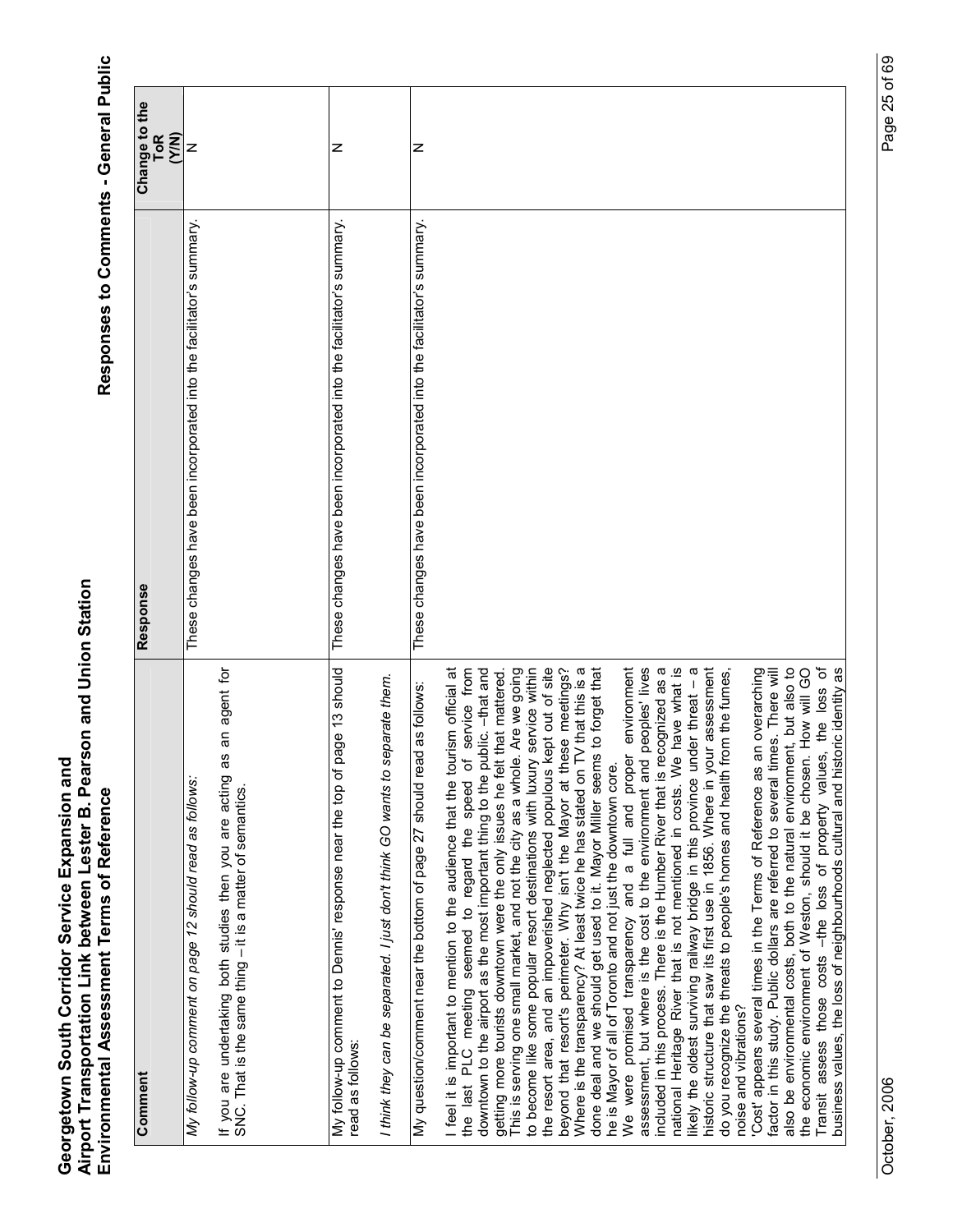| Comment | Response | Change to the ToR (Y/N) |
|---|---|---|
| *My follow-up comment on page 12 should read as follows:* <br><br> If you are undertaking both studies then you are acting as an agent for SNC. That is the same thing – it is a matter of semantics. | These changes have been incorporated into the facilitator's summary. | N |
| My follow-up comment to Dennis' response near the top of page 13 should read as follows: <br><br> *I think they can be separated. I just don't think GO wants to separate them.* | These changes have been incorporated into the facilitator's summary. | N |
| My question/comment near the bottom of page 27 should read as follows: <br><br> I feel it is important to mention to the audience that the tourism official at the last PLC meeting seemed to regard the speed of service from downtown to the airport as the most important thing to the public. –that and getting more tourists downtown were the only issues he felt that mattered. This is serving one small market, and not the city as a whole. Are we going to become like some popular resort destinations with luxury service within the resort area, and an impoverished neglected populous kept out of site beyond that resort's perimeter. Why isn't the Mayor at these meetings? Where is the transparency? At least twice he has stated on TV that this is a done deal and we should get used to it. Mayor Miller seems to forget that he is Mayor of all of Toronto and not just the downtown core. <br> We were promised transparency and a full and proper environment assessment, but where is the cost to the environment and peoples' lives included in this process. There is the Humber River that is recognized as a national Heritage River that is not mentioned in costs. We have what is likely the oldest surviving railway bridge in this province under threat – a historic structure that saw its first use in 1856. Where in your assessment do you recognize the threats to people's homes and health from the fumes, noise and vibrations? <br> 'Cost' appears several times in the Terms of Reference as an overarching factor in this study. Public dollars are referred to several times. There will also be environmental costs, both to the natural environment, but also to the economic environment of Weston, should it be chosen. How will GO Transit assess those costs –the loss of property values, the loss of business values, the loss of neighbourhoods cultural and historic identity as | These changes have been incorporated into the facilitator's summary. | N |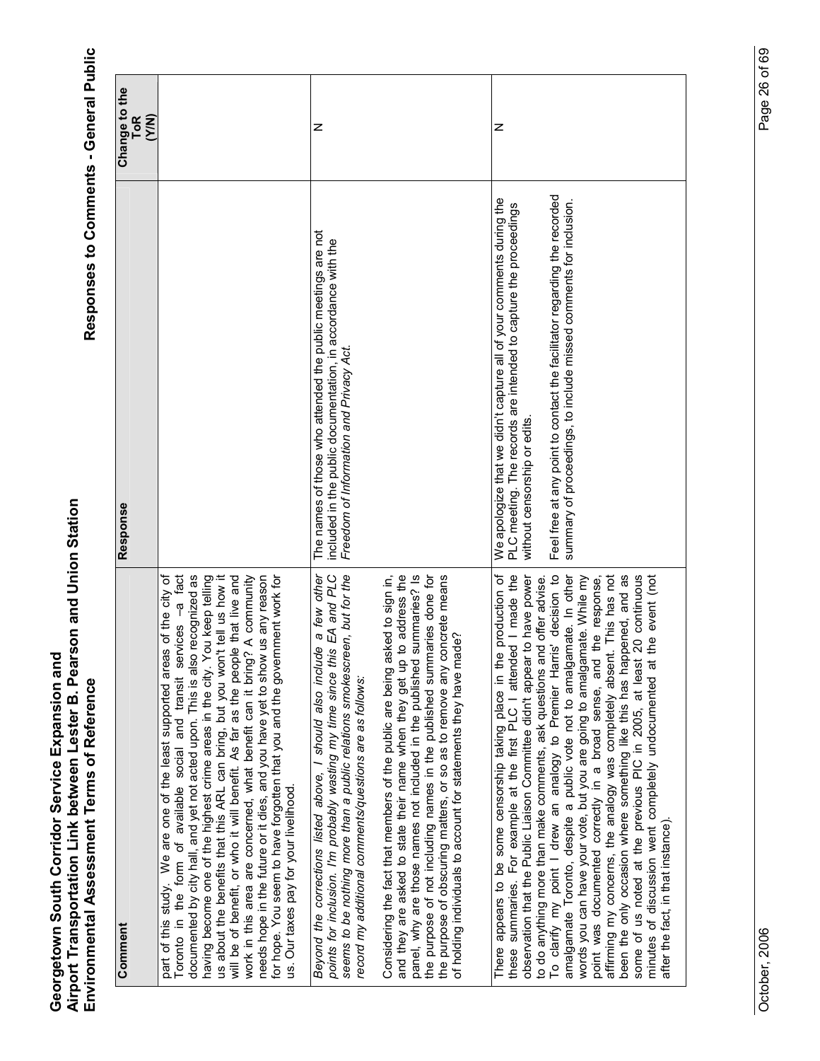| Comment | Response | Change to the ToR (Y/N) |
|---|---|---|
| part of this study. We are one of the least supported areas of the city of Toronto in the form of available social and transit services –a fact documented by city hall, and yet not acted upon. This is also recognized as having become one of the highest crime areas in the city. You keep telling us about the benefits that this ARL can bring, but you won't tell us how it will be of benefit, or who it will benefit. As far as the people that live and work in this area are concerned, what benefit can it bring? A community needs hope in the future or it dies, and you have yet to show us any reason for hope. You seem to have forgotten that you and the government work for us. Our taxes pay for your livelihood. | | |
| *Beyond the corrections listed above, I should also include a few other points for inclusion. I'm probably wasting my time since this EA and PLC seems to be nothing more than a public relations smokescreen, but for the record my additional comments/questions are as follows:*<br><br>Considering the fact that members of the public are being asked to sign in, and they are asked to state their name when they get up to address the panel, why are those names not included in the published summaries? Is the purpose of not including names in the published summaries done for the purpose of obscuring matters, or so as to remove any concrete means of holding individuals to account for statements they have made? | The names of those who attended the public meetings are not included in the public documentation, in accordance with the *Freedom of Information and Privacy Act.* | N |
| There appears to be some censorship taking place in the production of these summaries. For example at the first PLC I attended I made the observation that the Public Liaison Committee didn't appear to have power to do anything more than make comments, ask questions and offer advise. To clarify my point I drew an analogy to Premier Harris' decision to amalgamate Toronto, despite a public vote not to amalgamate. In other words you can have your vote, but you are going to amalgamate. While my point was documented correctly in a broad sense, and the response, affirming my concerns, the analogy was completely absent. This has not been the only occasion where something like this has happened, and as some of us noted at the previous PIC in 2005, at least 20 continuous minutes of discussion went completely undocumented at the event (not after the fact, in that instance). | We apologize that we didn't capture all of your comments during the PLC meeting. The records are intended to capture the proceedings without censorship or edits.<br><br>Feel free at any point to contact the facilitator regarding the recorded summary of proceedings, to include missed comments for inclusion. | N |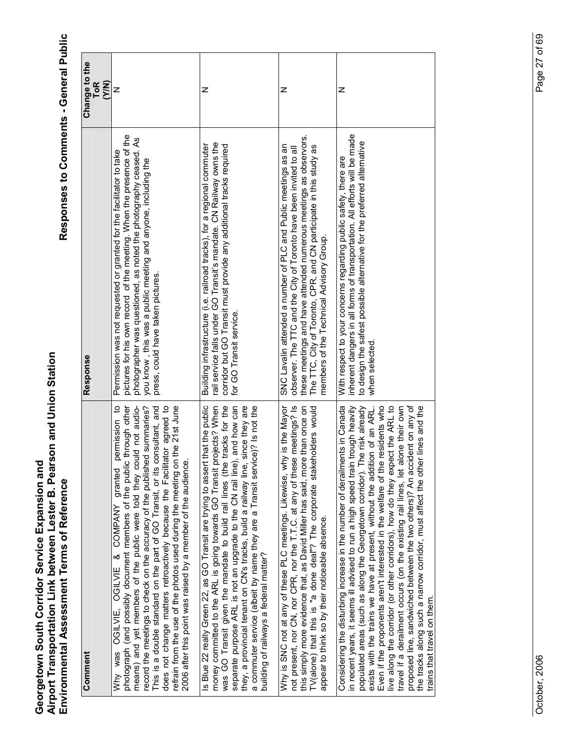| Comment | Response | Change to the ToR (Y/N) |
|---|---|---|
| Why was OGILVIE, OGILVIE & COMPANY granted permission to photograph (and possibly document members of the public through other means) and yet members of the public were told they could not audio-record the meetings to check on the accuracy of the published summaries? This is a double standard on the part of GO Transit, or its consultant, and does not change matters retroactively because the Facilitator agreed to refrain from the use of the photos used during the meeting on the 21st June 2006 after this point was raised by a member of the audience. | Permission was not requested or granted for the facilitator to take pictures for his own record of the meeting. When the presence of the photographer was questioned, as noted the photography ceased. As you know, this was a public meeting and anyone, including the press, could have taken pictures. | N |
| Is Blue 22 really Green 22, as GO Transit are trying to assert that the public money committed to the ARL is going towards GO Transit projects? When was GO Transit given the mandate to build rail lines (the tracks for the separate purpose ARL is not an upgrade to the CN rail line), and how can they, a provincial tenant on CN's tracks, build a railway line, since they are a commuter service (albeit by name they are a Transit service)? Is not the building of railways a federal matter? | Building infrastructure (i.e. railroad tracks), for a regional commuter rail service falls under GO Transit's mandate. CN Railway owns the corridor but GO Transit must provide any additional tracks required for GO Transit service. | N |
| Why is SNC not at any of these PLC meetings. Likewise, why is the Mayor not present, nor CN, nor CPR, nor the T.T.C. at any of these meetings? Is this simply more evidence that, as David Miller has said, more than once on TV(alone) that this is "a done deal"? The corporate stakeholders would appear to think so by their noticeable absence. | SNC Lavalin attended a number of PLC and Public meetings as an observer. The TTC and the City of Toronto have been invited to all these meetings and have attended numerous meetings as observers. The TTC, City of Toronto, CPR, and CN participate in this study as members of the Technical Advisory Group. | N |
| Considering the disturbing increase in the number of derailments in Canada in recent years, it seems ill advised to run a high speed train trough heavily populated areas (such as along the Georgetown corridor). The risk already exists with the trains we have at present, without the addition of an ARL. Even if the proponents aren't interested in the welfare of the residents who live along the corridor (or other corridors), how do they expect the ARL to travel if a derailment occurs (on the existing rail lines, let alone their own proposed line, sandwiched between the two others)? An accident on any of the tracks along such a narrow corridor, must affect the other lines and the trains that travel on them. | With respect to your concerns regarding public safety, there are inherent dangers in all forms of transportation. All efforts will be made to design the safest possible alternative for the preferred alternative when selected. | N |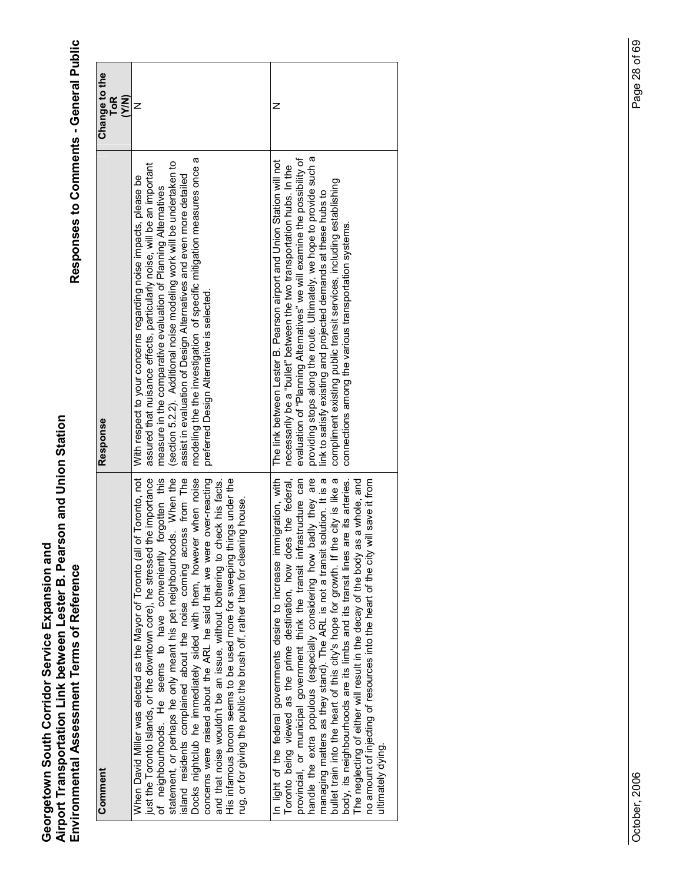| Comment | Response | Change to the ToR (Y/N) |
|---|---|---|
| When David Miller was elected as the Mayor of Toronto (all of Toronto, not just the Toronto Islands, or the downtown core), he stressed the importance of neighbourhoods. He seems to have conveniently forgotten this statement, or perhaps he only meant his pet neighbourhoods. When the island residents complained about the noise coming across from The Docks nightclub he immediately sided with them, however when noise concerns were raised about the ARL he said that we were over-reacting and that noise wouldn't be an issue, without bothering to check his facts. His infamous broom seems to be used more for sweeping things under the rug, or for giving the public the brush off, rather than for cleaning house. | With respect to your concerns regarding noise impacts, please be assured that nuisance effects, particularly noise, will be an important measure in the comparative evaluation of Planning Alternatives (section 5.2.2). Additional noise modeling work will be undertaken to assist in evaluation of Design Alternatives and even more detailed modeling the the investigation of specific mitigation measures once a preferred Design Alternative is selected. | N |
| In light of the federal governments desire to increase immigration, with Toronto being viewed as the prime destination, how does the federal, provincial, or municipal government think the transit infrastructure can handle the extra populous (especially considering how badly they are managing matters as they stand). The ARL is not a transit solution. It is a bullet train into the heart of this city's hope for growth. If the city is like a body, its neighbourhoods are its limbs and its transit lines are its arteries. The neglecting of either will result in the decay of the body as a whole, and no amount of injecting of resources into the heart of the city will save it from ultimately dying. | The link between Lester B. Pearson airport and Union Station will not necessarily be a "bullet" between the two transportation hubs. In the evaluation of "Planning Alternatives" we will examine the possibility of providing stops along the route. Ultimately, we hope to provide such a link to satisfy existing and projected demands at these hubs to compliment existing public transit services, including establishing connections among the various transportation systems. | N |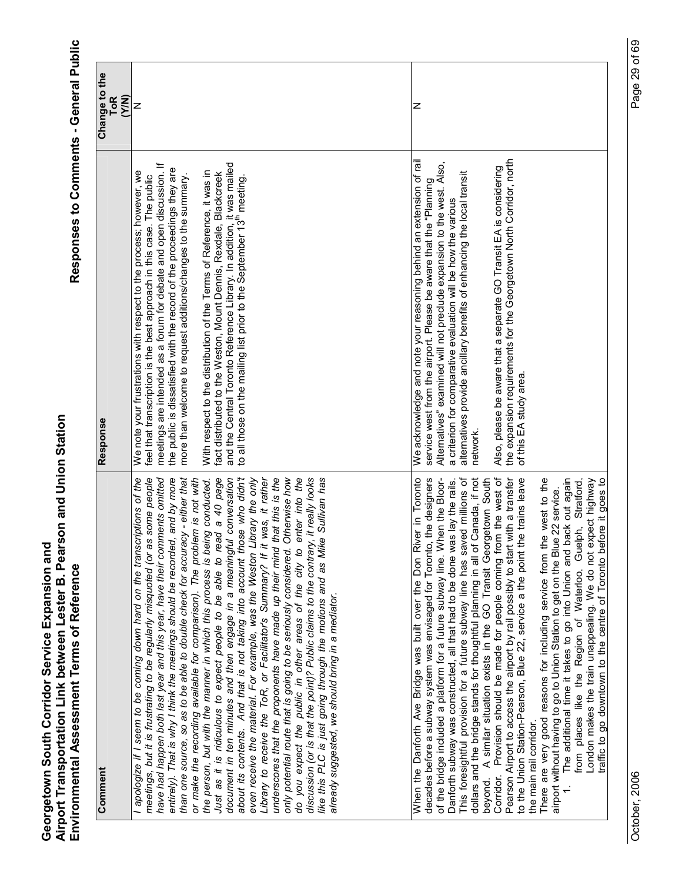| Comment | Response | Change to the ToR (Y/N) |
|---|---|---|
| *I apologize if I seem to be coming down hard on the transcriptions of the meetings, but it is frustrating to be regularly misquoted (or as some people have had happen both last year and this year, have their comments omitted entirely). That is why I think the meetings should be recorded, and by more than one source, so as to be able to double check for accuracy - either that or make the recording available for comparison). The problem is not with the person, but with the manner in which this process is being conducted. Just as it is ridiculous to expect people to be able to read a 40 page document in ten minutes and then engage in a meaningful conversation about its contents. And that is not taking into account those who didn't even receive the material. For example, was the Weston Library the only Library to receive the ToR, or Facilitator's Summary? If it was, it rather underscores that the proponents have made up their mind that this is the only potential route that is going to be seriously considered. Otherwise how do you expect the public in other areas of the city to enter into the discussion (or is that the point)? Public claims to the contrary, it really looks like this PLC is just going through the motions and as Mike Sullivan has already suggested, we should bring in a mediator.* | We note your frustrations with respect to the process; however, we feel that transcription is the best approach in this case. The public meetings are intended as a forum for debate and open discussion. If the public is dissatisfied with the record of the proceedings they are more than welcome to request additions/changes to the summary.<br><br>With respect to the distribution of the Terms of Reference, it was in fact distributed to the Weston, Mount Dennis, Rexdale, Blackcreek and the Central Toronto Reference Library. In addition, it was mailed to all those on the mailing list prior to the September 13th meeting. | N |
| When the Danforth Ave Bridge was built over the Don River in Toronto decades before a subway system was envisaged for Toronto, the designers of the bridge included a platform for a future subway line. When the Bloor-Danforth subway was constructed, all that had to be done was lay the rails. This foresightful provision for a future subway line has saved millions of dollars and the bridge stands for thoughtful planning in all of Canada, if not beyond. A similar situation exists in the GO Transit Georgetown South Corridor. Provision should be made for people coming from the west of Pearson Airport to access the airport by rail possibly to start with a transfer to the Union Station-Pearson, Blue 22, service a the point the trains leave the main rail corridor.<br>There are very good reasons for including service from the west to the airport without having to go to Union Station to get on the Blue 22 service.<br>1. The additional time it takes to go into Union and back out again from places like the Region of Waterloo, Guelph, Stratford, London makes the train unappealing. We do not expect highway traffic to go downtown to the centre of Toronto before it goes to | We acknowledge and note your reasoning behind an extension of rail service west from the airport. Please be aware that the "Planning Alternatives" examined will not preclude expansion to the west. Also, a criterion for comparative evaluation will be how the various alternatives provide ancillary benefits of enhancing the local transit network.<br><br>Also, please be aware that a separate GO Transit EA is considering the expansion requirements for the Georgetown North Corridor, north of this EA study area. | N |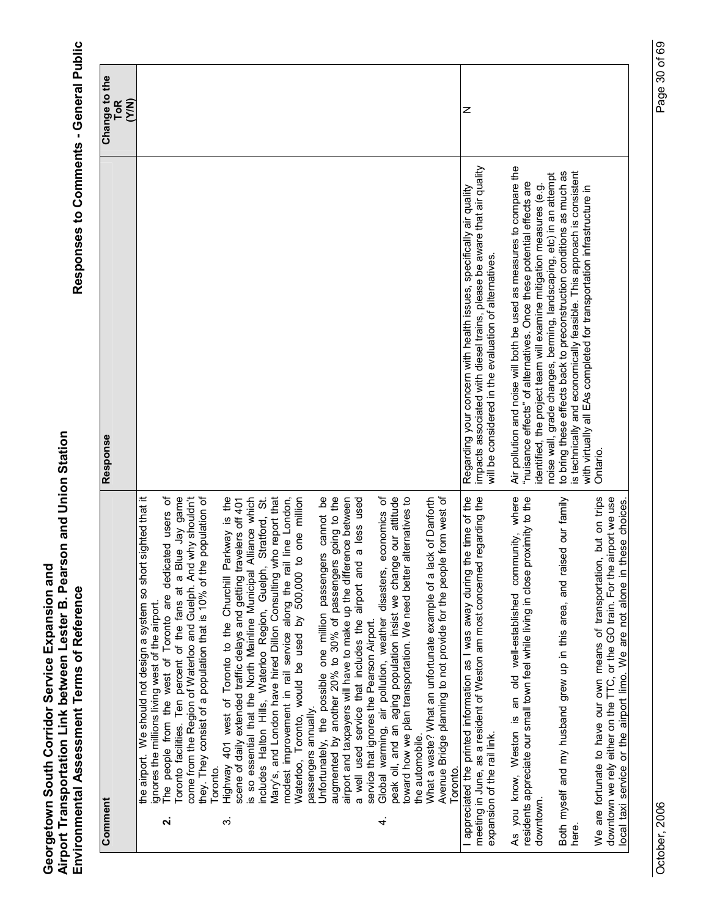| Comment | Response | Change to the ToR (Y/N) |
|---|---|---|
| the airport. We should not design a system so short sighted that it ignores the millions living west of the airport.<br>**2.** The people from the west of Toronto are dedicated users of Toronto facilities. Ten percent of the fans at a Blue Jay game come from the Region of Waterloo and Guelph. And why shouldn't they. They consist of a population that is 10% of the population of Toronto.<br>3. Highway 401 west of Toronto to the Churchill Parkway is the scene of daily extended traffic delays and getting travelers off 401 is so essential that the North Mainline Municipal Alliance which includes Halton Hills, Waterloo Region, Guelph, Stratford, St. Mary's, and London have hired Dillon Consulting who report that modest improvement in rail service along the rail line London, Waterloo, Toronto, would be used by 500,000 to one million passengers annually.<br>Unfortunately, the possible one million passengers cannot be augmented by another 20% to 30% of passengers going to the airport and taxpayers will have to make up the difference between a well used service that includes the airport and a less used service that ignores the Pearson Airport.<br>4. Global warming, air pollution, weather disasters, economics of peak oil, and an aging population insist we change our attitude toward how we plan transportation. We need better alternatives to the automobile.<br>What a waste? What an unfortunate example of a lack of Danforth Avenue Bridge planning to not provide for the people from west of Toronto. | | |
| I appreciated the printed information as I was away during the time of the meeting in June, as a resident of Weston am most concerned regarding the expansion of the rail link.<br><br>As you know, Weston is an old well-established community, where residents appreciate our small town feel while living in close proximity to the downtown.<br><br>Both myself and my husband grew up in this area, and raised our family here.<br><br>We are fortunate to have our own means of transportation, but on trips downtown we rely either on the TTC, or the GO train. For the airport we use local taxi service or the airport limo. We are not alone in these choices. | Regarding your concern with health issues, specifically air quality impacts associated with diesel trains, please be aware that air quality will be considered in the evaluation of alternatives.<br><br>Air pollution and noise will both be used as measures to compare the "nuisance effects" of alternatives. Once these potential effects are identified, the project team will examine mitigation measures (e.g. noise wall, grade changes, berming, landscaping, etc) in an attempt to bring these effects back to preconstruction conditions as much as is technically and economically feasible. This approach is consistent with virtually all EAs completed for transportation infrastructure in Ontario. | N |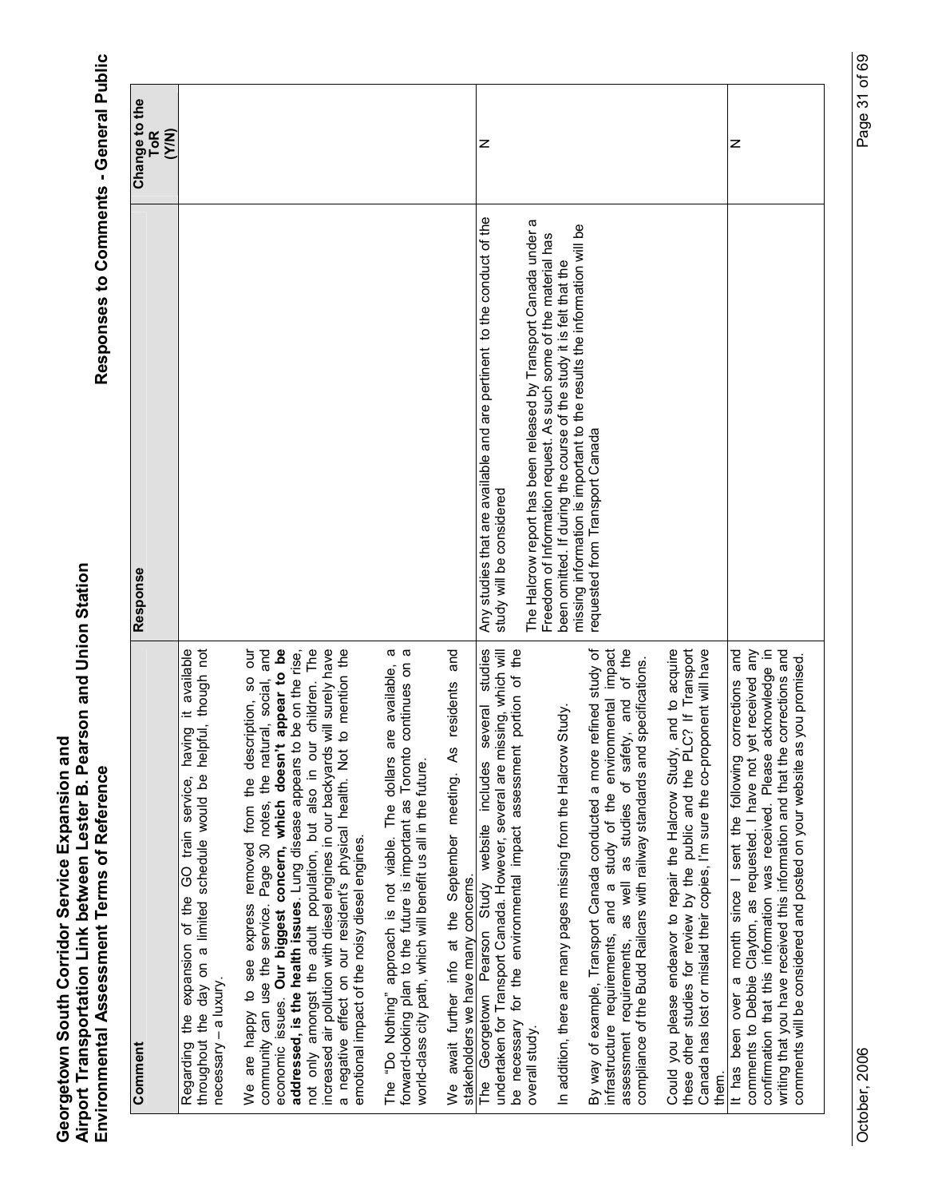| Comment | Response | Change to the ToR (Y/N) |
|---|---|---|
| Regarding the expansion of the GO train service, having it available throughout the day on a limited schedule would be helpful, though not necessary – a luxury.<br><br>We are happy to see express removed from the description, so our community can use the service. Page 30 notes, the natural, social, and economic issues. **Our biggest concern, which doesn't appear to be addressed, is the health issues.** Lung disease appears to be on the rise, not only amongst the adult population, but also in our children. The increased air pollution with diesel engines in our backyards will surely have a negative effect on our resident's physical health. Not to mention the emotional impact of the noisy diesel engines.<br><br>The "Do Nothing" approach is not viable. The dollars are available, a forward-looking plan to the future is important as Toronto continues on a world-class city path, which will benefit us all in the future.<br><br>We await further info at the September meeting. As residents and stakeholders we have many concerns. | | |
| The Georgetown Pearson Study website includes several studies undertaken for Transport Canada. However, several are missing, which will be necessary for the environmental impact assessment portion of the overall study.<br><br>In addition, there are many pages missing from the Halcrow Study.<br><br>By way of example, Transport Canada conducted a more refined study of infrastructure requirements, and a study of the environmental impact assessment requirements, as well as studies of safety, and of the compliance of the Budd Railcars with railway standards and specifications.<br><br>Could you please endeavor to repair the Halcrow Study, and to acquire these other studies for review by the public and the PLC? If Transport Canada has lost or mislaid their copies, I'm sure the co-proponent will have them. | Any studies that are available and are pertinent to the conduct of the study will be considered<br><br>The Halcrow report has been released by Transport Canada under a Freedom of Information request. As such some of the material has been omitted. If during the course of the study it is felt that the missing information is important to the results the information will be requested from Transport Canada | N |
| It has been over a month since I sent the following corrections and comments to Debbie Clayton, as requested. I have not yet received any confirmation that this information was received. Please acknowledge in writing that you have received this information and that the corrections and comments will be considered and posted on your website as you promised. | | N |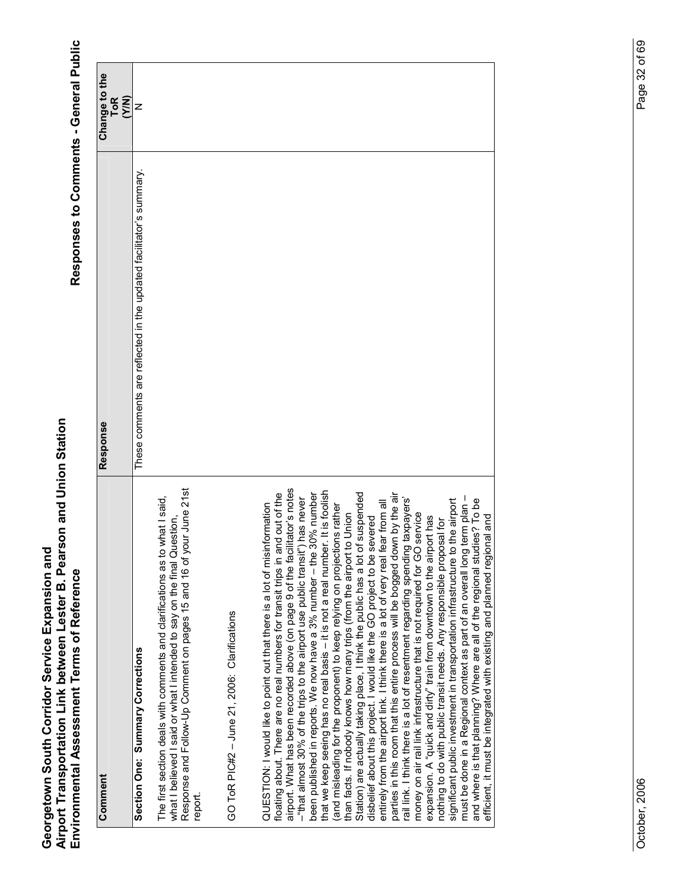| Comment | Response | Change to the ToR (Y/N) |
|---|---|---|
| **Section One: Summary Corrections**<br><br>The first section deals with comments and clarifications as to what I said, what I believed I said or what I intended to say on the final Question, Response and Follow-Up Comment on pages 15 and 16 of your June 21st report.<br><br>GO ToR PIC#2 – June 21, 2006: Clarifications<br><br>QUESTION: I would like to point out that there is a lot of misinformation floating about. There are no real numbers for transit trips in and out of the airport. What has been recorded above (on page 9 of the facilitator's notes –"that almost 30% of the trips to the airport use public transit") has never been published in reports. We now have a 3% number – the 30% number that we keep seeing has no real basis – it is not a real number. It is foolish (and misleading for the proponent) to keep relying on projections rather than facts. If nobody knows how many trips (from the airport to Union Station) are actually taking place, I think the public has a lot of suspended disbelief about this project. I would like the GO project to be severed entirely from the airport link. I think there is a lot of very real fear from all parties in this room that this entire process will be bogged down by the air rail link. I think there is a lot of resentment regarding spending taxpayers' money on air rail link infrastructure that is not required for GO service expansion. A "quick and dirty" train from downtown to the airport has nothing to do with public transit needs. Any responsible proposal for significant public investment in transportation infrastructure to the airport must be done in a Regional context as part of an overall long term plan – and where is that planning? Where are all of the regional studies? To be efficient, it must be integrated with existing and planned regional and | These comments are reflected in the updated facilitator's summary. | N |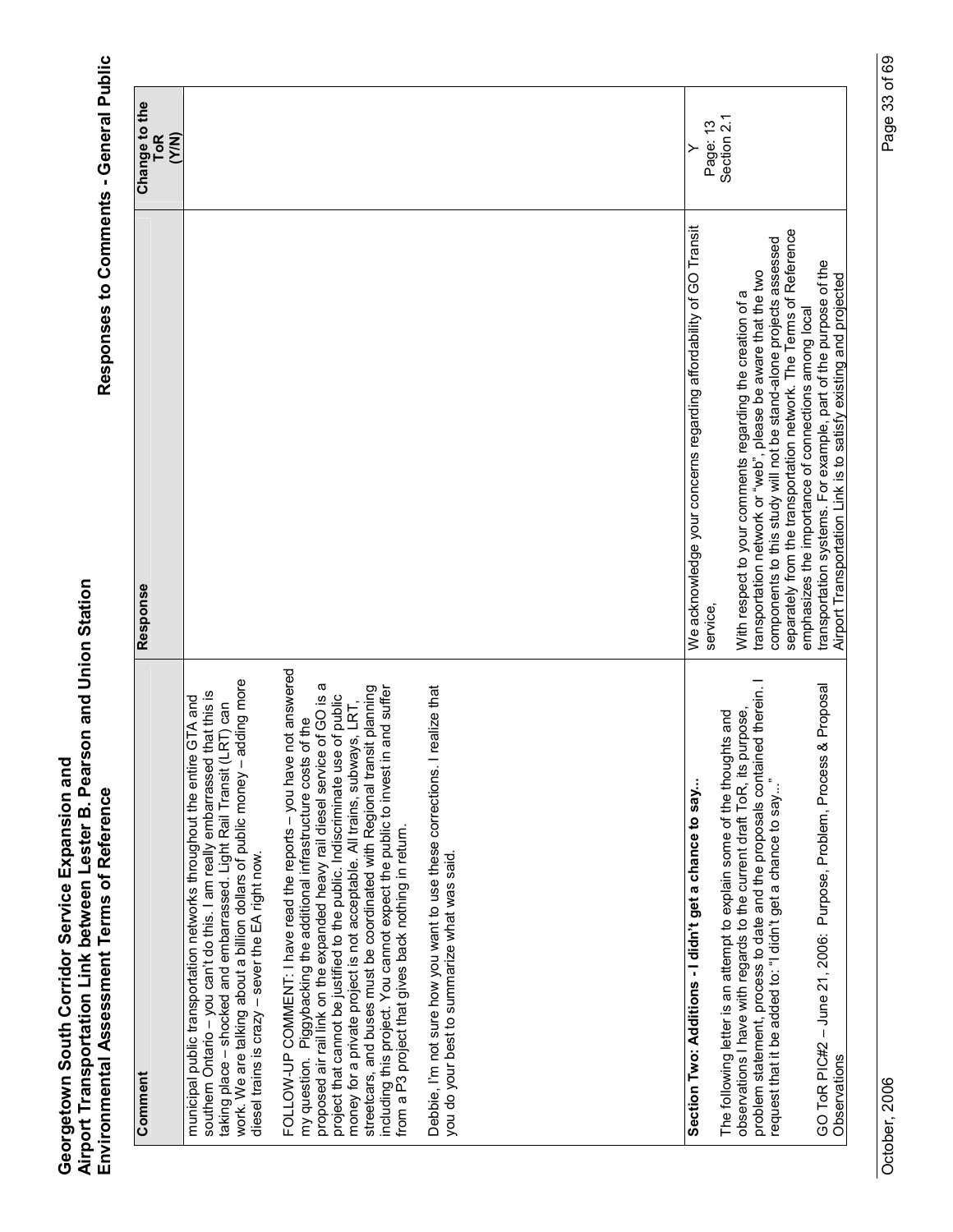| Comment | Response | Change to the ToR (Y/N) |
|---|---|---|
| municipal public transportation networks throughout the entire GTA and southern Ontario – you can't do this. I am really embarrassed that this is taking place – shocked and embarrassed. Light Rail Transit (LRT) can work. We are talking about a billion dollars of public money – adding more diesel trains is crazy – sever the EA right now.<br><br>FOLLOW-UP COMMENT: I have read the reports – you have not answered my question. Piggybacking the additional infrastructure costs of the proposed air rail link on the expanded heavy rail diesel service of GO is a project that cannot be justified to the public. Indiscriminate use of public money for a private project is not acceptable. All trains, subways, LRT, streetcars, and buses must be coordinated with Regional transit planning including this project. You cannot expect the public to invest in and suffer from a P3 project that gives back nothing in return.<br><br>Debbie, I'm not sure how you want to use these corrections. I realize that you do your best to summarize what was said. | | |
| **Section Two: Additions - I didn't get a chance to say...**<br><br>The following letter is an attempt to explain some of the thoughts and observations I have with regards to the current draft ToR, its purpose, problem statement, process to date and the proposals contained therein. I request that it be added to: "I didn't get a chance to say..."<br><br>GO ToR PIC#2 – June 21, 2006: Purpose, Problem, Process & Proposal Observations | We acknowledge your concerns regarding affordability of GO Transit service,<br><br>With respect to your comments regarding the creation of a transportation network or "web", please be aware that the two components to this study will not be stand-alone projects assessed separately from the transportation network. The Terms of Reference emphasizes the importance of connections among local transportation systems. For example, part of the purpose of the Airport Transportation Link is to satisfy existing and projected | Y<br>Page: 13<br>Section 2.1 |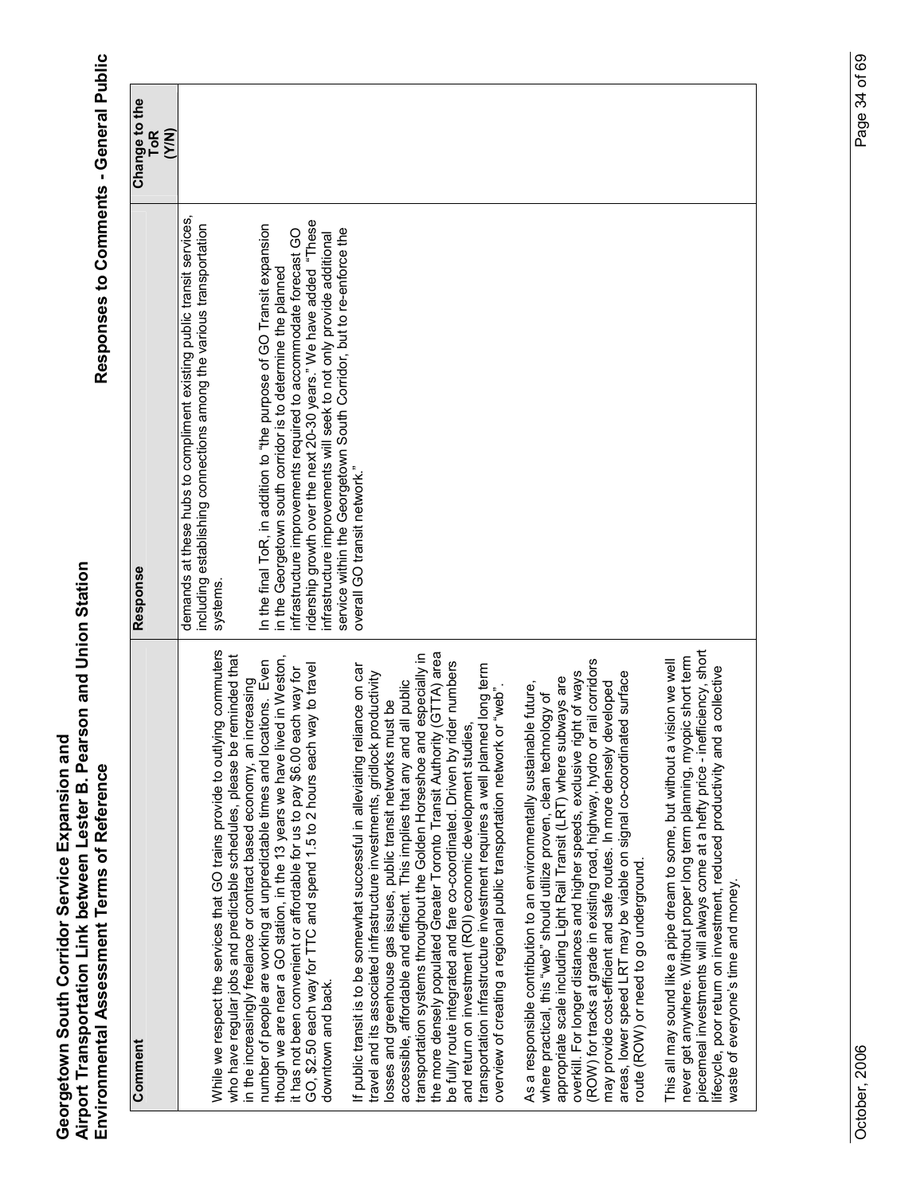| Comment | Response | Change to the ToR (Y/N) |
|---|---|---|
| While we respect the services that GO trains provide to outlying commuters who have regular jobs and predictable schedules, please be reminded that in the increasingly freelance or contract based economy, an increasing number of people are working at unpredictable times and locations. Even though we are near a GO station, in the 13 years we have lived in Weston, it has not been convenient or affordable for us to pay \$6.00 each way for GO, \$2.50 each way for TTC and spend 1.5 to 2 hours each way to travel downtown and back.<br><br>If public transit is to be somewhat successful in alleviating reliance on car travel and its associated infrastructure investments, gridlock productivity losses and greenhouse gas issues, public transit networks must be accessible, affordable and efficient. This implies that any and all public transportation systems throughout the Golden Horseshoe and especially in the more densely populated Greater Toronto Transit Authority (GTTA) area be fully route integrated and fare co-coordinated. Driven by rider numbers and return on investment (ROI) economic development studies, transportation infrastructure investment requires a well planned long term overview of creating a regional public transportation network or "web".<br><br>As a responsible contribution to an environmentally sustainable future, where practical, this "web" should utilize proven, clean technology of appropriate scale including Light Rail Transit (LRT) where subways are overkill. For longer distances and higher speeds, exclusive right of ways (ROW) for tracks at grade in existing road, highway, hydro or rail corridors may provide cost-efficient and safe routes. In more densely developed areas, lower speed LRT may be viable on signal co-coordinated surface route (ROW) or need to go underground.<br><br>This all may sound like a pipe dream to some, but without a vision we will never get anywhere. Without proper long term planning, myopic short term piecemeal investments will always come at a hefty price - inefficiency, short lifecycle, poor return on investment, reduced productivity and a collective waste of everyone's time and money. | demands at these hubs to compliment existing public transit services, including establishing connections among the various transportation systems.<br><br>In the final ToR, in addition to "the purpose of GO Transit expansion in the Georgetown south corridor is to determine the planned infrastructure improvements required to accommodate forecast GO ridership growth over the next 20-30 years." We have added "These infrastructure improvements will seek to not only provide additional service within the Georgetown South Corridor, but to re-enforce the overall GO transit network." | |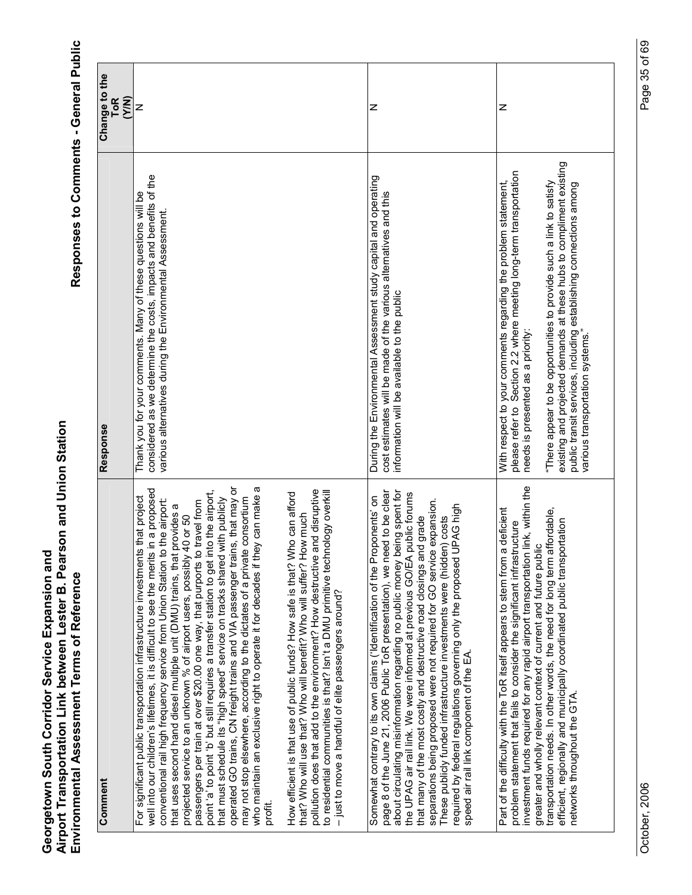| Comment | Response | Change to the ToR (Y/N) |
|---|---|---|
| For significant public transportation infrastructure investments that project well into our children's lifetimes, it is difficult to see the merits in a proposed conventional rail high frequency service from Union Station to the airport: that uses second hand diesel multiple unit (DMU) trains, that provides a projected service to an unknown % of airport users, possibly 40 or 50 passengers per train at over $20.00 one way, that purports to travel from point 'a' to point 'b' but still requires a transfer station to get into the airport, that must schedule its "high speed" service on tracks shared with publicly operated GO trains, CN freight trains and VIA passenger trains, that may or may not stop elsewhere, according to the dictates of a private consortium who maintain an exclusive right to operate it for decades if they can make a profit.<br><br>How efficient is that use of public funds? How safe is that? Who can afford that? Who will use that? Who will benefit? Who will suffer? How much pollution does that add to the environment? How destructive and disruptive to residential communities is that? Isn't a DMU primitive technology overkill – just to move a handful of elite passengers around? | Thank you for your comments. Many of these questions will be considered as we determine the costs, impacts and benefits of the various alternatives during the Environmental Assessment. | N |
| Somewhat contrary to its own claims ('Identification of the Proponents' on page 8 of the June 21, 2006 Public ToR presentation), we need to be clear about circulating misinformation regarding no public money being spent for the UPAG air rail link. We were informed at previous GO/EA public forums that many of the most costly and destructive road closings and grade separations being proposed were not required for GO service expansion. These publicly funded infrastructure investments were (hidden) costs required by federal regulations governing only the proposed UPAG high speed air rail link component of the EA. | During the Environmental Assessment study capital and operating cost estimates will be made of the various alternatives and this information will be available to the public | N |
| Part of the difficulty with the ToR itself appears to stem from a deficient problem statement that fails to consider the significant infrastructure investment funds required for any rapid airport transportation link, within the greater and wholly relevant context of current and future public transportation needs. In other words, the need for long term affordable, efficient, regionally and municipally coordinated public transportation networks throughout the GTA. | With respect to your comments regarding the problem statement, please refer to Section 2.2 where meeting long-term transportation needs is presented as a priority:<br><br>"There appear to be opportunities to provide such a link to satisfy existing and projected demands at these hubs to compliment existing public transit services, including establishing connections among various transportation systems." | N |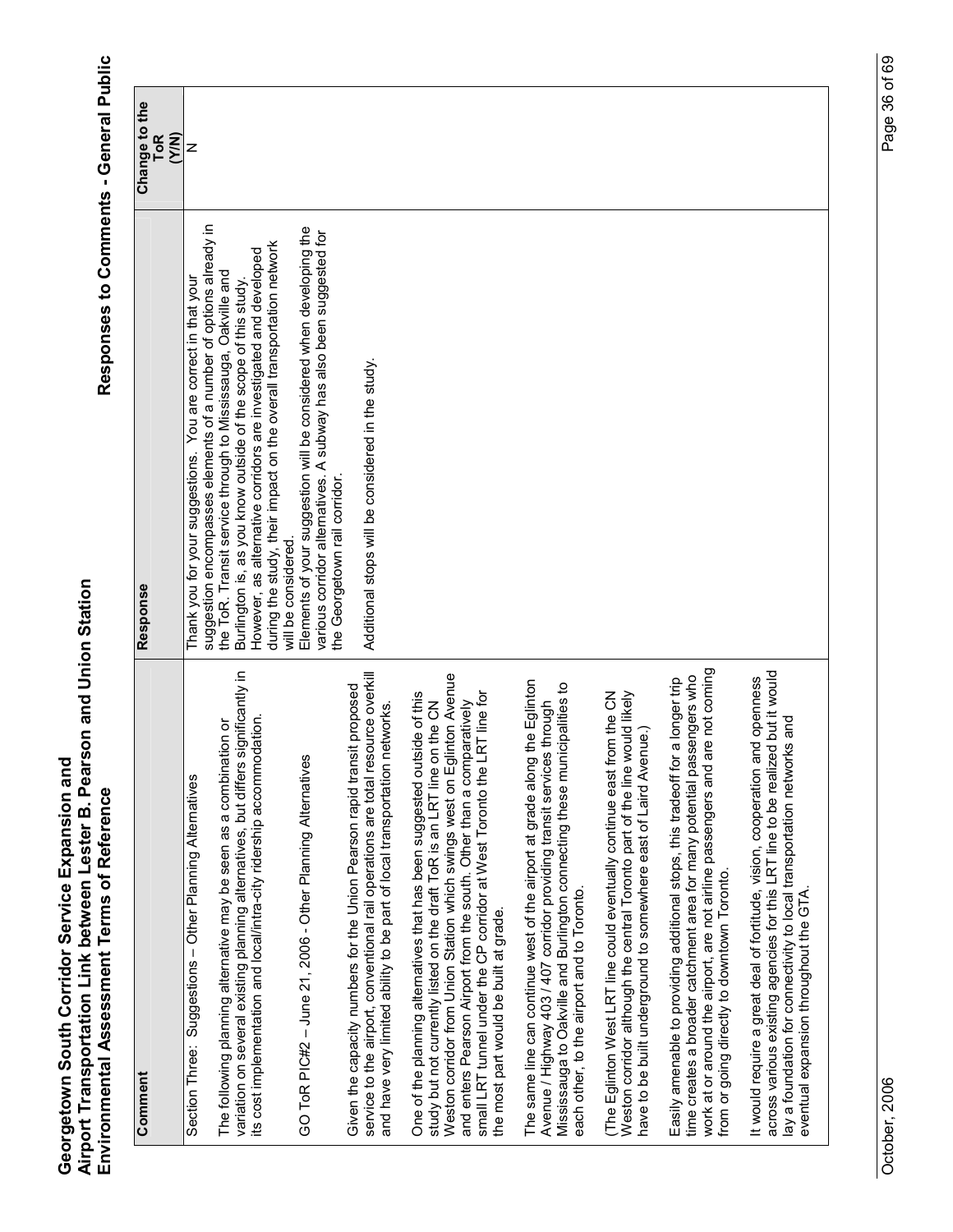| Comment | Response | Change to the ToR (Y/N) |
|---|---|---|
| Section Three: Suggestions – Other Planning Alternatives<br><br>The following planning alternative may be seen as a combination or variation on several existing planning alternatives, but differs significantly in its cost implementation and local/intra-city ridership accommodation.<br><br>GO ToR PIC#2 – June 21, 2006 - Other Planning Alternatives<br><br>Given the capacity numbers for the Union Pearson rapid transit proposed service to the airport, conventional rail operations are total resource overkill and have very limited ability to be part of local transportation networks.<br><br>One of the planning alternatives that has been suggested outside of this study but not currently listed on the draft ToR is an LRT line on the CN Weston corridor from Union Station which swings west on Eglinton Avenue and enters Pearson Airport from the south. Other than a comparatively small LRT tunnel under the CP corridor at West Toronto the LRT line for the most part would be built at grade.<br><br>The same line can continue west of the airport at grade along the Eglinton Avenue / Highway 403 / 407 corridor providing transit services through Mississauga to Oakville and Burlington connecting these municipalities to each other, to the airport and to Toronto.<br><br>(The Eglinton West LRT line could eventually continue east from the CN Weston corridor although the central Toronto part of the line would likely have to be built underground to somewhere east of Laird Avenue.)<br><br>Easily amenable to providing additional stops, this tradeoff for a longer trip time creates a broader catchment area for many potential passengers who work at or around the airport, are not airline passengers and are not coming from or going directly to downtown Toronto.<br><br>It would require a great deal of fortitude, vision, cooperation and openness across various existing agencies for this LRT line to be realized but it would lay a foundation for connectivity to local transportation networks and eventual expansion throughout the GTA. | Thank you for your suggestions. You are correct in that your suggestion encompasses elements of a number of options already in the ToR. Transit service through to Mississauga, Oakville and Burlington is, as you know outside of the scope of this study. However, as alternative corridors are investigated and developed during the study, their impact on the overall transportation network will be considered.<br>Elements of your suggestion will be considered when developing the various corridor alternatives. A subway has also been suggested for the Georgetown rail corridor.<br><br>Additional stops will be considered in the study. | N |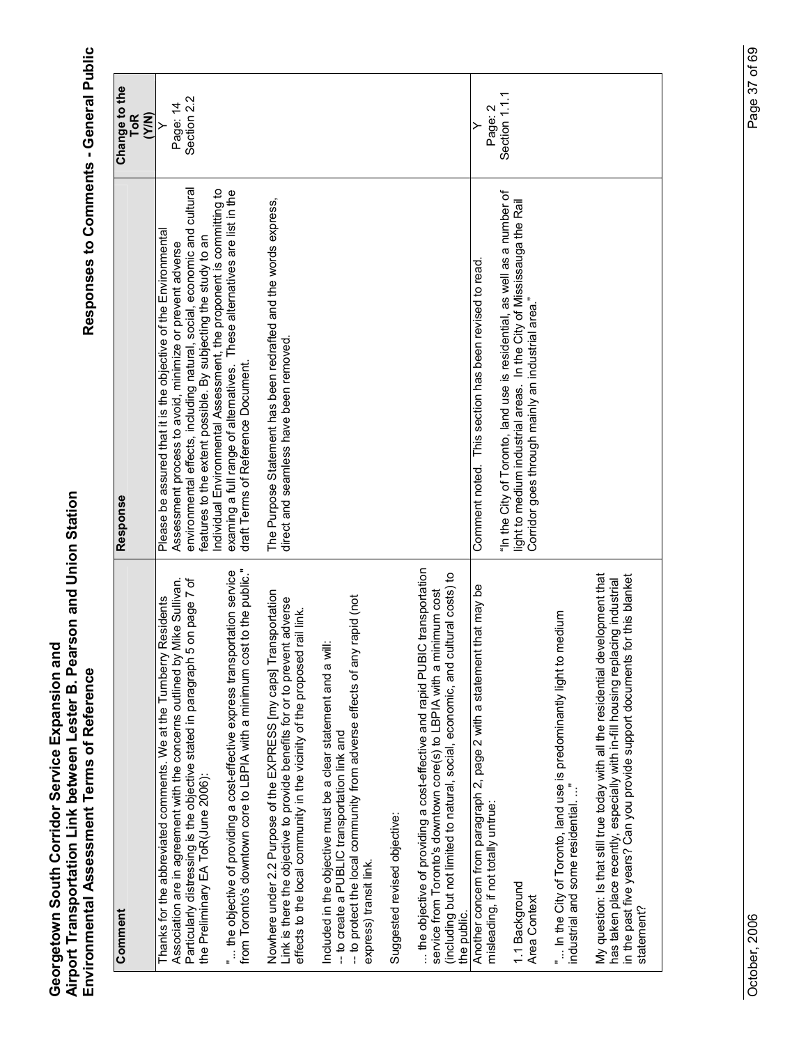# Georgetown South Corridor Service Expansion and Airport Transportation Link between Lester B. Pearson and Union Station Environmental Assessment Terms of Reference

## Responses to Comments - General Public

| Comment | Response | Change to the ToR (Y/N) |
|---|---|---|
| Thanks for the abbreviated comments. We at the Turnberry Residents Association are in agreement with the concerns outlined by Mike Sullivan. Particularly distressing is the objective stated in paragraph 5 on page 7 of the Preliminary EA ToR(June 2006):<br><br>"... the objective of providing a cost-effective express transportation service from Toronto's downtown core to LBPIA with a minimum cost to the public."<br><br>Nowhere under 2.2 Purpose of the EXPRESS [my caps] Transportation Link is there the objective to provide benefits for or to prevent adverse effects to the local community in the vicinity of the proposed rail link.<br><br>Included in the objective must be a clear statement and a will:<br>-- to create a PUBLIC transportation link and<br>-- to protect the local community from adverse effects of any rapid (not express) transit link.<br><br>Suggested revised objective:<br><br>... the objective of providing a cost-effective and rapid PUBIC transportation service from Toronto's downtown core(s) to LBPIA with a minimum cost (including but not limited to natural, social, economic, and cultural costs) to the public. | Please be assured that it is the objective of the Environmental Assessment process to avoid, minimize or prevent adverse environmental effects, including natural, social, economic and cultural features to the extent possible. By subjecting the study to an Individual Environmental Assessment, the proponent is committing to examing a full range of alternatives. These alternatives are list in the draft Terms of Reference Document.<br><br>The Purpose Statement has been redrafted and the words express, direct and seamless have been removed. | Y<br>Page: 14<br>Section 2.2 |
| Another concern from paragraph 2, page 2 with a statement that may be misleading, if not totally untrue:<br><br>1.1 Background<br>Area Context<br><br>"... In the City of Toronto, land use is predominantly light to medium industrial and some residential. ..."<br><br>My question: Is that still true today with all the residential development that has taken place recently, especially with in-fill housing replacing industrial in the past five years? Can you provide support documents for this blanket statement? | Comment noted. This section has been revised to read.<br><br>"In the City of Toronto, land use is residential, as well as a number of light to medium industrial areas. In the City of Mississauga the Rail Corridor goes through mainly an industrial area." | Y<br>Page: 2<br>Section 1.1.1 |

October, 2006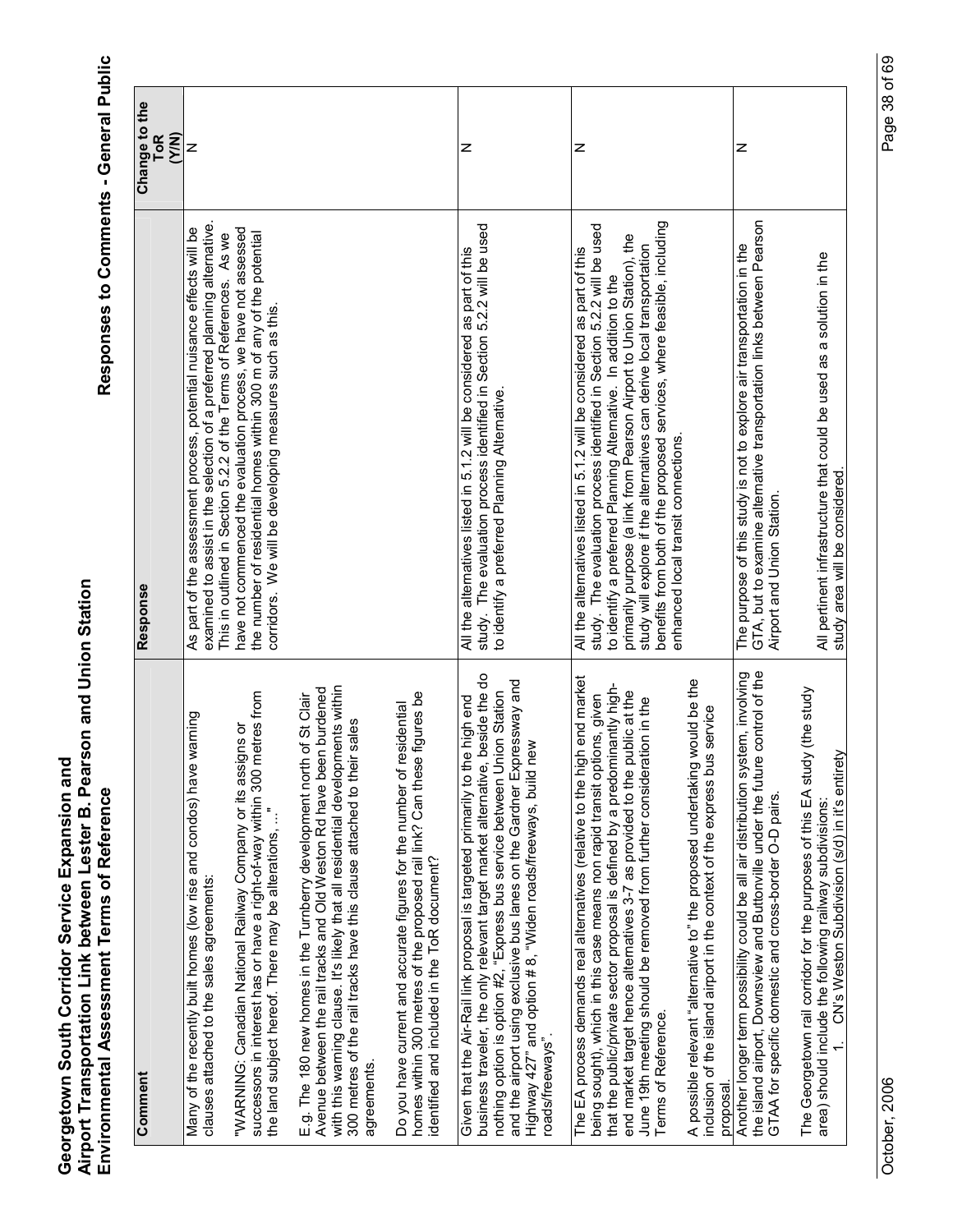# Georgetown South Corridor Service Expansion and Airport Transportation Link between Lester B. Pearson and Union Station Environmental Assessment Terms of Reference

## Responses to Comments - General Public

| Comment | Response | Change to the ToR (Y/N) |
|---|---|---|
| Many of the recently built homes (low rise and condos) have warning clauses attached to the sales agreements:<br><br>"WARNING: Canadian National Railway Company or its assigns or successors in interest has or have a right-of-way within 300 metres from the land subject hereof. There may be alterations, …"<br><br>E.g. The 180 new homes in the Turnberry development north of St Clair Avenue between the rail tracks and Old Weston Rd have been burdened with this warning clause. It's likely that all residential developments within 300 metres of the rail tracks have this clause attached to their sales agreements.<br><br>Do you have current and accurate figures for the number of residential homes within 300 metres of the proposed rail link? Can these figures be identified and included in the ToR document? | As part of the assessment process, potential nuisance effects will be examined to assist in the selection of a preferred planning alternative. This in outlined in Section 5.2.2 of the Terms of References. As we have not commenced the evaluation process, we have not assessed the number of residential homes within 300 m of any of the potential corridors. We will be developing measures such as this. | N |
| Given that the Air-Rail link proposal is targeted primarily to the high end business traveler, the only relevant target market alternative, beside the do nothing option is option #2, "Express bus service between Union Station and the airport using exclusive bus lanes on the Gardner Expressway and Highway 427" and option # 8, "Widen roads/freeways, build new roads/freeways". | All the alternatives listed in 5.1.2 will be considered as part of this study. The evaluation process identified in Section 5.2.2 will be used to identify a preferred Planning Alternative. | N |
| The EA process demands real alternatives (relative to the high end market being sought), which in this case means non rapid transit options, given that the public/private sector proposal is defined by a predominantly high-end market target hence alternatives 3-7 as provided to the public at the June 19th meeting should be removed from further consideration in the Terms of Reference.<br><br>A possible relevant "alternative to" the proposed undertaking would be the inclusion of the island airport in the context of the express bus service proposal. | All the alternatives listed in 5.1.2 will be considered as part of this study. The evaluation process identified in Section 5.2.2 will be used to identify a preferred Planning Alternative. In addition to the primarily purpose (a link from Pearson Airport to Union Station), the study will explore if the alternatives can derive local transportation benefits from both of the proposed services, where feasible, including enhanced local transit connections. | N |
| Another longer term possibility could be all air distribution system, involving the island airport, Downsview and Buttonville under the future control of the GTAA for specific domestic and cross-border O-D pairs.<br><br>The Georgetown rail corridor for the purposes of this EA study (the study area) should include the following railway subdivisions:<br>1. CN's Weston Subdivision (s/d) in it's entirety | The purpose of this study is not to explore air transportation in the GTA, but to examine alternative transportation links between Pearson Airport and Union Station.<br><br>All pertinent infrastructure that could be used as a solution in the study area will be considered. | N |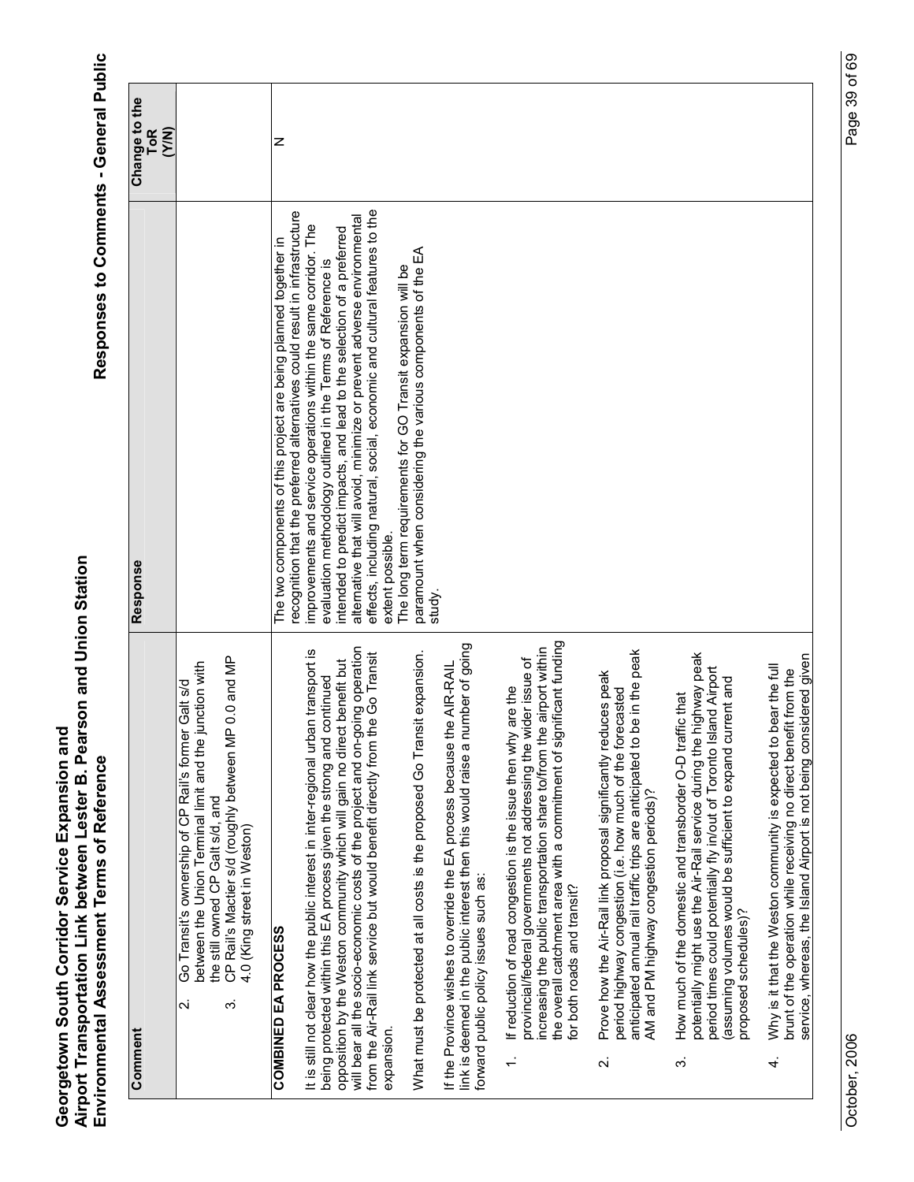| Comment | Response | Change to the ToR (Y/N) |
|---|---|---|
| 2. Go Transit's ownership of CP Rail's former Galt s/d between the Union Terminal limit and the junction with the still owned CP Galt s/d, and<br>3. CP Rail's Mactier s/d (roughly between MP 0.0 and MP 4.0 (King street in Weston) | | |
| **COMBINED EA PROCESS**<br><br>It is still not clear how the public interest in inter-regional urban transport is being protected within this EA process given the strong and continued opposition by the Weston community which will gain no direct benefit but will bear all the socio-economic costs of the project and on-going operation from the Air-Rail link service but would benefit directly from the Go Transit expansion.<br><br>What must be protected at all costs is the proposed Go Transit expansion.<br><br>If the Province wishes to override the EA process because the AIR-RAIL link is deemed in the public interest then this would raise a number of going forward public policy issues such as:<br><br>1. If reduction of road congestion is the issue then why are the provincial/federal governments not addressing the wider issue of increasing the public transportation share to/from the airport within the overall catchment area with a commitment of significant funding for both roads and transit?<br><br>2. Prove how the Air-Rail link proposal significantly reduces peak period highway congestion (i.e. how much of the forecasted anticipated annual rail traffic trips are anticipated to be in the peak AM and PM highway congestion periods)?<br><br>3. How much of the domestic and transborder O-D traffic that potentially might use the Air-Rail service during the highway peak period times could potentially fly in/out of Toronto Island Airport (assuming volumes would be sufficient to expand current and proposed schedules)?<br><br>4. Why is it that the Weston community is expected to bear the full brunt of the operation while receiving no direct benefit from the service, whereas, the Island Airport is not being considered given | The two components of this project are being planned together in recognition that the preferred alternatives could result in infrastructure improvements and service operations within the same corridor. The evaluation methodology outlined in the Terms of Reference is intended to predict impacts, and lead to the selection of a preferred alternative that will avoid, minimize or prevent adverse environmental effects, including natural, social, economic and cultural features to the extent possible.<br>The long term requirements for GO Transit expansion will be paramount when considering the various components of the EA study. | N |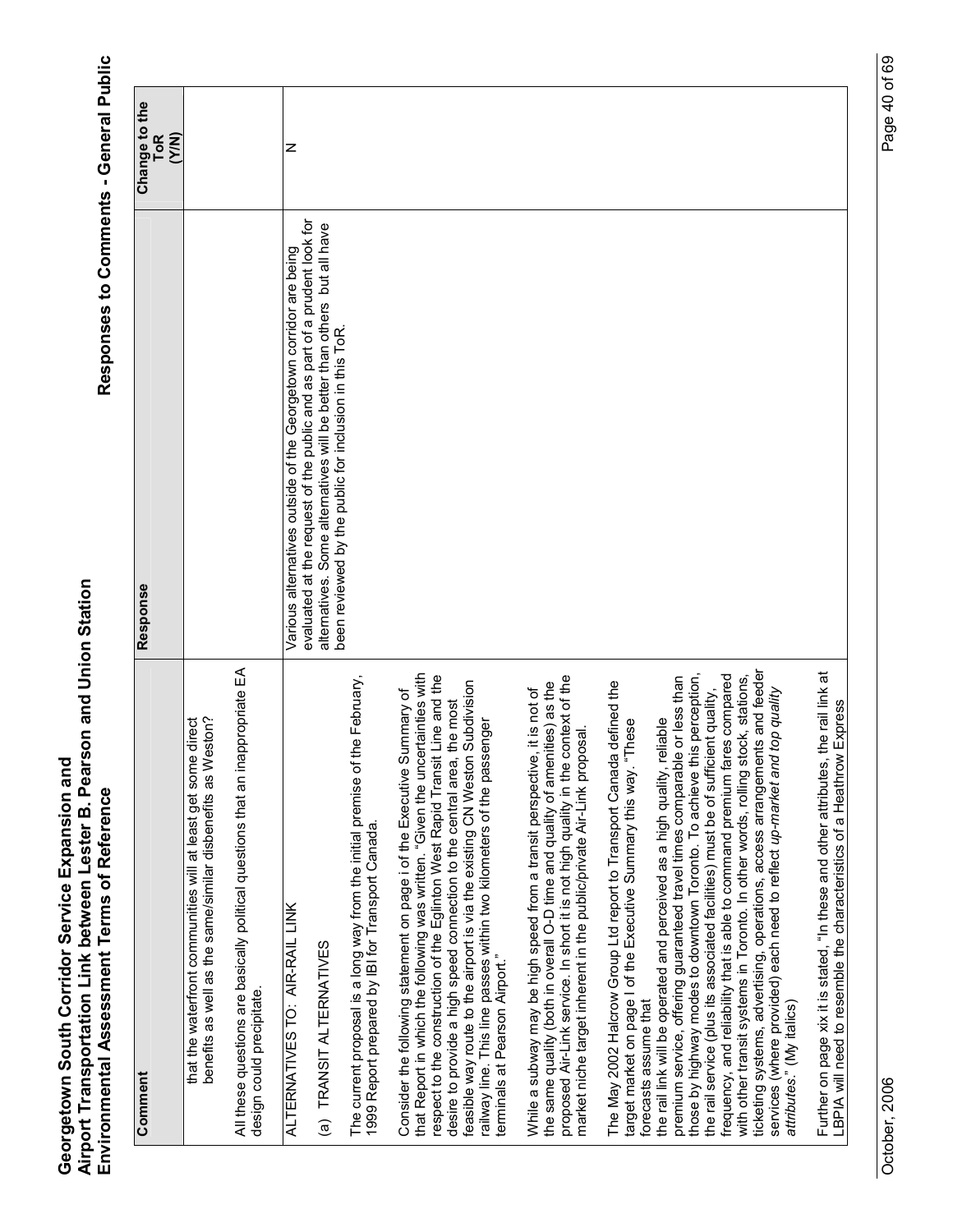| Comment | Response | Change to the ToR (Y/N) |
|---|---|---|
| that the waterfront communities will at least get some direct benefits as well as the same/similar disbenefits as Weston?<br><br>All these questions are basically political questions that an inappropriate EA design could precipitate. | | |
| ALTERNATIVES TO: AIR-RAIL LINK<br><br>(a) TRANSIT ALTERNATIVES<br><br>The current proposal is a long way from the initial premise of the February, 1999 Report prepared by IBI for Transport Canada.<br><br>Consider the following statement on page i of the Executive Summary of that Report in which the following was written. "Given the uncertainties with respect to the construction of the Eglinton West Rapid Transit Line and the desire to provide a high speed connection to the central area, the most feasible way route to the airport is via the existing CN Weston Subdivision railway line. This line passes within two kilometers of the passenger terminals at Pearson Airport."<br><br>While a subway may be high speed from a transit perspective, it is not of the same quality (both in overall O-D time and quality of amenities) as the proposed Air-Link service. In short it is not high quality in the context of the market niche target inherent in the public/private Air-Link proposal.<br><br>The May 2002 Halcrow Group Ltd report to Transport Canada defined the target market on page I of the Executive Summary this way. "These forecasts assume that<br>the rail link will be operated and perceived as a high quality, reliable premium service, offering guaranteed travel times comparable or less than those by highway modes to downtown Toronto. To achieve this perception, the rail service (plus its associated facilities) must be of sufficient quality, frequency, and reliability that is able to command premium fares compared with other transit systems in Toronto. In other words, rolling stock, stations, ticketing systems, advertising, operations, access arrangements and feeder services (where provided) each need to reflect *up-market and top quality attributes*." (My italics)<br><br>Further on page xix it is stated, "In these and other attributes, the rail link at LBPIA will need to resemble the characteristics of a Heathrow Express | Various alternatives outside of the Georgetown corridor are being evaluated at the request of the public and as part of a prudent look for alternatives. Some alternatives will be better than others but all have been reviewed by the public for inclusion in this ToR. | N |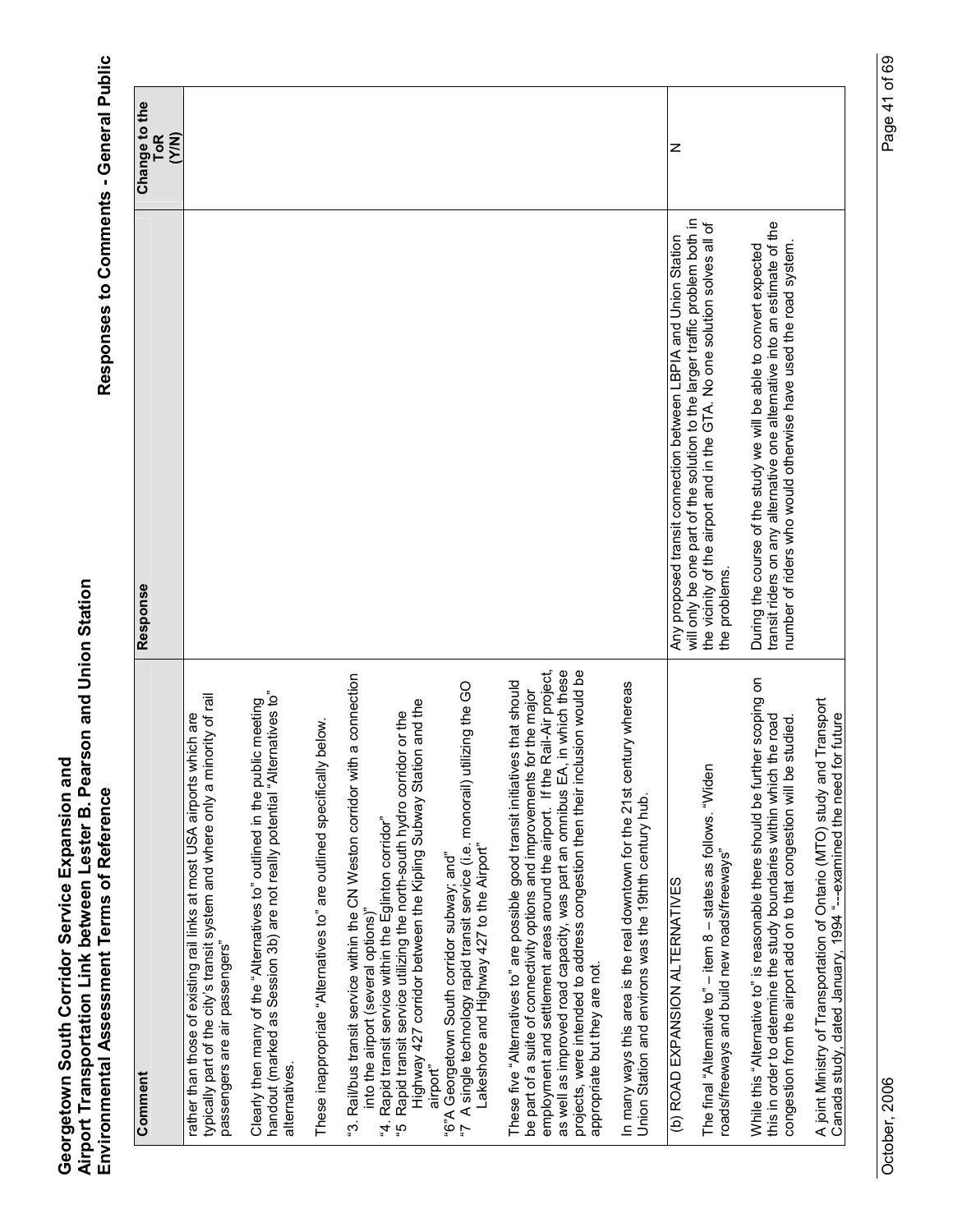| Comment | Response | Change to the ToR (Y/N) |
|---|---|---|
| rather than those of existing rail links at most USA airports which are typically part of the city's transit system and where only a minority of rail passengers are air passengers"<br><br>Clearly then many of the "Alternatives to" outlined in the public meeting handout (marked as Session 3b) are not really potential "Alternatives to" alternatives.<br><br>These inappropriate "Alternatives to" are outlined specifically below.<br><br>"3. Rail/bus transit service within the CN Weston corridor with a connection into the airport (several options)"<br>"4. Rapid transit service within the Eglinton corridor"<br>"5 Rapid transit service utilizing the north-south hydro corridor or the Highway 427 corridor between the Kipling Subway Station and the airport"<br>"6"A Georgetown South corridor subway; and"<br>"7 A single technology rapid transit service (i.e. monorail) utilizing the GO Lakeshore and Highway 427 to the Airport"<br><br>These five "Alternatives to" are possible good transit initiatives that should be part of a suite of connectivity options and improvements for the major employment and settlement areas around the airport. If the Rail-Air project, as well as improved road capacity, was part an omnibus EA, in which these projects, were intended to address congestion then their inclusion would be appropriate but they are not.<br><br>In many ways this area is the real downtown for the 21st century whereas Union Station and environs was the 19thth century hub. | | |
| (b) ROAD EXPANSION ALTERNATIVES<br><br>The final "Alternative to" – item 8 – states as follows. "Widen roads/freeways and build new roads/freeways"<br><br>While this "Alternative to" is reasonable there should be further scoping on this in order to determine the study boundaries within which the road congestion from the airport add on to that congestion will be studied.<br><br>A joint Ministry of Transportation of Ontario (MTO) study and Transport Canada study, dated January, 1994 "---examined the need for future | Any proposed transit connection between LBPIA and Union Station will only be one part of the solution to the larger traffic problem both in the vicinity of the airport and in the GTA. No one solution solves all of the problems.<br><br>During the course of the study we will be able to convert expected transit riders on any alternative one alternative into an estimate of the number of riders who would otherwise have used the road system. | N |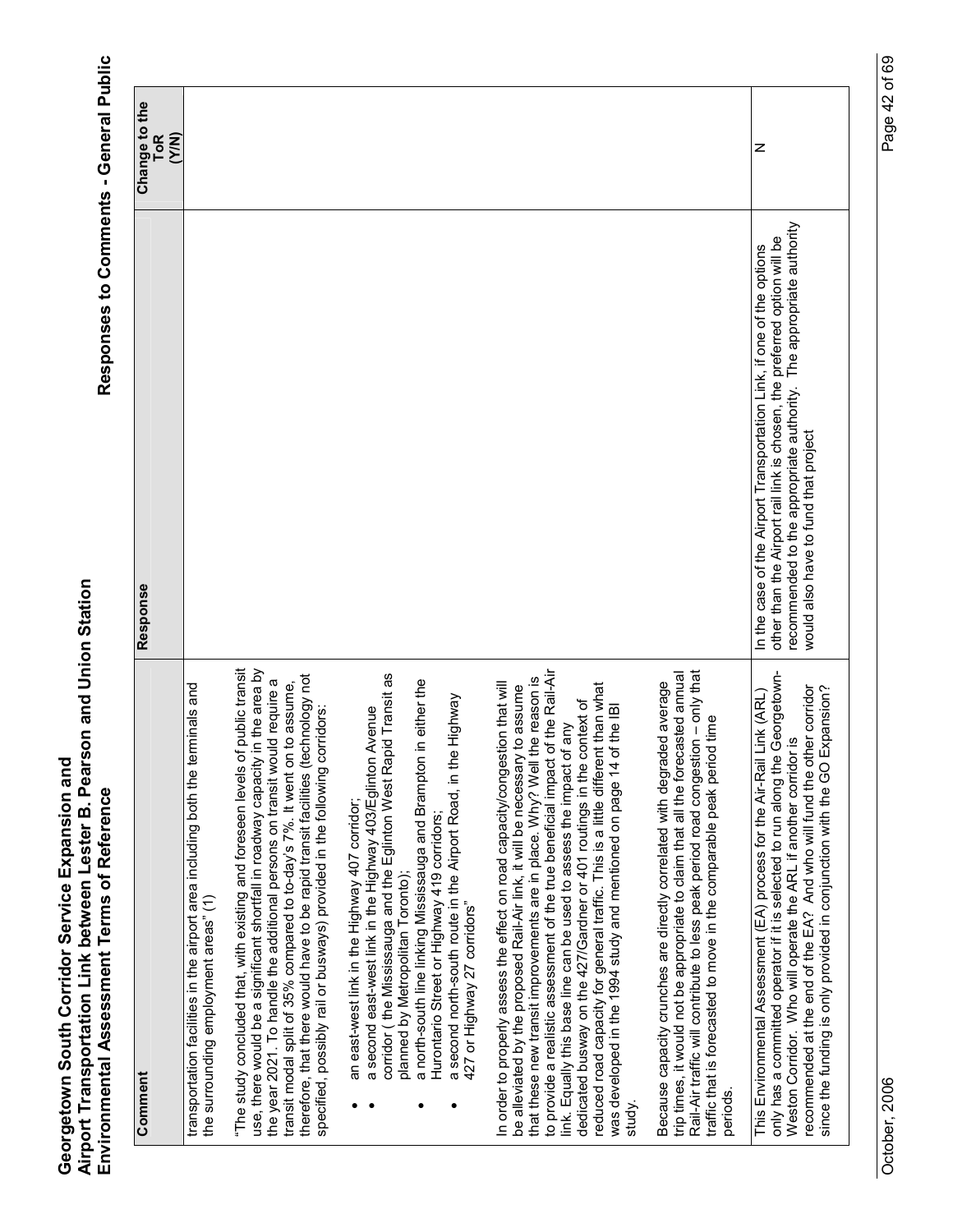# Georgetown South Corridor Service Expansion and Airport Transportation Link between Lester B. Pearson and Union Station Environmental Assessment Terms of Reference

## Responses to Comments - General Public

| Comment | Response | Change to the ToR (Y/N) |
|---|---|---|
| transportation facilities in the airport area including both the terminals and the surrounding employment areas" (1)<br><br>"The study concluded that, with existing and foreseen levels of public transit use, there would be a significant shortfall in roadway capacity in the area by the year 2021. To handle the additional persons on transit would require a transit modal split of 35% compared to to-day's 7%. It went on to assume, therefore, that there would have to be rapid transit facilities (technology not specified, possibly rail or busways) provided in the following corridors:<br><br>• an east-west link in the Highway 407 corridor;<br>• a second east-west link in the Highway 403/Eglinton Avenue corridor ( the Mississauga and the Eglinton West Rapid Transit as planned by Metropolitan Toronto);<br>• a north-south line linking Mississauga and Brampton in either the Hurontario Street or Highway 419 corridors;<br>• a second north-south route in the Airport Road, in the Highway 427 or Highway 27 corridors"<br><br>In order to properly assess the effect on road capacity/congestion that will be alleviated by the proposed Rail-Air link, it will be necessary to assume that these new transit improvements are in place. Why? Well the reason is to provide a realistic assessment of the true beneficial impact of the Rail-Air link. Equally this base line can be used to assess the impact of any dedicated busway on the 427/Gardner or 401 routings in the context of reduced road capacity for general traffic. This is a little different than what was developed in the 1994 study and mentioned on page 14 of the IBI study.<br><br>Because capacity crunches are directly correlated with degraded average trip times, it would not be appropriate to claim that all the forecasted annual Rail-Air traffic will contribute to less peak period road congestion – only that traffic that is forecasted to move in the comparable peak period time periods. | | |
| This Environmental Assessment (EA) process for the Air-Rail Link (ARL) only has a committed operator if it is selected to run along the Georgetown-Weston Corridor. Who will operate the ARL if another corridor is recommended at the end of the EA? And who will fund the other corridor since the funding is only provided in conjunction with the GO Expansion? | In the case of the Airport Transportation Link, if one of the options other than the Airport rail link is chosen, the preferred option will be recommended to the appropriate authority. The appropriate authority would also have to fund that project | N |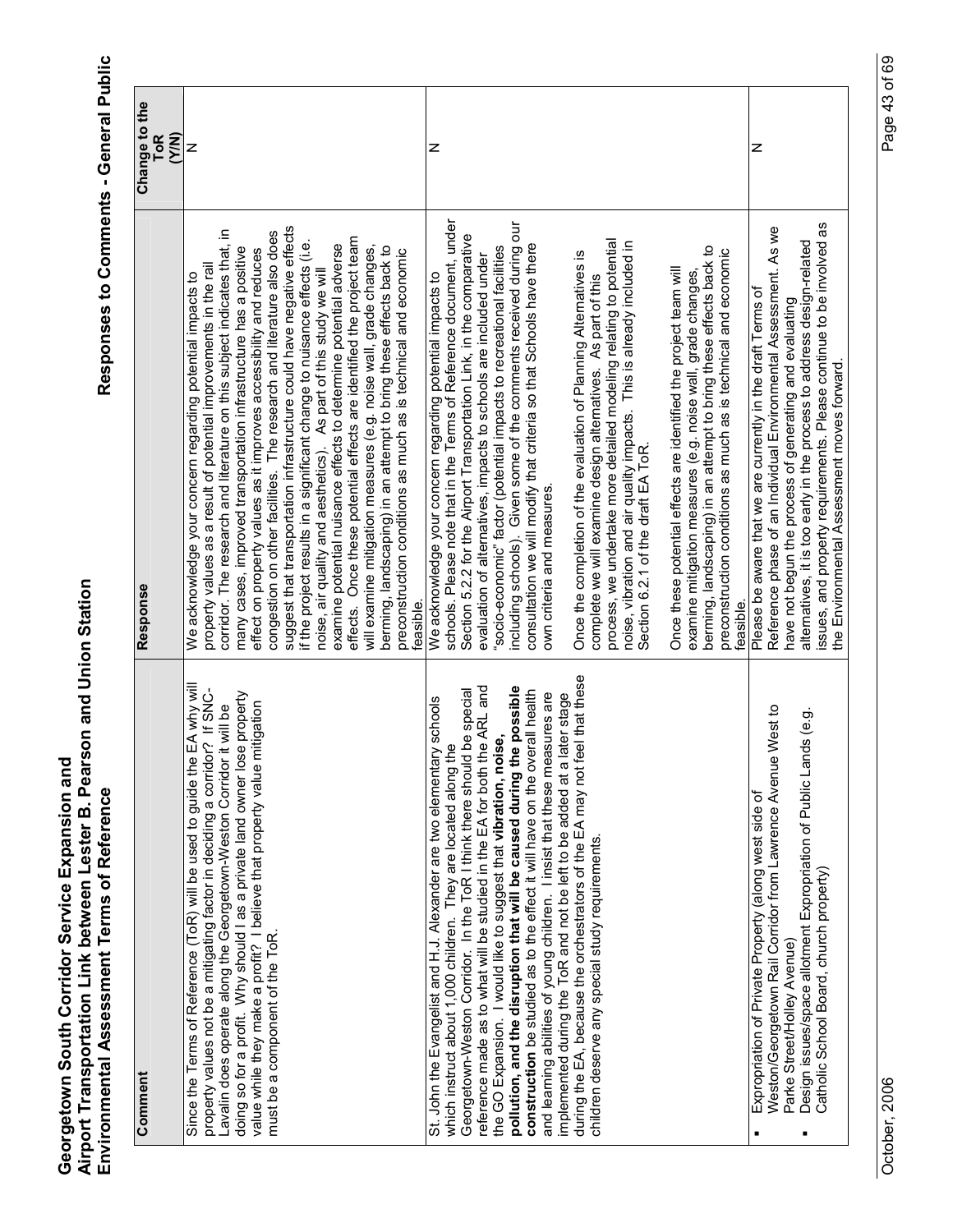| Comment | Response | Change to the ToR (Y/N) |
|---|---|---|
| Since the Terms of Reference (ToR) will be used to guide the EA why will property values not be a mitigating factor in deciding a corridor? If SNC-Lavalin does operate along the Georgetown-Weston Corridor it will be doing so for a profit. Why should I as a private land owner lose property value while they make a profit? I believe that property value mitigation must be a component of the ToR. | We acknowledge your concern regarding potential impacts to property values as a result of potential improvements in the rail corridor. The research and literature on this subject indicates that, in many cases, improved transportation infrastructure has a positive effect on property values as it improves accessibility and reduces congestion on other facilities. The research and literature also does suggest that transportation infrastructure could have negative effects if the project results in a significant change to nuisance effects (i.e. noise, air quality and aesthetics). As part of this study we will examine potential nuisance effects to determine potential adverse effects. Once these potential effects are identified the project team will examine mitigation measures (e.g. noise wall, grade changes, berming, landscaping) in an attempt to bring these effects back to preconstruction conditions as much as is technical and economic feasible. | N |
| St. John the Evangelist and H.J. Alexander are two elementary schools which instruct about 1,000 children. They are located along the Georgetown-Weston Corridor. In the ToR I think there should be special reference made as to what will be studied in the EA for both the ARL and the GO Expansion. I would like to suggest that **vibration, noise, pollution, and the disruption that will be caused during the possible construction** be studied as to the effect it will have on the overall health and learning abilities of young children. I insist that these measures are implemented during the ToR and not be left to be added at a later stage during the EA, because the orchestrators of the EA may not feel that these children deserve any special study requirements. | We acknowledge your concern regarding potential impacts to schools. Please note that in the Terms of Reference document, under Section 5.2.2 for the Airport Transportation Link, in the comparative evaluation of alternatives, impacts to schools are included under "socio-economic" factor (potential impacts to recreational facilities including schools). Given some of the comments received during our consultation we will modify that criteria so that Schools have there own criteria and measures.<br><br>Once the completion of the evaluation of Planning Alternatives is complete we will examine design alternatives. As part of this process, we undertake more detailed modeling relating to potential noise, vibration and air quality impacts. This is already included in Section 6.2.1 of the draft EA ToR.<br><br>Once these potential effects are identified the project team will examine mitigation measures (e.g. noise wall, grade changes, berming, landscaping) in an attempt to bring these effects back to preconstruction conditions as much as is technical and economic feasible. | N |
| ▪ Expropriation of Private Property (along west side of Weston/Georgetown Rail Corridor from Lawrence Avenue West to Parke Street/Holley Avenue)<br>▪ Design issues/space allotment Expropriation of Public Lands (e.g. Catholic School Board, church property) | Please be aware that we are currently in the draft Terms of Reference phase of an Individual Environmental Assessment. As we have not begun the process of generating and evaluating alternatives, it is too early in the process to address design-related issues, and property requirements. Please continue to be involved as the Environmental Assessment moves forward. | N |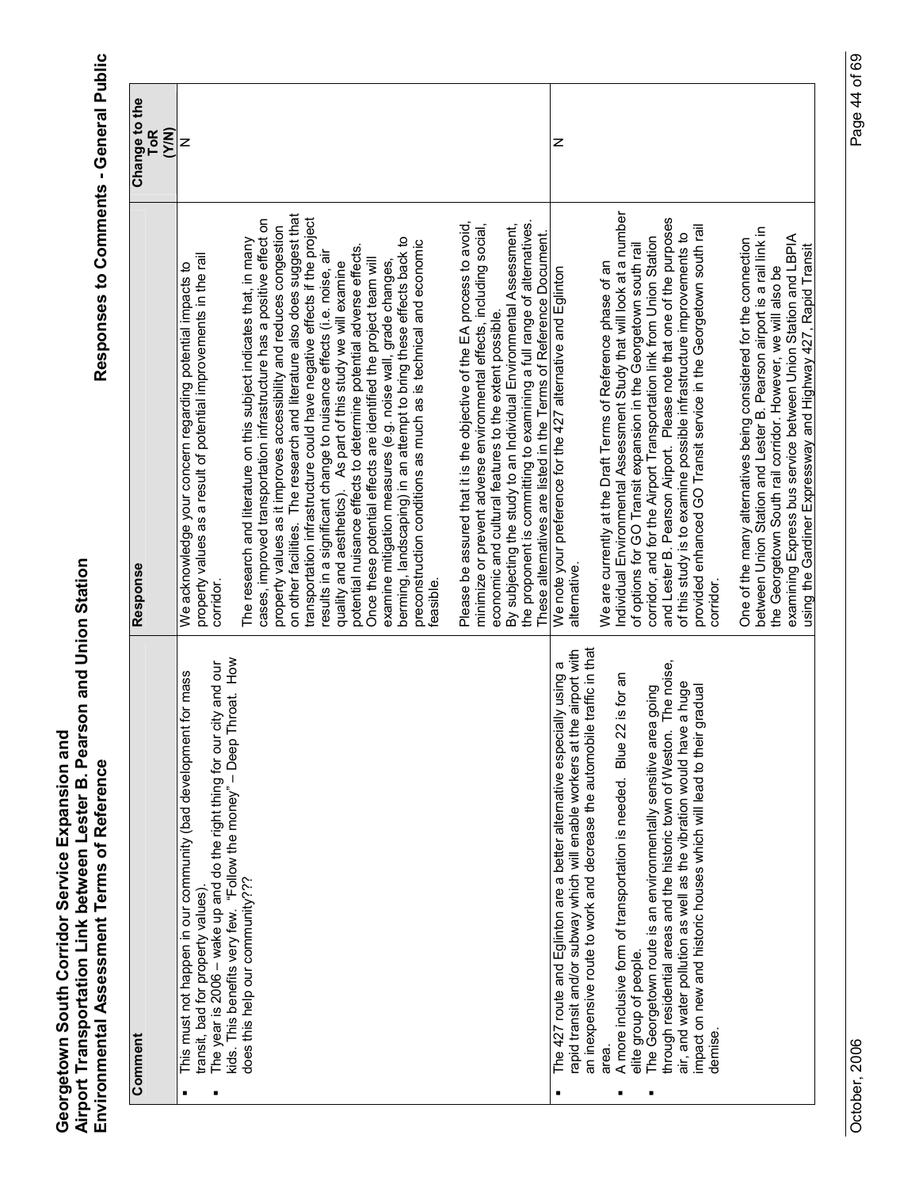| Comment | Response | Change to the ToR (Y/N) |
|---|---|---|
| ▪ This must not happen in our community (bad development for mass transit, bad for property values).<br>▪ The year is 2006 – wake up and do the right thing for our city and our kids. This benefits very few. "Follow the money" – Deep Throat. How does this help our community??? | We acknowledge your concern regarding potential impacts to property values as a result of potential improvements in the rail corridor.<br><br>The research and literature on this subject indicates that, in many cases, improved transportation infrastructure has a positive effect on property values as it improves accessibility and reduces congestion on other facilities. The research and literature also does suggest that transportation infrastructure could have negative effects if the project results in a significant change to nuisance effects (i.e. noise, air quality and aesthetics). As part of this study we will examine potential nuisance effects to determine potential adverse effects. Once these potential effects are identified the project team will examine mitigation measures (e.g. noise wall, grade changes, berming, landscaping) in an attempt to bring these effects back to preconstruction conditions as much as is technical and economic feasible.<br><br>Please be assured that it is the objective of the EA process to avoid, minimize or prevent adverse environmental effects, including social, economic and cultural features to the extent possible.<br>By subjecting the study to an Individual Environmental Assessment, the proponent is committing to examining a full range of alternatives. These alternatives are listed in the Terms of Reference Document. | N |
| ▪ The 427 route and Eglinton are a better alternative especially using a rapid transit and/or subway which will enable workers at the airport with an inexpensive route to work and decrease the automobile traffic in that area.<br>▪ A more inclusive form of transportation is needed. Blue 22 is for an elite group of people.<br>▪ The Georgetown route is an environmentally sensitive area going through residential areas and the historic town of Weston. The noise, air, and water pollution as well as the vibration would have a huge impact on new and historic houses which will lead to their gradual demise. | We note your preference for the 427 alternative and Eglinton alternative.<br><br>We are currently at the Draft Terms of Reference phase of an Individual Environmental Assessment Study that will look at a number of options for GO Transit expansion in the Georgetown south rail corridor, and for the Airport Transportation link from Union Station and Lester B. Pearson Airport. Please note that one of the purposes of this study is to examine possible infrastructure improvements to provided enhanced GO Transit service in the Georgetown south rail corridor.<br><br>One of the many alternatives being considered for the connection between Union Station and Lester B. Pearson airport is a rail link in the Georgetown South rail corridor. However, we will also be examining Express bus service between Union Station and LBPIA using the Gardiner Expressway and Highway 427, Rapid Transit | N |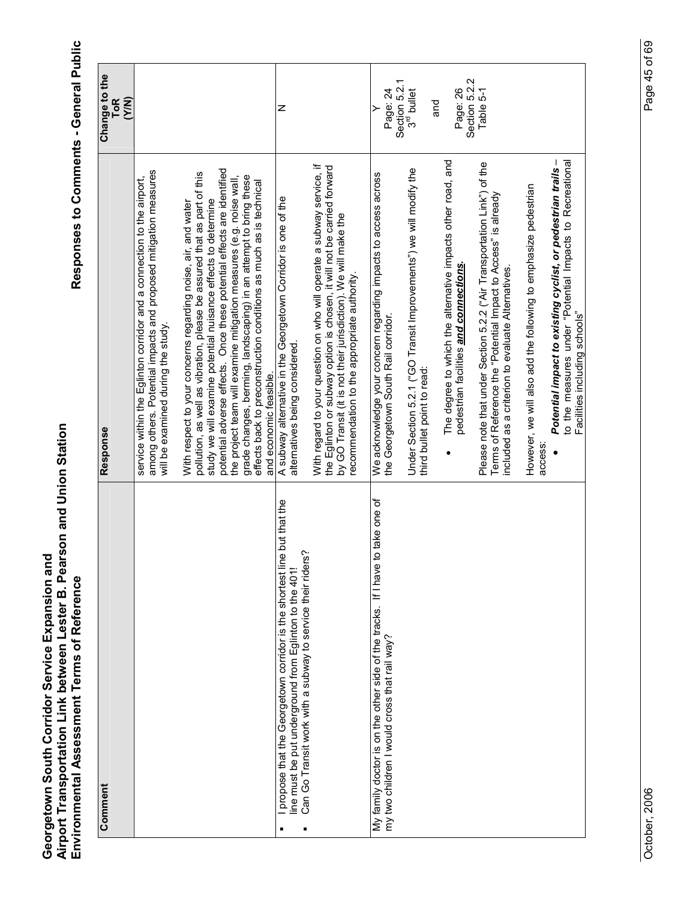| Comment | Response | Change to the ToR (Y/N) |
|---|---|---|
| | service within the Eglinton corridor and a connection to the airport, among others. Potential impacts and proposed mitigation measures will be examined during the study.<br><br>With respect to your concerns regarding noise, air, and water pollution, as well as vibration, please be assured that as part of this study we will examine potential nuisance effects to determine potential adverse effects. Once these potential effects are identified the project team will examine mitigation measures (e.g. noise wall, grade changes, berming, landscaping) in an attempt to bring these effects back to preconstruction conditions as much as is technical and economic feasible. | |
| ▪ I propose that the Georgetown corridor is the shortest line but that the line must be put underground from Eglinton to the 401!<br>▪ Can Go Transit work with a subway to service their riders? | A subway alternative in the Georgetown Corridor is one of the alternatives being considered.<br><br>With regard to your question on who will operate a subway service, if the Eglinton or subway option is chosen, it will not be carried forward by GO Transit (it is not their jurisdiction). We will make the recommendation to the appropriate authority. | N |
| My family doctor is on the other side of the tracks. If I have to take one of my two children I would cross that rail way? | We acknowledge your concern regarding impacts to access across the Georgetown South Rail corridor.<br><br>Under Section 5.2.1 ("GO Transit Improvements") we will modify the third bullet point to read:<br><br>• The degree to which the alternative impacts other road, and pedestrian facilities ***and connections***.<br><br>Please note that under Section 5.2.2 ("Air Transportation Link") of the Terms of Reference the "Potential Impact to Access" is already included as a criterion to evaluate Alternatives.<br><br>However, we will also add the following to emphasize pedestrian access:<br><br>• ***Potential impact to existing cyclist, or pedestrian trails*** – to the measures under "Potential Impacts to Recreational Facilities including schools" | Y<br>Page: 24<br>Section 5.2.1<br>3rd bullet<br><br>and<br><br>Page: 26<br>Section 5.2.2<br>Table 5-1 |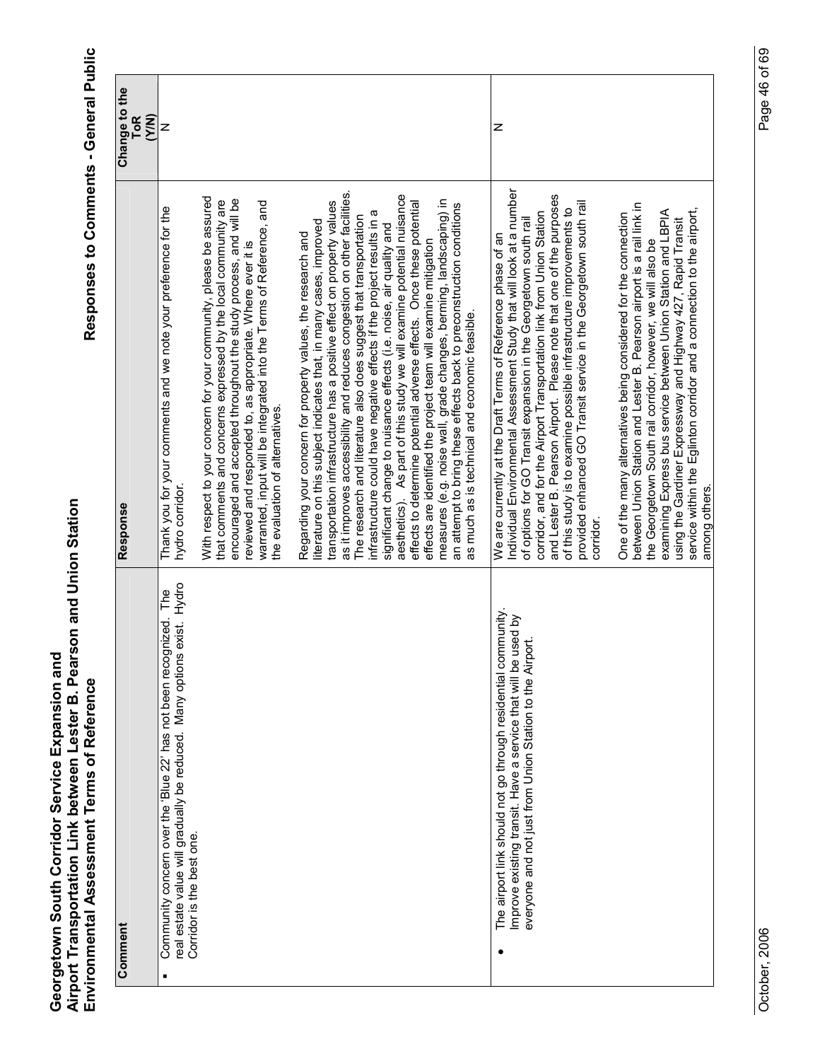| Comment | Response | Change to the ToR (Y/N) |
|---|---|---|
| ▪ Community concern over the 'Blue 22' has not been recognized. The real estate value will gradually be reduced. Many options exist. Hydro Corridor is the best one. | Thank you for your comments and we note your preference for the hydro corridor.<br><br>With respect to your concern for your community, please be assured that comments and concerns expressed by the local community are encouraged and accepted throughout the study process, and will be reviewed and responded to, as appropriate. Where ever it is warranted, input will be integrated into the Terms of Reference, and the evaluation of alternatives.<br><br>Regarding your concern for property values, the research and literature on this subject indicates that, in many cases, improved transportation infrastructure has a positive effect on property values as it improves accessibility and reduces congestion on other facilities. The research and literature also does suggest that transportation infrastructure could have negative effects if the project results in a significant change to nuisance effects (i.e. noise, air quality and aesthetics). As part of this study we will examine potential nuisance effects to determine potential adverse effects. Once these potential effects are identified the project team will examine mitigation measures (e.g. noise wall, grade changes, berming, landscaping) in an attempt to bring these effects back to preconstruction conditions as much as is technical and economic feasible. | N |
| • The airport link should not go through residential community. Improve existing transit. Have a service that will be used by everyone and not just from Union Station to the Airport. | We are currently at the Draft Terms of Reference phase of an Individual Environmental Assessment Study that will look at a number of options for GO Transit expansion in the Georgetown south rail corridor, and for the Airport Transportation link from Union Station and Lester B. Pearson Airport. Please note that one of the purposes of this study is to examine possible infrastructure improvements to provided enhanced GO Transit service in the Georgetown south rail corridor.<br><br>One of the many alternatives being considered for the connection between Union Station and Lester B. Pearson airport is a rail link in the Georgetown South rail corridor, however, we will also be examining Express bus service between Union Station and LBPIA using the Gardiner Expressway and Highway 427, Rapid Transit service within the Eglinton corridor and a connection to the airport, among others. | N |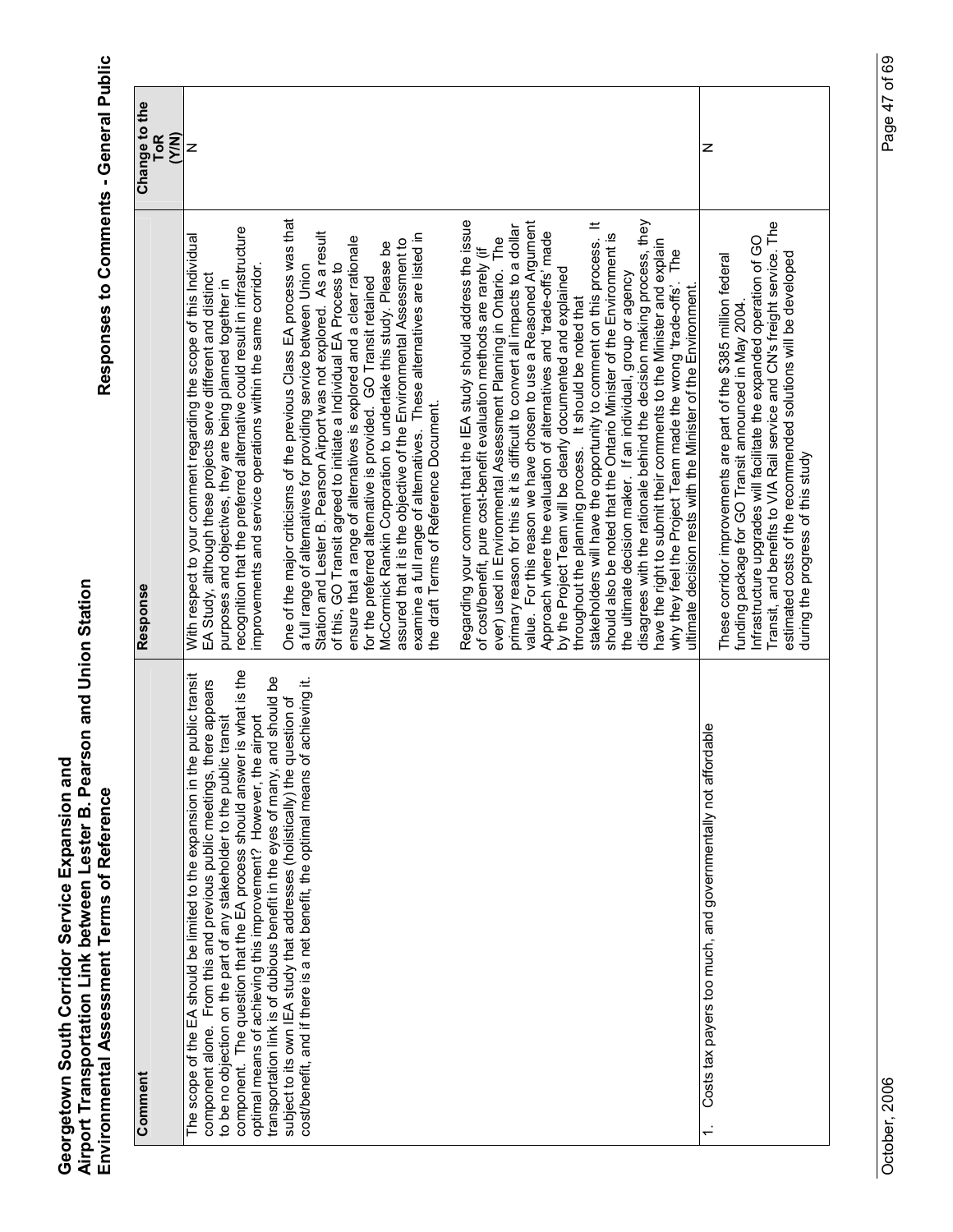| Comment | Response | Change to the ToR (Y/N) |
|---|---|---|
| The scope of the EA should be limited to the expansion in the public transit component alone. From this and previous public meetings, there appears to be no objection on the part of any stakeholder to the public transit component. The question that the EA process should answer is what is the optimal means of achieving this improvement? However, the airport transportation link is of dubious benefit in the eyes of many, and should be subject to its own IEA study that addresses (holistically) the question of cost/benefit, and if there is a net benefit, the optimal means of achieving it. | With respect to your comment regarding the scope of this Individual EA Study, although these projects serve different and distinct purposes and objectives, they are being planned together in recognition that the preferred alternative could result in infrastructure improvements and service operations within the same corridor.<br><br>One of the major criticisms of the previous Class EA process was that a full range of alternatives for providing service between Union Station and Lester B. Pearson Airport was not explored. As a result of this, GO Transit agreed to initiate a Individual EA Process to ensure that a range of alternatives is explored and a clear rationale for the preferred alternative is provided. GO Transit retained McCormick Rankin Corporation to undertake this study. Please be assured that it is the objective of the Environmental Assessment to examine a full range of alternatives. These alternatives are listed in the draft Terms of Reference Document.<br><br>Regarding your comment that the IEA study should address the issue of cost/benefit, pure cost-benefit evaluation methods are rarely (if ever) used in Environmental Assessment Planning in Ontario. The primary reason for this is it is difficult to convert all impacts to a dollar value. For this reason we have chosen to use a Reasoned Argument Approach where the evaluation of alternatives and 'trade-offs' made by the Project Team will be clearly documented and explained throughout the planning process. It should be noted that stakeholders will have the opportunity to comment on this process. It should also be noted that the Ontario Minister of the Environment is the ultimate decision maker. If an individual, group or agency disagrees with the rationale behind the decision making process, they have the right to submit their comments to the Minister and explain why they feel the Project Team made the wrong 'trade-offs'. The ultimate decision rests with the Minister of the Environment. | N |
| 1. Costs tax payers too much, and governmentally not affordable | These corridor improvements are part of the $385 million federal funding package for GO Transit announced in May 2004. Infrastructure upgrades will facilitate the expanded operation of GO Transit, and benefits to VIA Rail service and CN's freight service. The estimated costs of the recommended solutions will be developed during the progress of this study | N |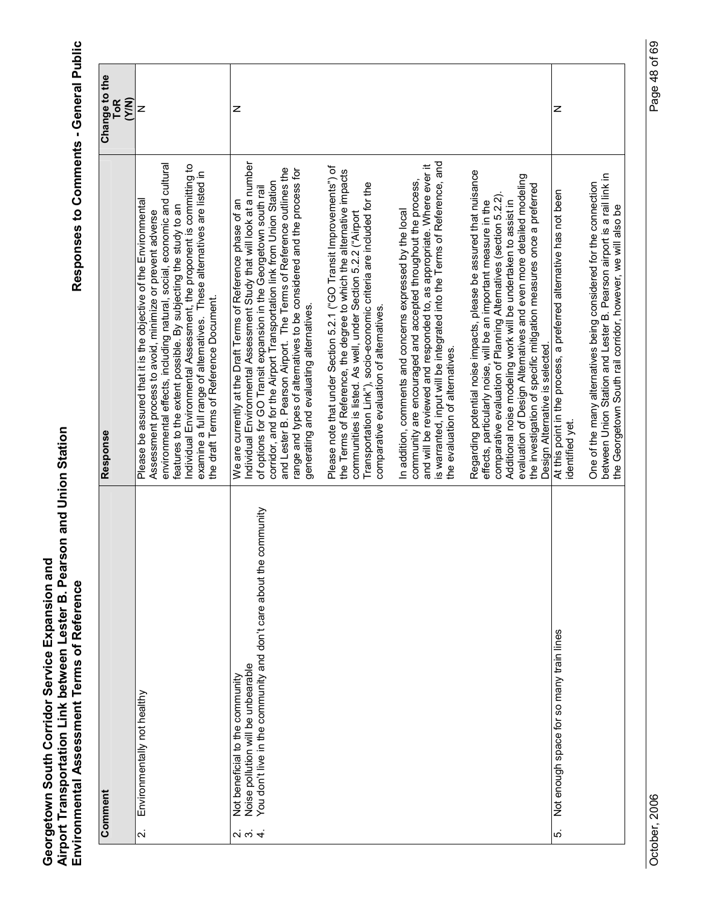| Comment | Response | Change to the ToR (Y/N) |
|---|---|---|
| 2. Environmentally not healthy | Please be assured that it is the objective of the Environmental Assessment process to avoid, minimize or prevent adverse environmental effects, including natural, social, economic and cultural features to the extent possible. By subjecting the study to an Individual Environmental Assessment, the proponent is committing to examine a full range of alternatives. These alternatives are listed in the draft Terms of Reference Document. | N |
| 2. Not beneficial to the community<br>3. Noise pollution will be unbearable<br>4. You don't live in the community and don't care about the community | We are currently at the Draft Terms of Reference phase of an Individual Environmental Assessment Study that will look at a number of options for GO Transit expansion in the Georgetown south rail corridor, and for the Airport Transportation link from Union Station and Lester B. Pearson Airport. The Terms of Reference outlines the range and types of alternatives to be considered and the process for generating and evaluating alternatives.<br><br>Please note that under Section 5.2.1 ("GO Transit Improvements") of the Terms of Reference, the degree to which the alternative impacts communities is listed. As well, under Section 5.2.2 ("Airport Transportation Link"), socio-economic criteria are included for the comparative evaluation of alternatives.<br><br>In addition, comments and concerns expressed by the local community are encouraged and accepted throughout the process, and will be reviewed and responded to, as appropriate. Where ever it is warranted, input will be integrated into the Terms of Reference, and the evaluation of alternatives.<br><br>Regarding potential noise impacts, please be assured that nuisance effects, particularly noise, will be an important measure in the comparative evaluation of Planning Alternatives (section 5.2.2). Additional noise modeling work will be undertaken to assist in evaluation of Design Alternatives and even more detailed modeling the investigation of specific mitigation measures once a preferred Design Alternative is selected. | N |
| 5. Not enough space for so many train lines | At this point in the process, a preferred alternative has not been identified yet.<br><br>One of the many alternatives being considered for the connection between Union Station and Lester B. Pearson airport is a rail link in the Georgetown South rail corridor, however, we will also be | N |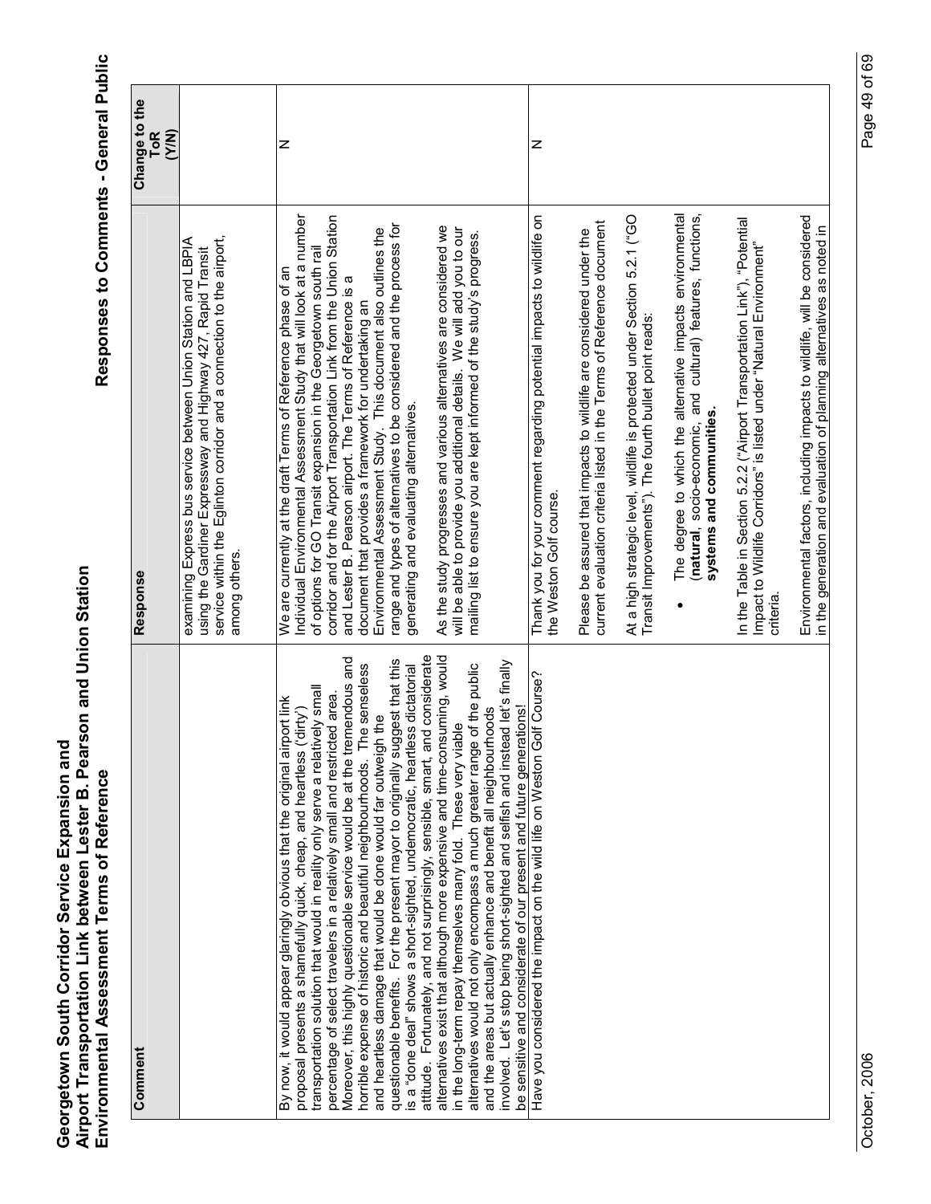| Comment | Response | Change to the ToR (Y/N) |
|---|---|---|
| | examining Express bus service between Union Station and LBPIA using the Gardiner Expressway and Highway 427, Rapid Transit service within the Eglinton corridor and a connection to the airport, among others. | |
| By now, it would appear glaringly obvious that the original airport link proposal presents a shamefully quick, cheap, and heartless ('dirty') transportation solution that would in reality only serve a relatively small percentage of select travelers in a relatively small and restricted area. Moreover, this highly questionable service would be at the tremendous and horrible expense of historic and beautiful neighbourhoods. The senseless and heartless damage that would be done would far outweigh the questionable benefits. For the present mayor to originally suggest that this is a "done deal" shows a short-sighted, undemocratic, heartless dictatorial attitude. Fortunately, and not surprisingly, sensible, smart, and considerate alternatives exist that although more expensive and time-consuming, would in the long-term repay themselves many fold. These very viable alternatives would not only encompass a much greater range of the public and the areas but actually enhance and benefit all neighbourhoods involved. Let's stop being short-sighted and selfish and instead let's finally be sensitive and considerate of our present and future generations! | We are currently at the draft Terms of Reference phase of an Individual Environmental Assessment Study that will look at a number of options for GO Transit expansion in the Georgetown south rail corridor and for the Airport Transportation Link from the Union Station and Lester B. Pearson airport. The Terms of Reference is a document that provides a framework for undertaking an Environmental Assessment Study. This document also outlines the range and types of alternatives to be considered and the process for generating and evaluating alternatives.<br><br>As the study progresses and various alternatives are considered we will be able to provide you additional details. We will add you to our mailing list to ensure you are kept informed of the study's progress. | N |
| Have you considered the impact on the wild life on Weston Golf Course? | Thank you for your comment regarding potential impacts to wildlife on the Weston Golf course.<br><br>Please be assured that impacts to wildlife are considered under the current evaluation criteria listed in the Terms of Reference document<br><br>At a high strategic level, wildlife is protected under Section 5.2.1 ("GO Transit Improvements"). The fourth bullet point reads:<br><br>• The degree to which the alternative impacts environmental (**natural**, socio-economic, and cultural) features, functions, **systems and communities.**<br><br>In the Table in Section 5.2.2 ("Airport Transportation Link"), "Potential Impact to Wildlife Corridors" is listed under "Natural Environment" criteria.<br><br>Environmental factors, including impacts to wildlife, will be considered in the generation and evaluation of planning alternatives as noted in | N |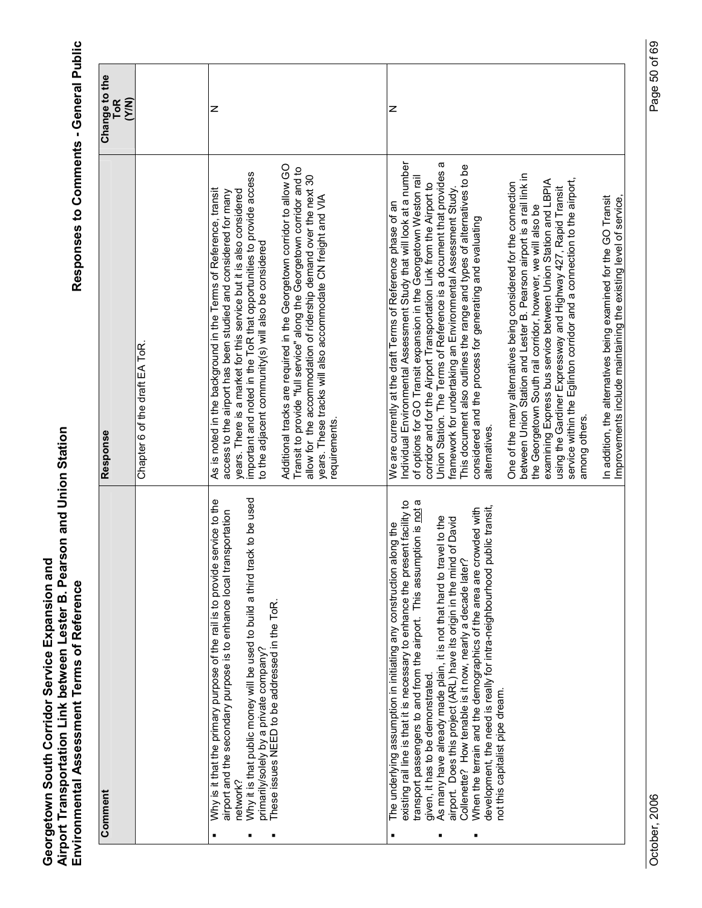| Comment | Response | Change to the ToR (Y/N) |
|---|---|---|
| | Chapter 6 of the draft EA ToR. | |
| ▪ Why is it that the primary purpose of the rail is to provide service to the airport and the secondary purpose is to enhance local transportation network?<br>▪ Why it is that public money will be used to build a third track to be used primarily/solely by a private company?<br>▪ These issues NEED to be addressed in the ToR. | As is noted in the background in the Terms of Reference, transit access to the airport has been studied and considered for many years. There is a market for this service but it is also considered important and noted in the ToR that opportunities to provide access to the adjacent community(s) will also be considered<br><br>Additional tracks are required in the Georgetown corridor to allow GO Transit to provide "full service" along the Georgetown corridor and to allow for the accommodation of ridership demand over the next 30 years. These tracks will also accommodate CN freight and VIA requirements. | N |
| ▪ The underlying assumption in initiating any construction along the existing rail line is that it is necessary to enhance the present facility to transport passengers to and from the airport. This assumption is not a given, it has to be demonstrated.<br>▪ As many have already made plain, it is not that hard to travel to the airport. Does this project (ARL) have its origin in the mind of David Collenette? How tenable is it now, nearly a decade later?<br>▪ When the terrain and the demographics of the area are crowded with development, the need is really for intra-neighbourhood public transit, not this capitalist pipe dream. | We are currently at the draft Terms of Reference phase of an Individual Environmental Assessment Study that will look at a number of options for GO Transit expansion in the Georgetown Weston rail corridor and for the Airport Transportation Link from the Airport to Union Station. The Terms of Reference is a document that provides a framework for undertaking an Environmental Assessment Study. This document also outlines the range and types of alternatives to be considered and the process for generating and evaluating alternatives.<br><br>One of the many alternatives being considered for the connection between Union Station and Lester B. Pearson airport is a rail link in the Georgetown South rail corridor, however, we will also be examining Express bus service between Union Station and LBPIA using the Gardiner Expressway and Highway 427, Rapid Transit service within the Eglinton corridor and a connection to the airport, among others.<br><br>In addition, the alternatives being examined for the GO Transit Improvements include maintaining the existing level of service, | N |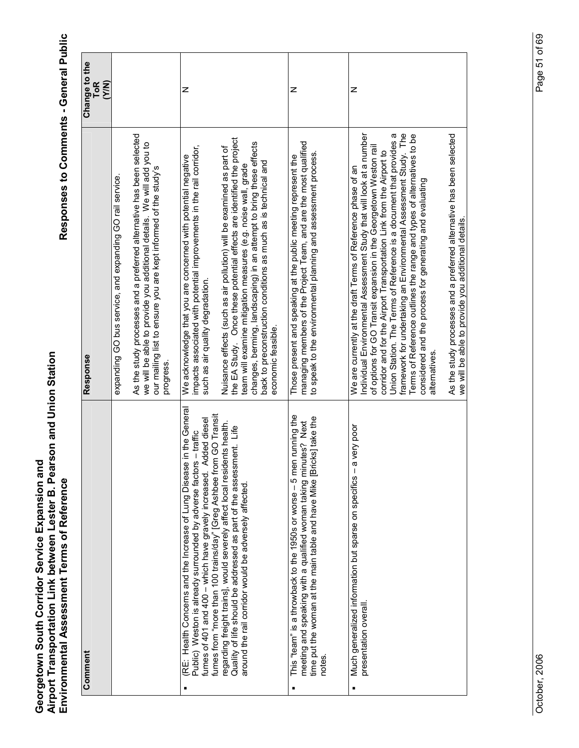| Comment | Response | Change to the ToR (Y/N) |
|---|---|---|
| | expanding GO bus service, and expanding GO rail service.<br><br>As the study processes and a preferred alternative has been selected we will be able to provide you additional details. We will add you to our mailing list to ensure you are kept informed of the study's progress. | |
| ▪ (RE: Health Concerns and the Increase of Lung Disease in the General Public) Weston is already surrounded by adverse factors – traffic fumes of 401 and 400 – which have gravely increased. Added diesel fumes from "more than 100 trains/day" [Greg Ashbee from GO Transit regarding freight trains], would severely affect local residents health. Quality of life should be addressed as part of the assessment. Life around the rail corridor would be adversely affected. | We acknowledge that you are concerned with potential negative impacts associated with potential improvements in the rail corridor, such as air quality degradation.<br><br>Nuisance effects (such as air pollution) will be examined as part of the EA Study. Once these potential effects are identified the project team will examine mitigation measures (e.g. noise wall, grade changes, berming, landscaping) in an attempt to bring these effects back to preconstruction conditions as much as is technical and economic feasible. | N |
| ▪ This "team" is a throwback to the 1950s or worse – 5 men running the meeting and speaking with a qualified woman taking minutes? Next time put the woman at the main table and have Mike [Bricks] take the notes. | Those present and speaking at the public meeting represent the managing members of the Project Team, and are the most qualified to speak to the environmental planning and assessment process. | N |
| ▪ Much generalized information but sparse on specifics – a very poor presentation overall. | We are currently at the draft Terms of Reference phase of an Individual Environmental Assessment Study that will look at a number of options for GO Transit expansion in the Georgetown Weston rail corridor and for the Airport Transportation Link from the Airport to Union Station. The Terms of Reference is a document that provides a framework for undertaking an Environmental Assessment Study. The Terms of Reference outlines the range and types of alternatives to be considered and the process for generating and evaluating alternatives.<br><br>As the study processes and a preferred alternative has been selected we will be able to provide you additional details. | N |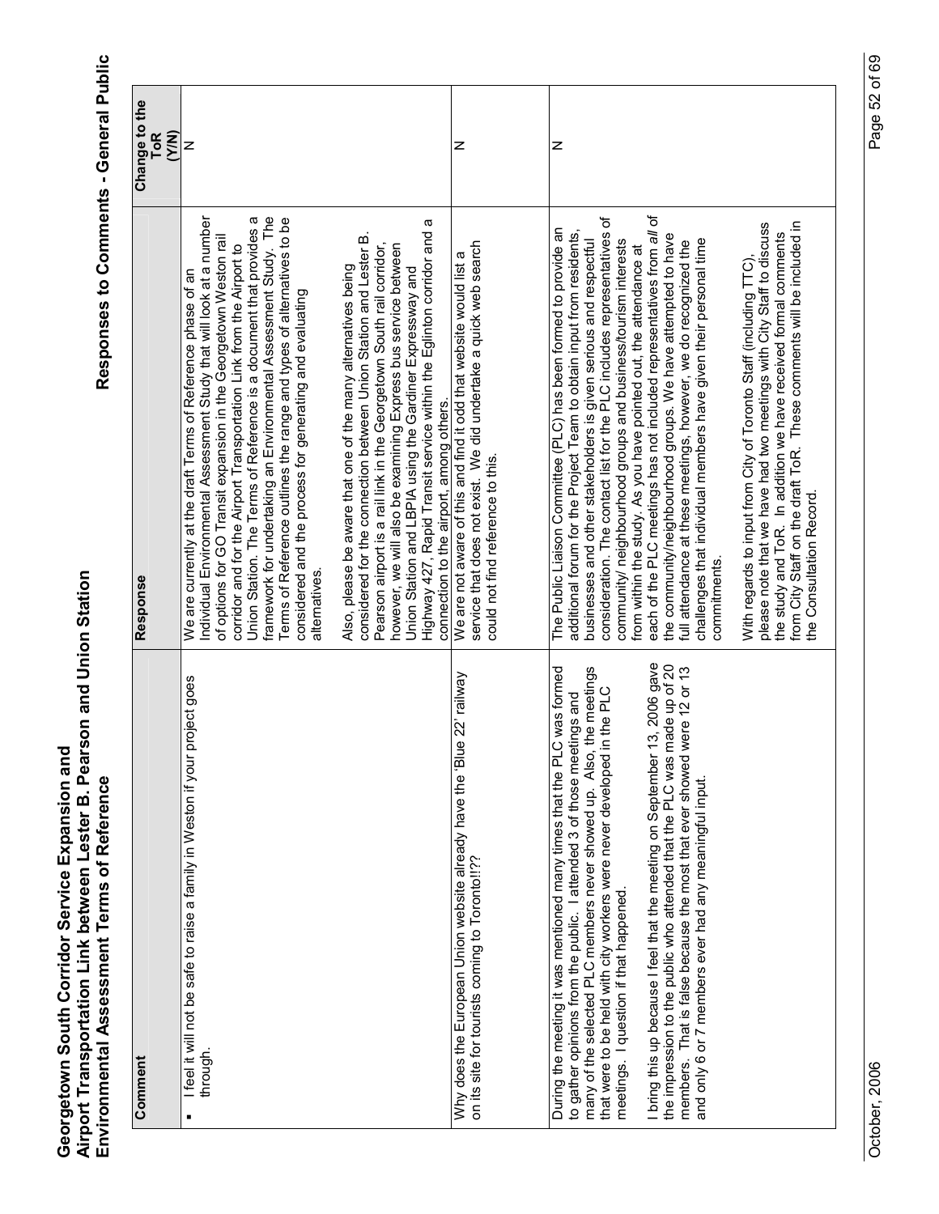| Comment | Response | Change to the ToR (Y/N) |
|---|---|---|
| ▪ I feel it will not be safe to raise a family in Weston if your project goes through. | We are currently at the draft Terms of Reference phase of an Individual Environmental Assessment Study that will look at a number of options for GO Transit expansion in the Georgetown Weston rail corridor and for the Airport Transportation Link from the Airport to Union Station. The Terms of Reference is a document that provides a framework for undertaking an Environmental Assessment Study. The Terms of Reference outlines the range and types of alternatives to be considered and the process for generating and evaluating alternatives.<br><br>Also, please be aware that one of the many alternatives being considered for the connection between Union Station and Lester B. Pearson airport is a rail link in the Georgetown South rail corridor, however, we will also be examining Express bus service between Union Station and LBPIA using the Gardiner Expressway and Highway 427, Rapid Transit service within the Eglinton corridor and a connection to the airport, among others. | N |
| Why does the European Union website already have the 'Blue 22' railway on its site for tourists coming to Toronto!?? | We are not aware of this and find it odd that website would list a service that does not exist. We did undertake a quick web search could not find reference to this. | N |
| During the meeting it was mentioned many times that the PLC was formed to gather opinions from the public. I attended 3 of those meetings and many of the selected PLC members never showed up. Also, the meetings that were to be held with city workers were never developed in the PLC meetings. I question if that happened.<br><br>I bring this up because I feel that the meeting on September 13, 2006 gave the impression to the public who attended that the PLC was made up of 20 members. That is false because the most that ever showed were 12 or 13 and only 6 or 7 members ever had any meaningful input. | The Public Liaison Committee (PLC) has been formed to provide an additional forum for the Project Team to obtain input from residents, businesses and other stakeholders is given serious and respectful consideration. The contact list for the PLC includes representatives of community/ neighbourhood groups and business/tourism interests from within the study. As you have pointed out, the attendance at each of the PLC meetings has not included representatives from *all* of the community/neighbourhood groups. We have attempted to have full attendance at these meetings, however, we do recognized the challenges that individual members have given their personal time commitments.<br><br>With regards to input from City of Toronto Staff (including TTC), please note that we have had two meetings with City Staff to discuss the study and ToR. In addition we have received formal comments from City Staff on the draft ToR. These comments will be included in the Consultation Record. | N |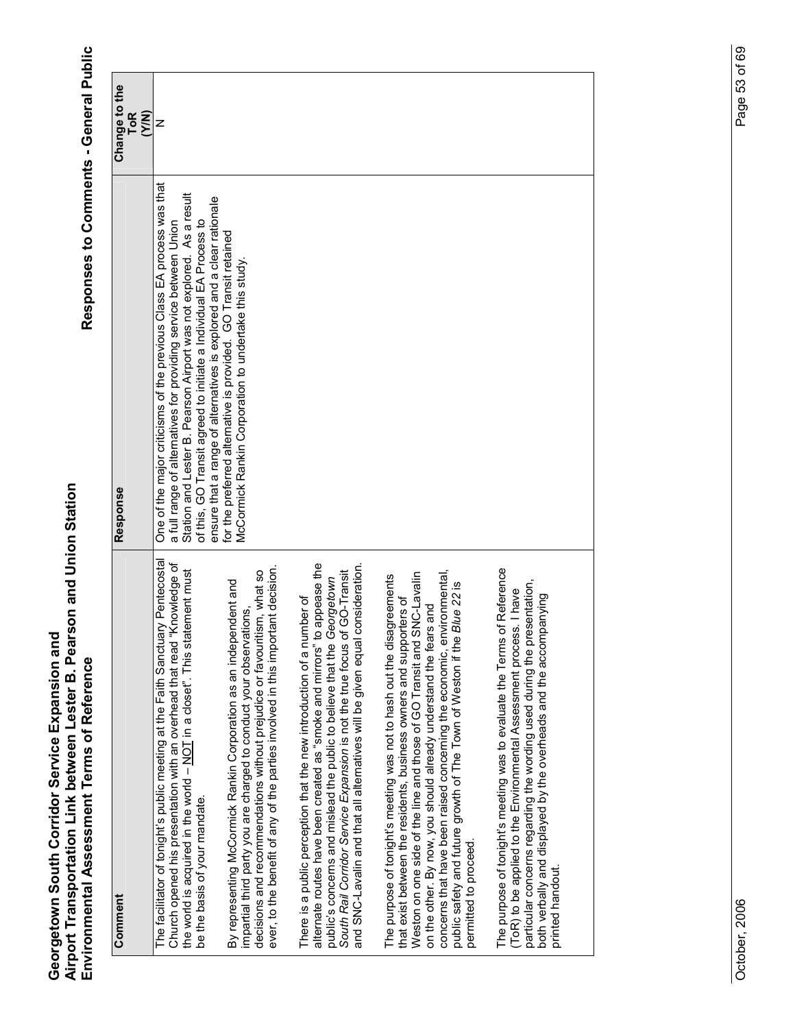# Georgetown South Corridor Service Expansion and Airport Transportation Link between Lester B. Pearson and Union Station Environmental Assessment Terms of Reference

## Responses to Comments - General Public

| Comment | Response | Change to the ToR (Y/N) |
|---|---|---|
| The facilitator of tonight's public meeting at the Faith Sanctuary Pentecostal Church opened his presentation with an overhead that read "Knowledge of the world is acquired in the world – NOT in a closet". This statement must be the basis of your mandate.<br><br>By representing McCormick Rankin Corporation as an independent and impartial third party you are charged to conduct your observations, decisions and recommendations without prejudice or favouritism, what so ever, to the benefit of any of the parties involved in this important decision.<br><br>There is a public perception that the new introduction of a number of alternate routes have been created as "smoke and mirrors" to appease the public's concerns and mislead the public to believe that the *Georgetown South Rail Corridor Service Expansion* is not the true focus of GO-Transit and SNC-Lavalin and that all alternatives will be given equal consideration.<br><br>The purpose of tonight's meeting was not to hash out the disagreements that exist between the residents, business owners and supporters of Weston on one side of the line and those of GO Transit and SNC-Lavalin on the other. By now, you should already understand the fears and concerns that have been raised concerning the economic, environmental, public safety and future growth of The Town of Weston if the *Blue 22* is permitted to proceed.<br><br>The purpose of tonight's meeting was to evaluate the Terms of Reference (ToR) to be applied to the Environmental Assessment process. I have particular concerns regarding the wording used during the presentation, both verbally and displayed by the overheads and the accompanying printed handout. | One of the major criticisms of the previous Class EA process was that a full range of alternatives for providing service between Union Station and Lester B. Pearson Airport was not explored. As a result of this, GO Transit agreed to initiate a Individual EA Process to ensure that a range of alternatives is explored and a clear rationale for the preferred alternative is provided. GO Transit retained McCormick Rankin Corporation to undertake this study. | N |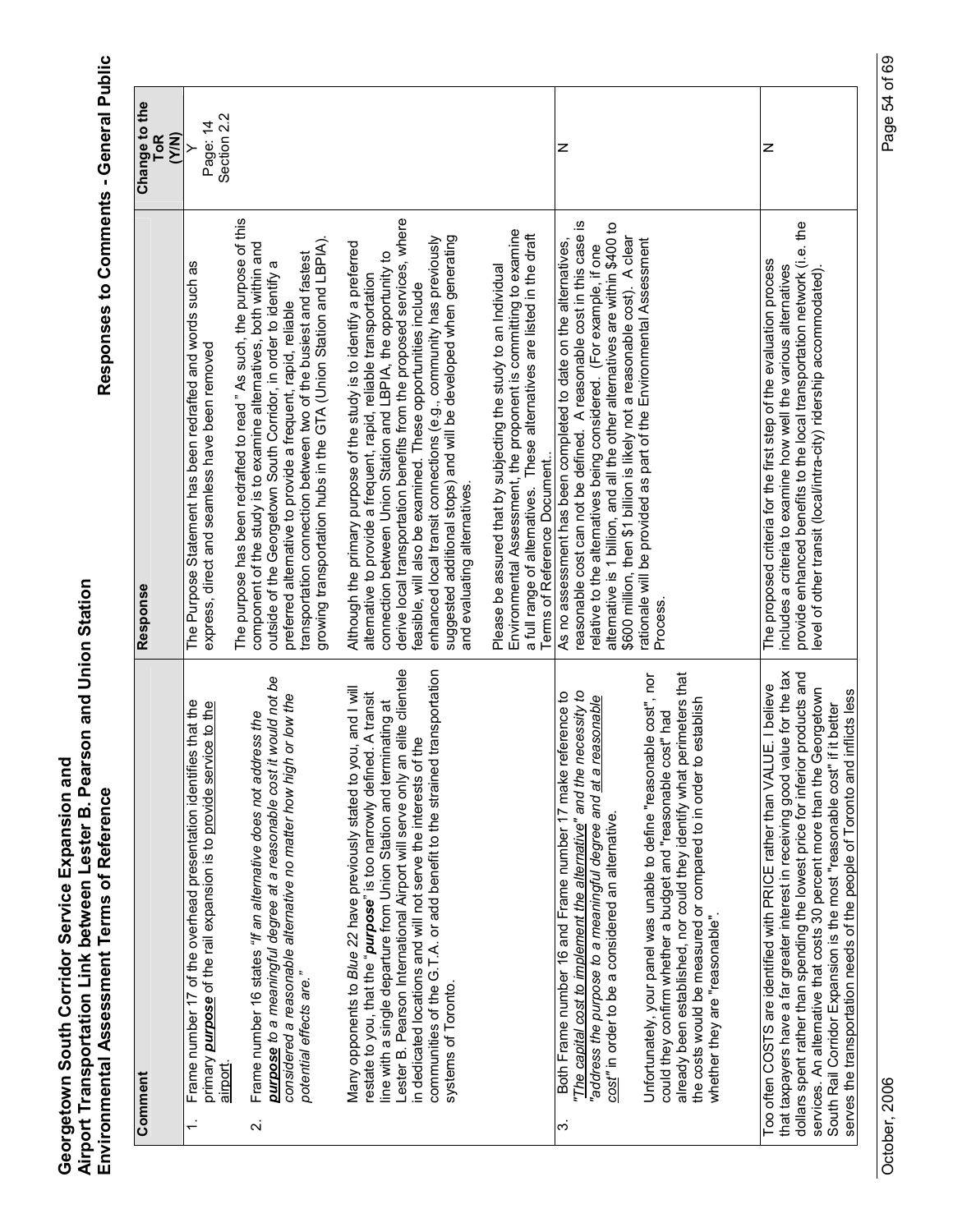# Georgetown South Corridor Service Expansion and Airport Transportation Link between Lester B. Pearson and Union Station Environmental Assessment Terms of Reference

## Responses to Comments - General Public

| Comment | Response | Change to the ToR (Y/N) |
|---|---|---|
| 1. Frame number 17 of the overhead presentation identifies that the primary ***purpose*** of the rail expansion is to <u>provide service to the airport</u>.<br><br>2. Frame number 16 states *"If an alternative does not address the* ***purpose*** *to a meaningful degree at a reasonable cost it would not be considered a reasonable alternative no matter how high or low the potential effects are."*<br><br>Many opponents to *Blue 22* have previously stated to you, and I will restate to you, that the "***purpose***" is too narrowly defined. A transit line with a single departure from Union Station and terminating at Lester B. Pearson International Airport will serve only an elite clientele in dedicated locations and will not serve the interests of the communities of the G.T.A. or add benefit to the strained transportation systems of Toronto. | The Purpose Statement has been redrafted and words such as express, direct and seamless have been removed<br><br>The purpose has been redrafted to read " As such, the purpose of this component of the study is to examine alternatives, both within and outside of the Georgetown South Corridor, in order to identify a preferred alternative to provide a frequent, rapid, reliable transportation connection between two of the busiest and fastest growing transportation hubs in the GTA (Union Station and LBPIA).<br><br>Although the primary purpose of the study is to identify a preferred alternative to provide a frequent, rapid, reliable transportation connection between Union Station and LBPIA, the opportunity to derive local transportation benefits from the proposed services, where feasible, will also be examined. These opportunities include enhanced local transit connections (e.g., community has previously suggested additional stops) and will be developed when generating and evaluating alternatives.<br><br>Please be assured that by subjecting the study to an Individual Environmental Assessment, the proponent is committing to examine a full range of alternatives. These alternatives are listed in the draft Terms of Reference Document.. | Y<br>Page: 14<br>Section 2.2 |
| 3. Both Frame number 16 and Frame number 17 make reference to "*<u>The capital cost to implement the alternative</u>*" and the necessity to "*address the purpose to a meaningful degree and <u>at a reasonable cost</u>*" in order to be a considered an alternative.<br><br>Unfortunately, your panel was unable to define "reasonable cost", nor could they confirm whether a budget and "reasonable cost" had already been established, nor could they identify what perimeters that the costs would be measured or compared to in order to establish whether they are "reasonable". | As no assessment has been completed to date on the alternatives, reasonable cost can not be defined. A reasonable cost in this case is relative to the alternatives being considered. (For example, if one alternative is 1 billion, and all the other alternatives are within $400 to $600 million, then $1 billion is likely not a reasonable cost). A clear rationale will be provided as part of the Environmental Assessment Process. | N |
| Too often COSTS are identified with PRICE rather than VALUE. I believe that taxpayers have a far greater interest in receiving good value for the tax dollars spent rather than spending the lowest price for inferior products and services. An alternative that costs 30 percent more than the Georgetown South Rail Corridor Expansion is the most "reasonable cost" if it better serves the transportation needs of the people of Toronto and inflicts less | The proposed criteria for the first step of the evaluation process includes a criteria to examine how well the various alternatives provide enhanced benefits to the local transportation network (i.e. the level of other transit (local/intra-city) ridership accommodated). | N |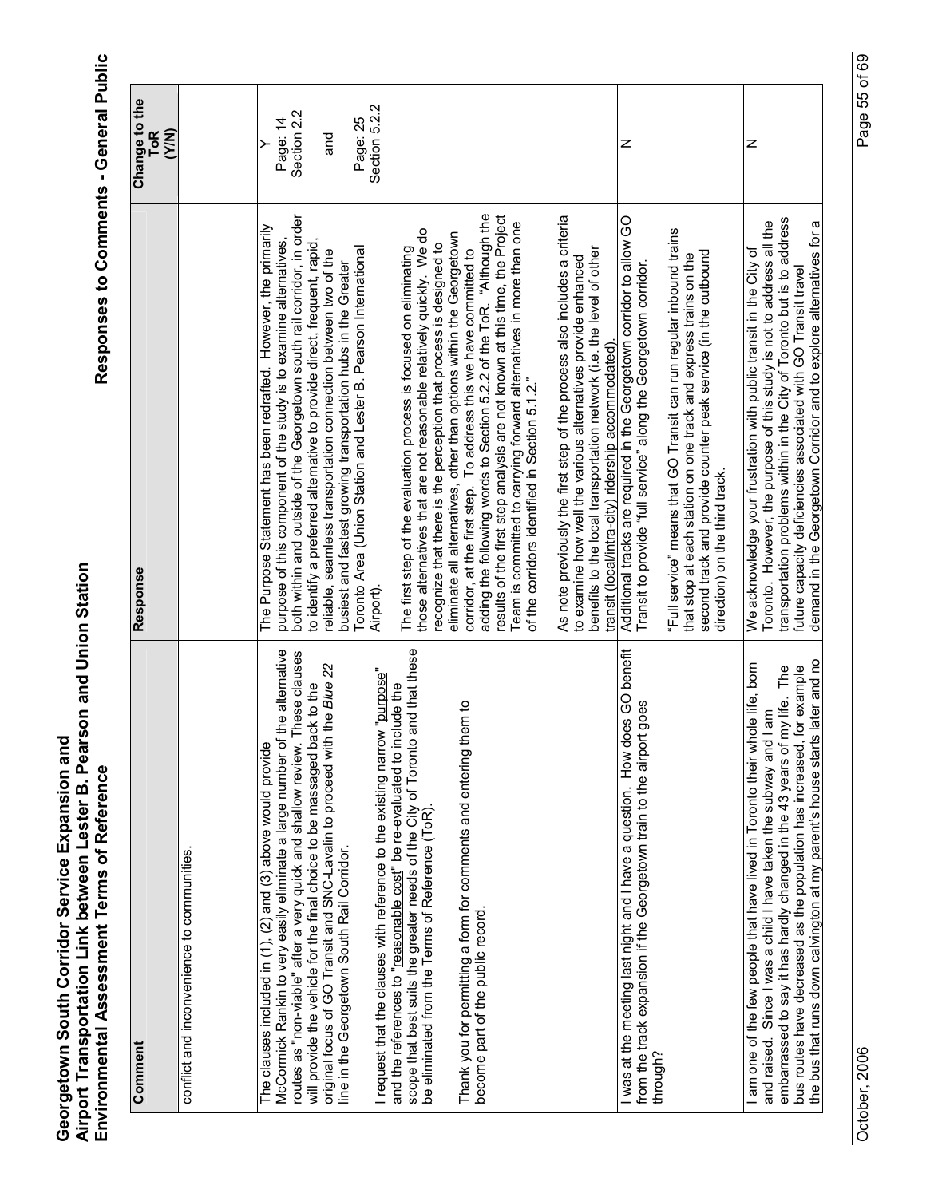| Comment | Response | Change to the ToR (Y/N) |
|---|---|---|
| conflict and inconvenience to communities. | | |
| The clauses included in (1), (2) and (3) above would provide McCormick Rankin to very easily eliminate a large number of the alternative routes as "non-viable" after a very quick and shallow review. These clauses will provide the vehicle for the final choice to be massaged back to the original focus of GO Transit and SNC-Lavalin to proceed with the *Blue 22* line in the Georgetown South Rail Corridor.<br><br>I request that the clauses with reference to the existing narrow "purpose" and the references to "reasonable cost" be re-evaluated to include the scope that best suits the greater needs of the City of Toronto and that these be eliminated from the Terms of Reference (ToR).<br><br>Thank you for permitting a form for comments and entering them to become part of the public record. | The Purpose Statement has been redrafted. However, the primarily purpose of this component of the study is to examine alternatives, both within and outside of the Georgetown south rail corridor, in order to identify a preferred alternative to provide direct, frequent, rapid, reliable, seamless transportation connection between two of the busiest and fastest growing transportation hubs in the Greater Toronto Area (Union Station and Lester B. Pearson International Airport).<br><br>The first step of the evaluation process is focused on eliminating those alternatives that are not reasonable relatively quickly. We do recognize that there is the perception that process is designed to eliminate all alternatives, other than options within the Georgetown corridor, at the first step. To address this we have committed to adding the following words to Section 5.2.2 of the ToR. "Although the results of the first step analysis are not known at this time, the Project Team is committed to carrying forward alternatives in more than one of the corridors identified in Section 5.1.2."<br><br>As note previously the first step of the process also includes a criteria to examine how well the various alternatives provide enhanced benefits to the local transportation network (i.e. the level of other transit (local/intra-city) ridership accommodated). | Y<br>Page: 14<br>Section 2.2<br><br>and<br><br>Page: 25<br>Section 5.2.2 |
| I was at the meeting last night and I have a question. How does GO benefit from the track expansion if the Georgetown train to the airport goes through? | Additional tracks are required in the Georgetown corridor to allow GO Transit to provide "full service" along the Georgetown corridor.<br><br>"Full service" means that GO Transit can run regular inbound trains that stop at each station on one track and express trains on the second track and provide counter peak service (in the outbound direction) on the third track. | N |
| I am one of the few people that have lived in Toronto their whole life, born and raised. Since I was a child I have taken the subway and I am embarrassed to say it has hardly changed in the 43 years of my life. The bus routes have decreased as the population has increased, for example the bus that runs down calvington at my parent's house starts later and no | We acknowledge your frustration with public transit in the City of Toronto. However, the purpose of this study is not to address all the transportation problems within in the City of Toronto but is to address future capacity deficiencies associated with GO Transit travel demand in the Georgetown Corridor and to explore alternatives for a | N |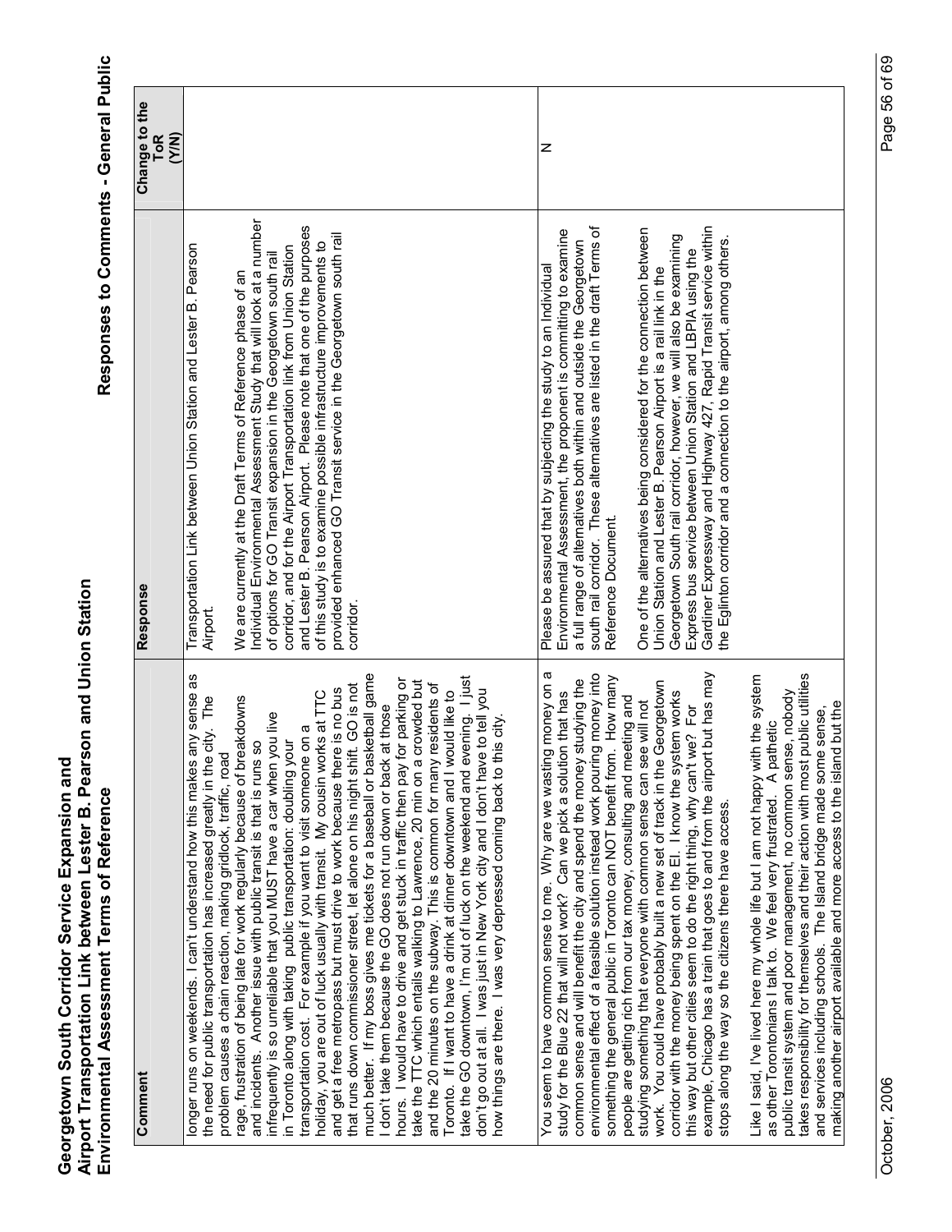| Comment | Response | Change to the ToR (Y/N) |
|---|---|---|
| longer runs on weekends. I can't understand how this makes any sense as the need for public transportation has increased greatly in the city. The problem causes a chain reaction, making gridlock, traffic, road rage, frustration of being late for work regularly because of breakdowns and incidents. Another issue with public transit is that is runs so infrequently is so unreliable that you MUST have a car when you live in Toronto along with taking public transportation: doubling your transportation cost. For example if you want to visit someone on a holiday, you are out of luck usually with transit. My cousin works at TTC and get a free metropass but must drive to work because there is no bus that runs down commissioner street, let alone on his night shift. GO is not much better. If my boss gives me tickets for a baseball or basketball game I don't take them because the GO does not run down or back at those hours. I would have to drive and get stuck in traffic then pay for parking or take the TTC which entails walking to Lawrence, 20 min on a crowded but and the 20 minutes on the subway. This is common for many residents of Toronto. If I want to have a drink at dinner downtown and I would like to take the GO downtown, I'm out of luck on the weekend and evening. I just don't go out at all. I was just in New York city and I don't have to tell you how things are there. I was very depressed coming back to this city. | Transportation Link between Union Station and Lester B. Pearson Airport.<br><br>We are currently at the Draft Terms of Reference phase of an Individual Environmental Assessment Study that will look at a number of options for GO Transit expansion in the Georgetown south rail corridor, and for the Airport Transportation link from Union Station and Lester B. Pearson Airport. Please note that one of the purposes of this study is to examine possible infrastructure improvements to provided enhanced GO Transit service in the Georgetown south rail corridor. | |
| You seem to have common sense to me. Why are we wasting money on a study for the Blue 22 that will not work? Can we pick a solution that has common sense and will benefit the city and spend the money studying the environmental effect of a feasible solution instead work pouring money into something the general public in Toronto can NOT benefit from. How many people are getting rich from our tax money, consulting and meeting and studying something that everyone with common sense can see will not work. You could have probably built a new set of track in the Georgetown corridor with the money being spent on the EI. I know the system works this way but other cities seem to do the right thing, why can't we? For example, Chicago has a train that goes to and from the airport but has may stops along the way so the citizens there have access.<br><br>Like I said, I've lived here my whole life but I am not happy with the system as other Torontonians I talk to. We feel very frustrated. A pathetic public transit system and poor management, no common sense, nobody takes responsibility for themselves and their action with most public utilities and services including schools. The Island bridge made some sense, making another airport available and more access to the island but the | Please be assured that by subjecting the study to an Individual Environmental Assessment, the proponent is committing to examine a full range of alternatives both within and outside the Georgetown south rail corridor. These alternatives are listed in the draft Terms of Reference Document.<br><br>One of the alternatives being considered for the connection between Union Station and Lester B. Pearson Airport is a rail link in the Georgetown South rail corridor, however, we will also be examining Express bus service between Union Station and LBPIA using the Gardiner Expressway and Highway 427, Rapid Transit service within the Eglinton corridor and a connection to the airport, among others. | N |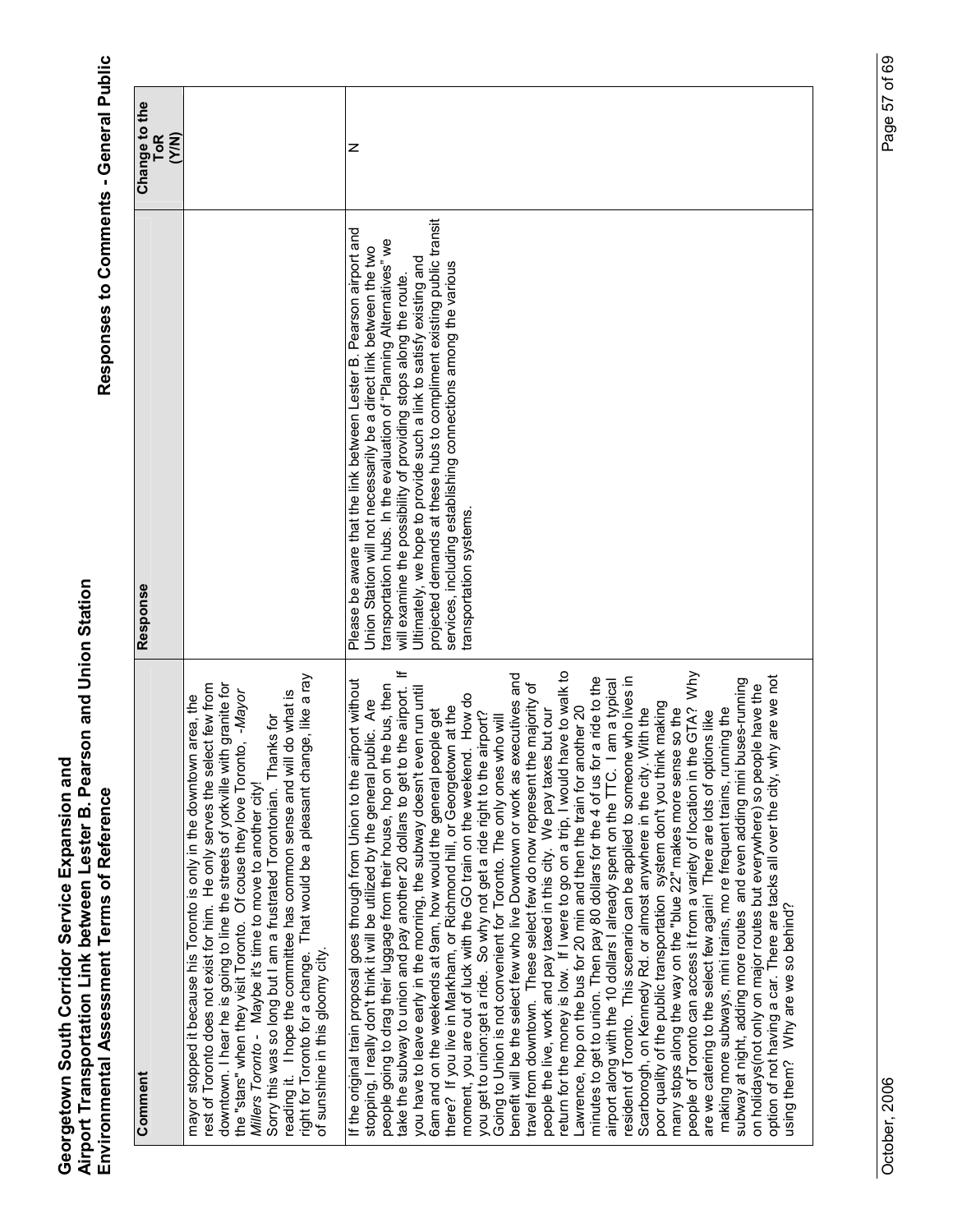| Comment | Response | Change to the ToR (Y/N) |
|---|---|---|
| mayor stopped it because his Toronto is only in the downtown area, the rest of Toronto does not exist for him. He only serves the select few from downtown. I hear he is going to line the streets of yorkville with granite for the "stars" when they visit Toronto. Of couse they love Toronto, *-Mayor Millers Toronto -* Maybe it's time to move to another city! Sorry this was so long but I am a frustrated Torontonian. Thanks for reading it. I hope the committee has common sense and will do what is right for Toronto for a change. That would be a pleasant change, like a ray of sunshine in this gloomy city. | | |
| If the original train proposal goes through from Union to the airport without stopping, I really don't think it will be utilized by the general public. Are people going to drag their luggage from their house, hop on the bus, then take the subway to union and pay another 20 dollars to get to the airport. If you have to leave early in the morning, the subway doesn't even run until 6am and on the weekends at 9am, how would the general people get there? If you live in Markham, or Richmond hill, or Georgetown at the moment, you are out of luck with the GO train on the weekend. How do you get to union:get a ride. So why not get a ride right to the airport? Going to Union is not convenient for Toronto. The only ones who will benefit will be the select few who live Downtown or work as executives and travel from downtown. These select few do now represent the majority of people the live, work and pay taxed in this city. We pay taxes but our return for the money is low. If I were to go on a trip, I would have to walk to Lawrence, hop on the bus for 20 min and then the train for another 20 minutes to get to union. Then pay 80 dollars for the 4 of us for a ride to the airport along with the 10 dollars I already spent on the TTC. I am a typical resident of Toronto. This scenario can be applied to someone who lives in Scarborogh, on Kennedy Rd. or almost anywhere in the city. With the poor quality of the public transportation system don't you think making many stops along the way on the "blue 22" makes more sense so the people of Toronto can access it from a variety of location in the GTA? Why are we catering to the select few again! There are lots of options like making more subways, mini trains, mo re frequent trains, running the subway at night, adding more routes and even adding mini buses-running on holidays(not only on major routes but everywhere) so people have the option of not having a car. There are tacks all over the city, why are we not using them? Why are we so behind? | Please be aware that the link between Lester B. Pearson airport and Union Station will not necessarily be a direct link between the two transportation hubs. In the evaluation of "Planning Alternatives" we will examine the possibility of providing stops along the route. Ultimately, we hope to provide such a link to satisfy existing and projected demands at these hubs to compliment existing public transit services, including establishing connections among the various transportation systems. | N |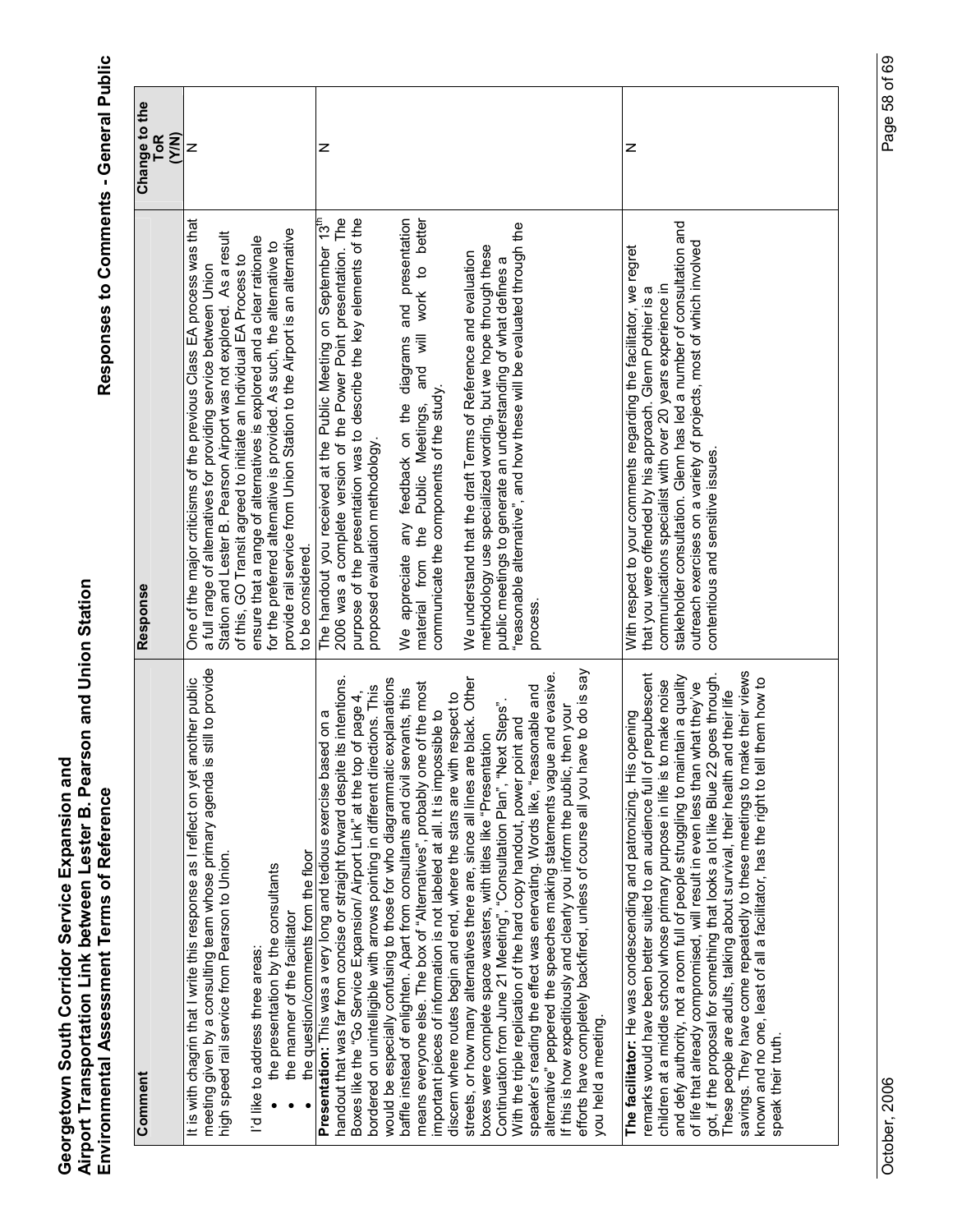| Comment | Response | Change to the ToR (Y/N) |
|---|---|---|
| It is with chagrin that I write this response as I reflect on yet another public meeting given by a consulting team whose primary agenda is still to provide high speed rail service from Pearson to Union.<br><br>I'd like to address three areas:<br>• the presentation by the consultants<br>• the manner of the facilitator<br>• the question/comments from the floor | One of the major criticisms of the previous Class EA process was that a full range of alternatives for providing service between Union Station and Lester B. Pearson Airport was not explored. As a result of this, GO Transit agreed to initiate an Individual EA Process to ensure that a range of alternatives is explored and a clear rationale for the preferred alternative is provided. As such, the alternative to provide rail service from Union Station to the Airport is an alternative to be considered. | N |
| **Presentation:** This was a very long and tedious exercise based on a handout that was far from concise or straight forward despite its intentions. Boxes like the "Go Service Expansion/ Airport Link" at the top of page 4, bordered on unintelligible with arrows pointing in different directions. This would be especially confusing to those for who diagrammatic explanations baffle instead of enlighten. Apart from consultants and civil servants, this means everyone else. The box of "Alternatives", probably one of the most important pieces of information is not labeled at all. It is impossible to discern where routes begin and end, where the stars are with respect to streets, or how many alternatives there are, since all lines are black. Other boxes were complete space wasters, with titles like "Presentation Continuation from June 21 Meeting", "Consultation Plan", "Next Steps". With the triple replication of the hard copy handout, power point and speaker's reading the effect was enervating. Words like, "reasonable and alternative" peppered the speeches making statements vague and evasive. If this is how expeditiously and clearly you inform the public, then your efforts have completely backfired, unless of course all you have to do is say you held a meeting. | The handout you received at the Public Meeting on September 13th 2006 was a complete version of the Power Point presentation. The purpose of the presentation was to describe the key elements of the proposed evaluation methodology.<br><br>We appreciate any feedback on the diagrams and presentation material from the Public Meetings, and will work to better communicate the components of the study.<br><br>We understand that the draft Terms of Reference and evaluation methodology use specialized wording, but we hope through these public meetings to generate an understanding of what defines a "reasonable alternative", and how these will be evaluated through the process. | N |
| **The facilitator:** He was condescending and patronizing. His opening remarks would have been better suited to an audience full of prepubescent children at a middle school whose primary purpose in life is to make noise and defy authority, not a room full of people struggling to maintain a quality of life that already compromised, will result in even less than what they've got, if the proposal for something that looks a lot like Blue 22 goes through. These people are adults, talking about survival, their health and their life savings. They have come repeatedly to these meetings to make their views known and no one, least of all a facilitator, has the right to tell them how to speak their truth. | With respect to your comments regarding the facilitator, we regret that you were offended by his approach. Glenn Pothier is a communications specialist with over 20 years experience in stakeholder consultation. Glenn has led a number of consultation and outreach exercises on a variety of projects, most of which involved contentious and sensitive issues. | N |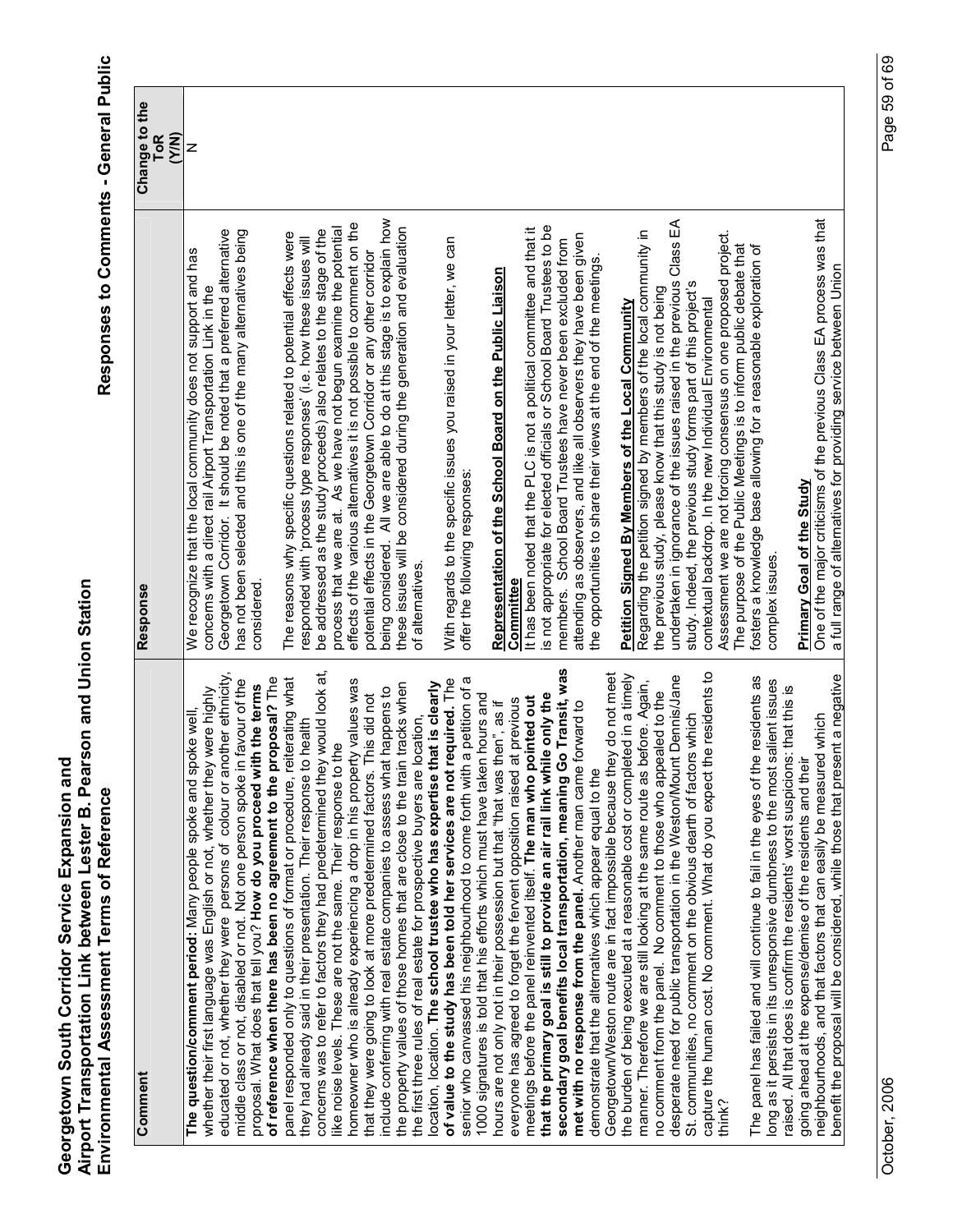| Comment | Response | Change to the ToR (Y/N) |
|---|---|---|
| **The question/comment period:** Many people spoke and spoke well, whether their first language was English or not, whether they were highly educated or not, whether they were persons of colour or another ethnicity, middle class or not, disabled or not. Not one person spoke in favour of the proposal. What does that tell you? **How do you proceed with the terms of reference when there has been no agreement to the proposal?** The panel responded only to questions of format or procedure, reiterating what they had already said in their presentation. Their response to health concerns was to refer to factors they had predetermined they would look at, like noise levels. These are not the same. Their response to the homeowner who is already experiencing a drop in his property values was that they were going to look at more predetermined factors. This did not include conferring with real estate companies to assess what happens to the property values of those homes that are close to the train tracks when the first three rules of real estate for prospective buyers are location, location, location. **The school trustee who has expertise that is clearly of value to the study has been told her services are not required.** The senior who canvassed his neighbourhood to come forth with a petition of a 1000 signatures is told that his efforts which must have taken hours and hours are not only not in their possession but that "that was then", as if everyone has agreed to forget the fervent opposition raised at previous meetings before the panel reinvented itself. **The man who pointed out that the primary goal is still to provide an air rail link while only the secondary goal benefits local transportation, meaning Go Transit, was met with no response from the panel.** Another man came forward to demonstrate that the alternatives which appear equal to the Georgetown/Weston route are in fact impossible because they do not meet the burden of being executed at a reasonable cost or completed in a timely manner. Therefore we are still looking at the same route as before. Again, no comment from the panel. No comment to those who appealed to the desperate need for public transportation in the Weston/Mount Dennis/Jane St. communities, no comment on the obvious dearth of factors which capture the human cost. No comment. What do you expect the residents to think?<br><br>The panel has failed and will continue to fail in the eyes of the residents as long as it persists in its unresponsive dumbness to the most salient issues raised. All that does is confirm the residents' worst suspicions: that this is going ahead at the expense/demise of the residents and their neighbourhoods, and that factors that can easily be measured which benefit the proposal will be considered, while those that present a negative | We recognize that the local community does not support and has concerns with a direct rail Airport Transportation Link in the Georgetown Corridor. It should be noted that a preferred alternative has not been selected and this is one of the many alternatives being considered.<br><br>The reasons why specific questions related to potential effects were responded with 'process type responses' (i.e. how these issues will be addressed as the study proceeds) also relates to the stage of the process that we are at. As we have not begun examine the potential effects of the various alternatives it is not possible to comment on the potential effects in the Georgetown Corridor or any other corridor being considered. All we are able to do at this stage is to explain how these issues will be considered during the generation and evaluation of alternatives.<br><br>With regards to the specific issues you raised in your letter, we can offer the following responses:<br><br>**<u>Representation of the School Board on the Public Liaison Committee</u>**<br>It has been noted that the PLC is not a political committee and that it is not appropriate for elected officials or School Board Trustees to be members. School Board Trustees have never been excluded from attending as observers, and like all observers they have been given the opportunities to share their views at the end of the meetings.<br><br>**<u>Petition Signed By Members of the Local Community</u>**<br>Regarding the petition signed by members of the local community in the previous study, please know that this study is not being undertaken in ignorance of the issues raised in the previous Class EA study. Indeed, the previous study forms part of this project's contextual backdrop. In the new Individual Environmental Assessment we are not forcing consensus on one proposed project. The purpose of the Public Meetings is to inform public debate that fosters a knowledge base allowing for a reasonable exploration of complex issues.<br><br>**<u>Primary Goal of the Study</u>**<br>One of the major criticisms of the previous Class EA process was that a full range of alternatives for providing service between Union | N |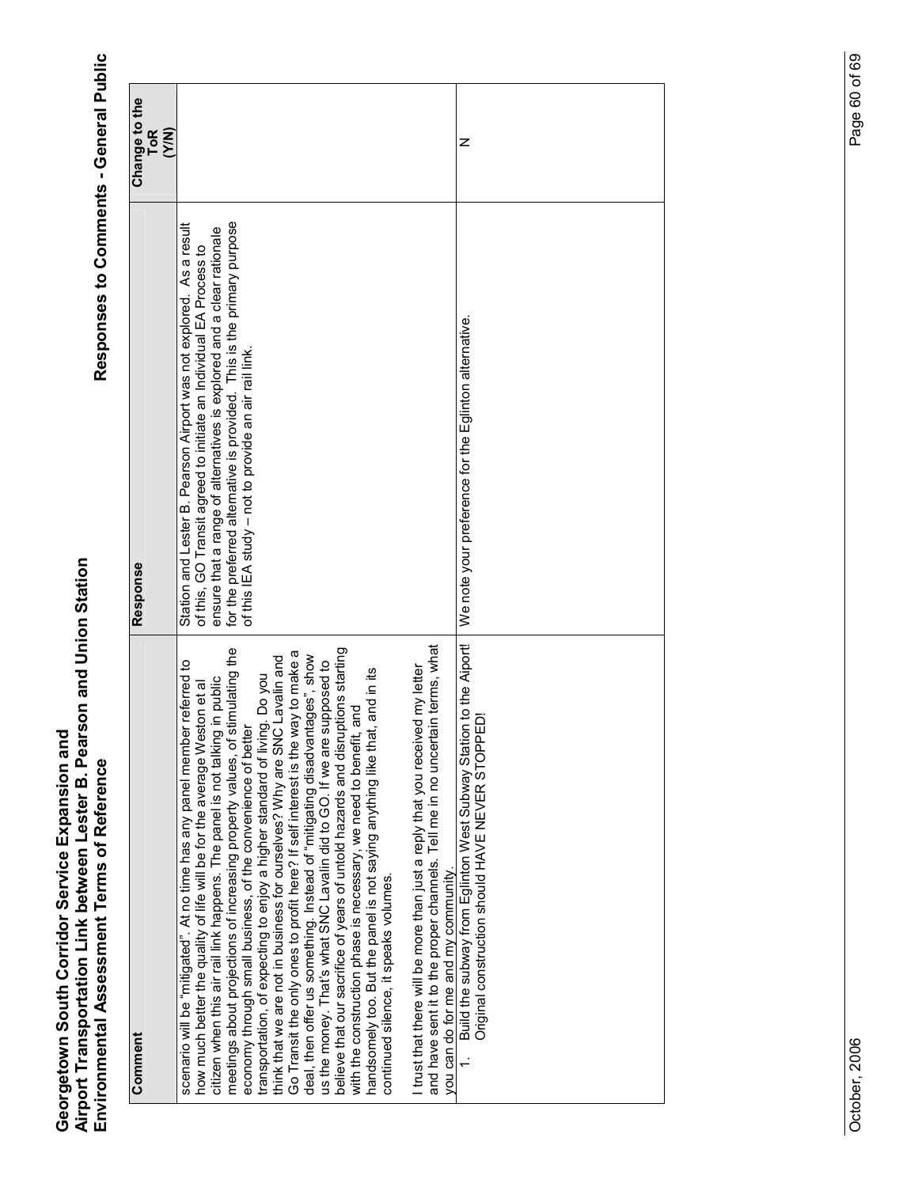| Comment | Response | Change to the ToR (Y/N) |
|---|---|---|
| scenario will be "mitigated". At no time has any panel member referred to how much better the quality of life will be for the average Weston et al citizen when this air rail link happens. The panel is not talking in public meetings about projections of increasing property values, of stimulating the economy through small business, of the convenience of better transportation, of expecting to enjoy a higher standard of living. Do you think that we are not in business for ourselves? Why are SNC Lavalin and Go Transit the only ones to profit here? If self interest is the way to make a deal, then offer us something. Instead of "mitigating disadvantages", show us the money. That's what SNC Lavalin did to GO. If we are supposed to believe that our sacrifice of years of untold hazards and disruptions starting with the construction phase is necessary, we need to benefit, and handsomely too. But the panel is not saying anything like that, and in its continued silence, it speaks volumes.<br><br>I trust that there will be more than just a reply that you received my letter and have sent it to the proper channels. Tell me in no uncertain terms, what you can do for me and my community. | Station and Lester B. Pearson Airport was not explored. As a result of this, GO Transit agreed to initiate an Individual EA Process to ensure that a range of alternatives is explored and a clear rationale for the preferred alternative is provided. This is the primary purpose of this IEA study – not to provide an air rail link. | |
| 1. Build the subway from Eglinton West Subway Station to the Aiport! Original construction should HAVE NEVER STOPPED! | We note your preference for the Eglinton alternative. | N |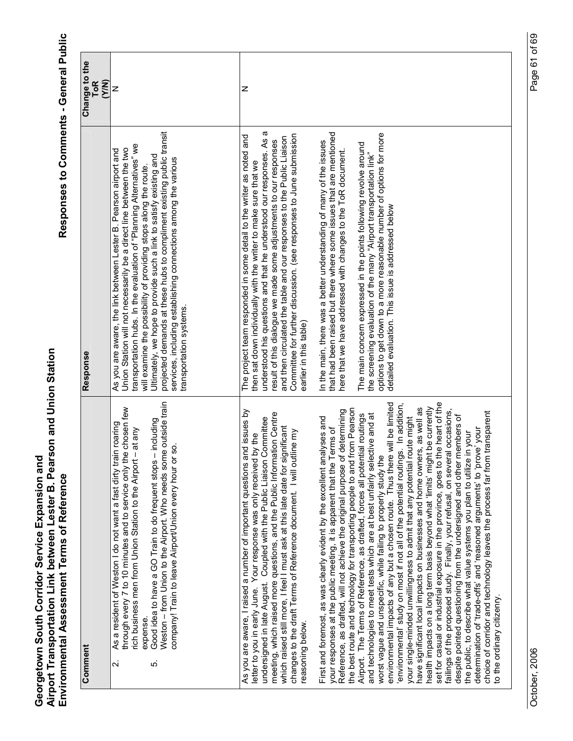| Comment | Response | Change to the ToR (Y/N) |
|---|---|---|
| 2. As a resident of Weston I do not want a fast dirty train roaring through every 7 to 10 minutes and to service only the chosen few rich business men from Union Station to the Airport – at any expense.<br>5. Good idea to have a GO Train to do frequent stops – including Weston – from Union to the Airport. Who needs some outside train company! Train to leave Airport/Union every hour or so. | As you are aware, the link between Lester B. Pearson airport and Union Station will not necessarily be a direct line between the two transportation hubs. In the evaluation of "Planning Alternatives" we will examine the possibility of providing stops along the route. Ultimately, we hope to provide such a link to satisfy existing and projected demands at these hubs to compliment existing public transit services, including establishing connections among the various transportation systems. | N |
| As you are aware, I raised a number of important questions and issues by letter to you in early June. Your response was only received by the undersigned in late August. Coupled with the Public Liaison Committee meeting, which raised more questions, and the Public Information Centre which raised still more, I feel I must ask at this late date for significant changes to the draft Terms of Reference document. I will outline my reasoning below.<br><br>First and foremost, as was clearly evident by the excellent analyses and your responses at the public meeting, it is apparent that the Terms of Reference, as drafted, will not achieve the original purpose of determining the best route and technology for transporting people to and from Pearson Airport. The Terms of Reference, as drafted, forces all potential routings and technologies to meet tests which are at best unfairly selective and at worst vague and unspecific, while failing to properly study the environmental impacts of any but a chosen route. Thus there will be limited 'environmental' study on most if not all of the potential routings. In addition, your single-minded unwillingness to admit that any potential route might have significant local impacts on businesses and home owners, as well as health impacts on a long term basis beyond what 'limits' might be currently set for casual or industrial exposure in the province, goes to the heart of the failings of the proposed study. Finally, your refusal, on several occasions, despite pointed questioning from the undersigned and other members of the public, to describe what value systems you plan to utilize in your determination of 'trade-offs' and 'reasoned arguments' to 'prove' your choice of corridor and technology leaves the process far from transparent to the ordinary citizenry. | The project team responded in some detail to the writer as noted and then sat down individually with the writer to make sure that we understood his questions and that he understood our responses. As a result of this dialogue we made some adjustments to our responses and then circulated the table and our responses to the Public Liaison Committee for further discussion. (see responses to June submission earlier in this table)<br><br>In the main, there was a better understanding of many of the issues that had been raised but there where some issues that are mentioned here that we have addressed with changes to the ToR document.<br><br>The main concern expressed in the points following revolve around the screening evaluation of the many "Airport transportation link" options to get down to a more reasonable number of options for more detailed evaluation. This issue is addressed below | N |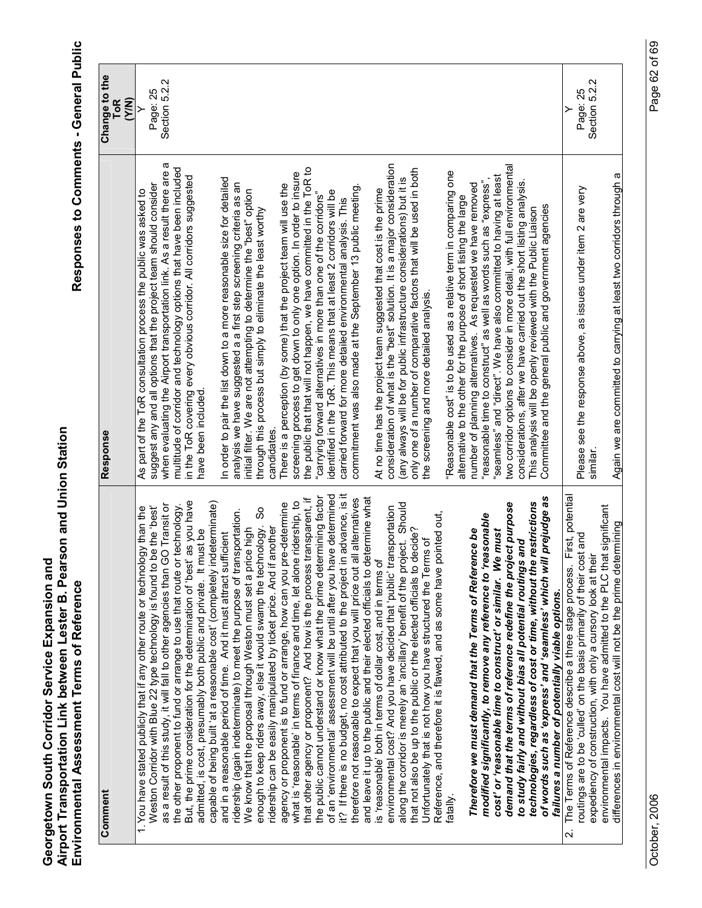# Georgetown South Corridor Service Expansion and Airport Transportation Link between Lester B. Pearson and Union Station Environmental Assessment Terms of Reference

## Responses to Comments - General Public

| Comment | Response | Change to the ToR (Y/N) |
|---|---|---|
| 1. You have stated publicly that if any other route or technology than the Weston Corridor with Blue 22 type technology is found to be the 'best' as a result of this study, it will fall to other agencies than GO Transit or the other proponent to fund or arrange to use that route or technology. But, the prime consideration for the determination of 'best' as you have admitted, is cost, presumably both public and private. It must be capable of being built 'at a reasonable cost' (completely indeterminate) and in a reasonable period of time. And it must attract sufficient ridership (again indeterminate) to meet the purpose of transportation. We know that the proposal through Weston must set a price high enough to keep riders away, else it would swamp the technology. So ridership can be easily manipulated by ticket price. And if another agency or proponent is to fund or arrange, how can you pre-determine what is 'reasonable' in terms of finance and time, let alone ridership, to that other agency or proponent? And how is the process transparent, if the public cannot understand or know what the prime determining factor of an 'environmental' assessment will be until after you have determined it? If there is no budget, no cost attributed to the project in advance, is it therefore not reasonable to expect that you will price out all alternatives and leave it up to the public and their elected officials to determine what is 'reasonable' both in terms of dollar cost, and in terms of environmental cost? And you have decided that 'public' transportation along the corridor is merely an 'ancillary' benefit of the project. Should that not also be up to the public or the elected officials to decide? Unfortunately that is not how you have structured the Terms of Reference, and therefore it is flawed, and as some have pointed out, fatally.<br><br>***Therefore we must demand that the Terms of Reference be modified significantly, to remove any reference to 'reasonable cost' or 'reasonable time to construct' or similar. We must demand that the terms of reference redefine the project purpose to study fairly and without bias all potential routings and technologies, regardless of cost or time, without the restrictions of words such as 'express' and 'seamless' which will prejudge as failures a number of potentially viable options.*** | As part of the ToR consultation process the public was asked to suggest any and all options that the project team should consider when evaluating the Airport transportation link. As a result there are a multitude of corridor and technology options that have been included in the ToR covering every obvious corridor. All corridors suggested have been included.<br><br>In order to pair the list down to a more reasonable size for detailed analysis we have suggested a first step screening criteria as an initial filter. We are not attempting to determine the "best" option through this process but simply to eliminate the least worthy candidates.<br><br>There is a perception (by some) that the project team will use the screening process to get down to only one option. In order to insure the public that this will not happen, we have committed in the ToR to "carrying forward alternatives in more than one of the corridors" identified in the ToR. This means that at least 2 corridors will be carried forward for more detailed environmental analysis. This commitment was also made at the September 13 public meeting.<br><br>At no time has the project team suggested that cost is the prime consideration of what is the "best" solution. It is a major consideration (any always will be for public infrastructure considerations) but it is only one of a number of comparative factors that will be used in both the screening and more detailed analysis.<br><br>"Reasonable cost" is to be used as a relative term in comparing one alternative to the other for the purpose of short listing the large number of planning alternatives. As requested we have removed "reasonable time to construct" as well as words such as "express", "seamless" and "direct". We have also committed to having at least two corridor options to consider in more detail, with full environmental considerations, after we have carried out the short listing analysis. This analysis will be openly reviewed with the Public Liaison Committee and the general public and government agencies | Y<br>Page: 25<br>Section 5.2.2 |
| 2. The Terms of Reference describe a three stage process. First, potential routings are to be 'culled' on the basis primarily of their cost and expediency of construction, with only a cursory look at their environmental impacts. You have admitted to the PLC that significant differences in environmental cost will not be the prime determining | Please see the response above, as issues under item 2 are very similar.<br><br>Again we are committed to carrying at least two corridors through a | Y<br>Page: 25<br>Section 5.2.2 |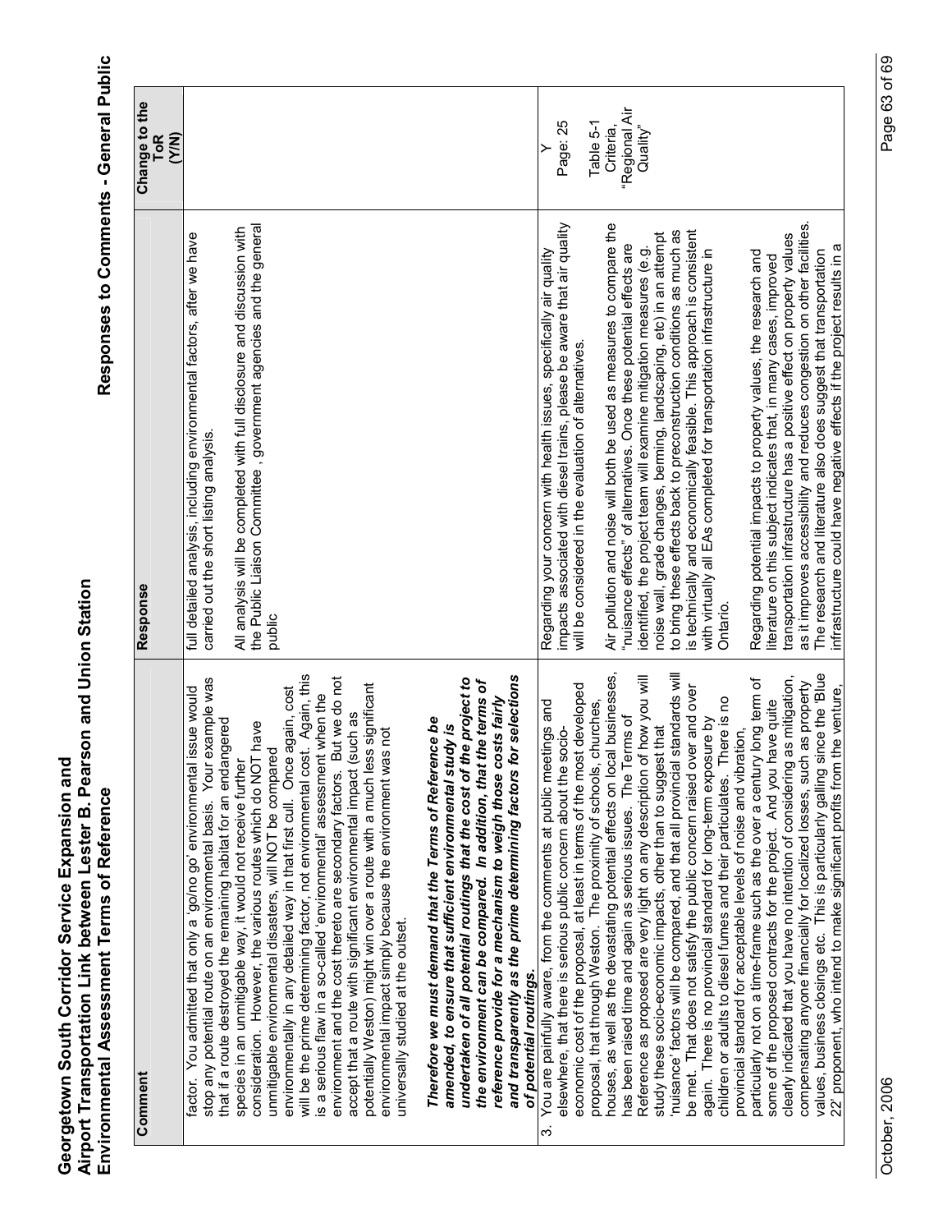| Comment | Response | Change to the ToR (Y/N) |
|---|---|---|
| factor. You admitted that only a 'go/no go' environmental issue would stop any potential route on an environmental basis. Your example was that if a route destroyed the remaining habitat for an endangered species in an unmitigable way, it would not receive further consideration. However, the various routes which do NOT have unmitigable environmental disasters, will NOT be compared environmentally in any detailed way in that first cull. Once again, cost will be the prime determining factor, not environmental cost. Again, this is a serious flaw in a so-called 'environmental' assessment when the environment and the cost thereto are secondary factors. But we do not accept that a route with significant environmental impact (such as potentially Weston) might win over a route with a much less significant environmental impact simply because the environment was not universally studied at the outset.<br><br>***Therefore we must demand that the Terms of Reference be amended, to ensure that sufficient environmental study is undertaken of all potential routings that the cost of the project to the environment can be compared. In addition, that the terms of reference provide for a mechanism to weigh those costs fairly and transparently as the prime determining factors for selections of potential routings.*** | full detailed analysis, including environmental factors, after we have carried out the short listing analysis.<br><br>All analysis will be completed with full disclosure and discussion with the Public Liaison Committee , government agencies and the general public | |
| 3. You are painfully aware, from the comments at public meetings and elsewhere, that there is serious public concern about the socio-economic cost of the proposal, at least in terms of the most developed proposal, that through Weston. The proximity of schools, churches, houses, as well as the devastating potential effects on local businesses, has been raised time and again as serious issues. The Terms of Reference as proposed are very light on any description of how you will study these socio-economic impacts, other than to suggest that 'nuisance' factors will be compared, and that all provincial standards will be met. That does not satisfy the public concern raised over and over again. There is no provincial standard for long-term exposure by children or adults to diesel fumes and their particulates. There is no provincial standard for acceptable levels of noise and vibration, particularly not on a time-frame such as the over a century long term of some of the proposed contracts for the project. And you have quite clearly indicated that you have no intention of considering as mitigation, compensating anyone financially for localized losses, such as property values, business closings etc. This is particularly galling since the 'Blue 22' proponent, who intend to make significant profits from the venture, | Regarding your concern with health issues, specifically air quality impacts associated with diesel trains, please be aware that air quality will be considered in the evaluation of alternatives.<br><br>Air pollution and noise will both be used as measures to compare the "nuisance effects" of alternatives. Once these potential effects are identified, the project team will examine mitigation measures (e.g. noise wall, grade changes, berming, landscaping, etc) in an attempt to bring these effects back to preconstruction conditions as much as is technically and economically feasible. This approach is consistent with virtually all EAs completed for transportation infrastructure in Ontario.<br><br>Regarding potential impacts to property values, the research and literature on this subject indicates that, in many cases, improved transportation infrastructure has a positive effect on property values as it improves accessibility and reduces congestion on other facilities. The research and literature also does suggest that transportation infrastructure could have negative effects if the project results in a | Y<br>Page: 25<br><br>Table 5-1 Criteria, "Regional Air Quality" |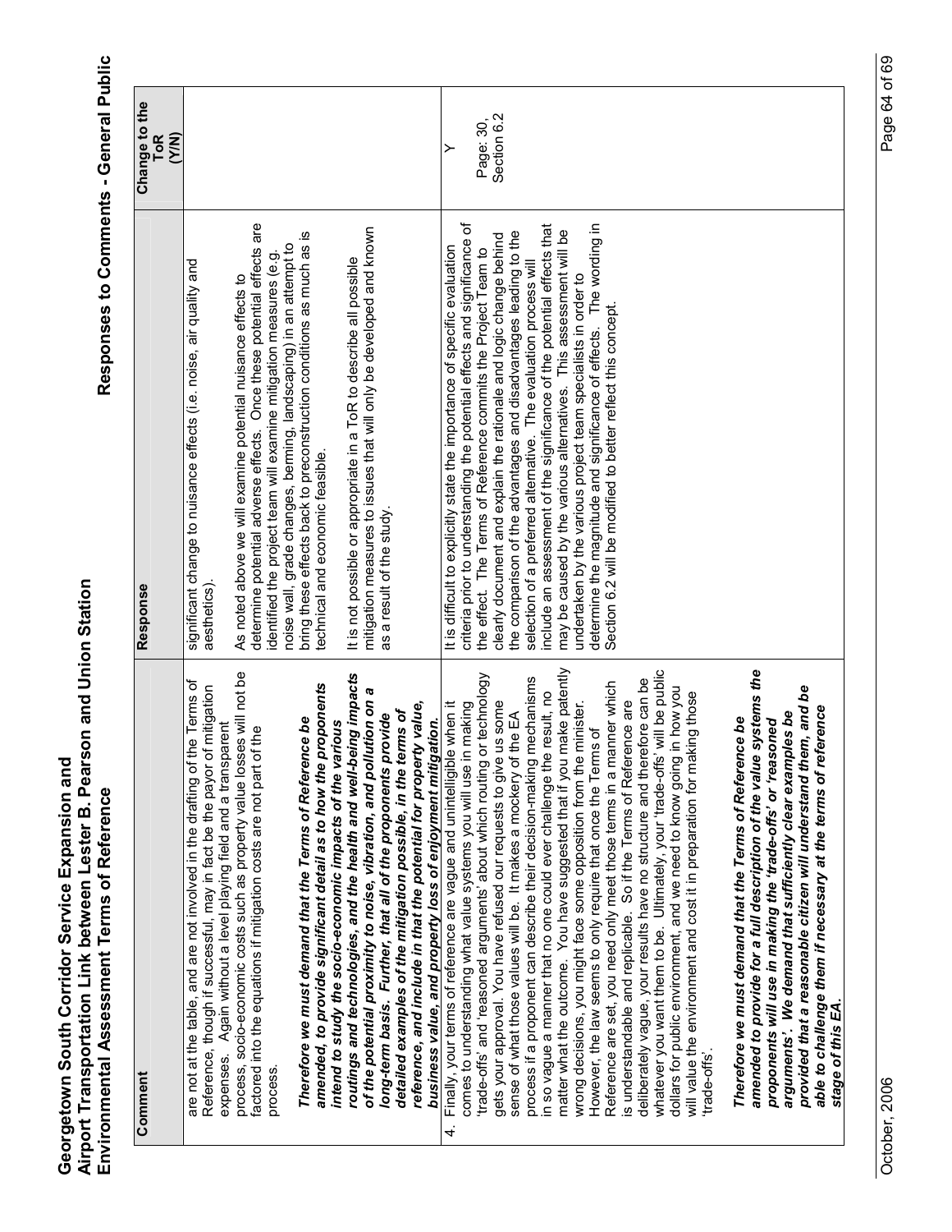| Comment | Response | Change to the ToR (Y/N) |
|---|---|---|
| are not at the table, and are not involved in the drafting of the Terms of Reference, though if successful, may in fact be the payor of mitigation expenses. Again without a level playing field and a transparent process, socio-economic costs such as property value losses will not be factored into the equations if mitigation costs are not part of the process.<br><br>***Therefore we must demand that the Terms of Reference be amended, to provide significant detail as to how the proponents intend to study the socio-economic impacts of the various routings and technologies, and the health and well-being impacts of the potential proximity to noise, vibration, and pollution on a long-term basis. Further, that all of the proponents provide detailed examples of the mitigation possible, in the terms of reference, and include in that the potential for property value, business value, and property loss of enjoyment mitigation.*** | significant change to nuisance effects (i.e. noise, air quality and aesthetics).<br><br>As noted above we will examine potential nuisance effects to determine potential adverse effects. Once these potential effects are identified the project team will examine mitigation measures (e.g. noise wall, grade changes, berming, landscaping) in an attempt to bring these effects back to preconstruction conditions as much as is technical and economic feasible.<br><br>It is not possible or appropriate in a ToR to describe all possible mitigation measures to issues that will only be developed and known as a result of the study. | |
| 4. Finally, your terms of reference are vague and unintelligible when it comes to understanding what value systems you will use in making 'trade-offs' and 'reasoned arguments' about which routing or technology gets your approval. You have refused our requests to give us some sense of what those values will be. It makes a mockery of the EA process if a proponent can describe their decision-making mechanisms in so vague a manner that no one could ever challenge the result, no matter what the outcome. You have suggested that if you make patently wrong decisions, you might face some opposition from the minister. However, the law seems to only require that once the Terms of Reference are set, you need only meet those terms in a manner which is understandable and replicable. So if the Terms of Reference are deliberately vague, your results have no structure and therefore can be whatever you want them to be. Ultimately, your 'trade-offs' will be public dollars for public environment, and we need to know going in how you will value the environment and cost it in preparation for making those 'trade-offs'.<br><br>***Therefore we must demand that the Terms of Reference be amended to provide for a full description of the value systems the proponents will use in making the 'trade-offs' or 'reasoned arguments'. We demand that sufficiently clear examples be provided that a reasonable citizen will understand them, and be able to challenge them if necessary at the terms of reference stage of this EA.*** | It is difficult to explicitly state the importance of specific evaluation criteria prior to understanding the potential effects and significance of the effect. The Terms of Reference commits the Project Team to clearly document and explain the rationale and logic change behind the comparison of the advantages and disadvantages leading to the selection of a preferred alternative. The evaluation process will include an assessment of the significance of the potential effects that may be caused by the various alternatives. This assessment will be undertaken by the various project team specialists in order to determine the magnitude and significance of effects. The wording in Section 6.2 will be modified to better reflect this concept. | Y<br><br>Page: 30, Section 6.2 |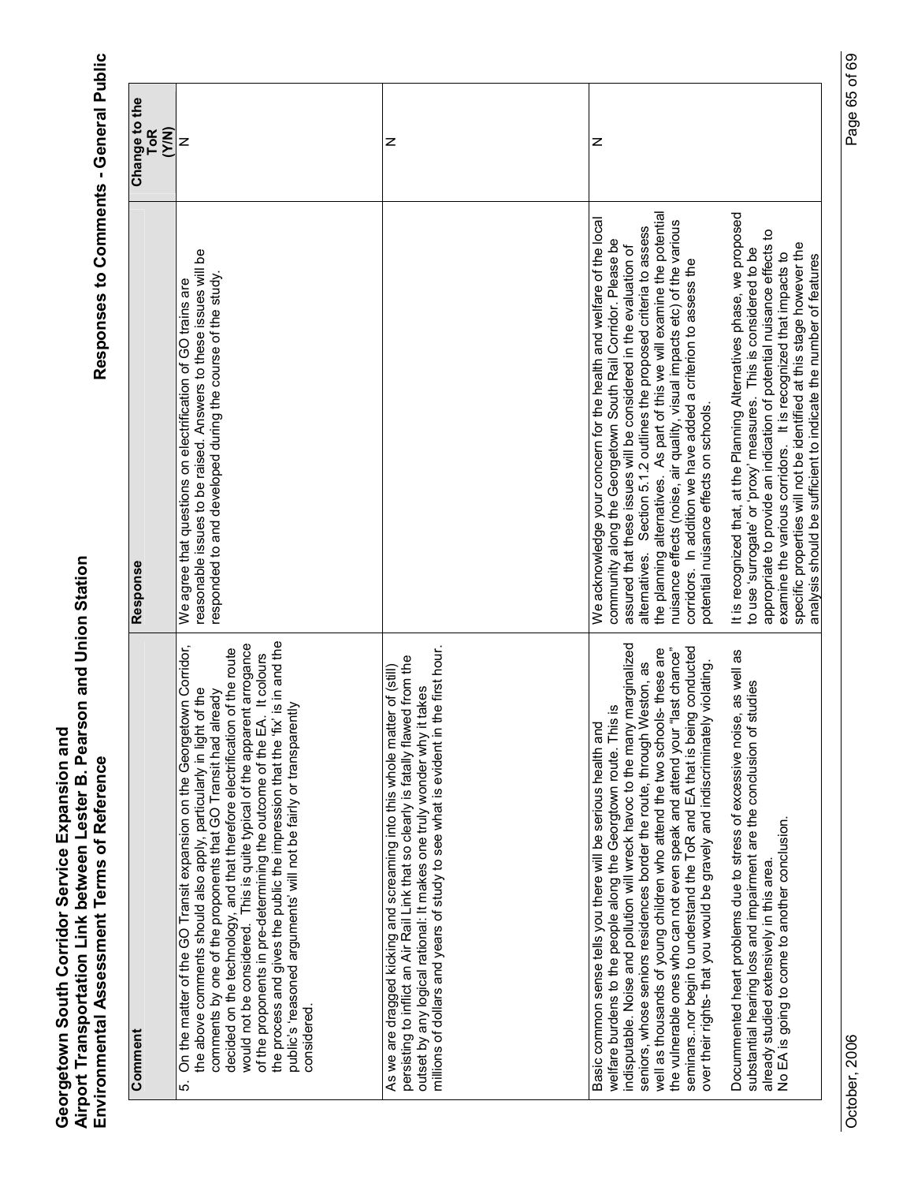| Comment | Response | Change to the ToR (Y/N) |
|---|---|---|
| 5. On the matter of the GO Transit expansion on the Georgetown Corridor, the above comments should also apply, particularly in light of the comments by one of the proponents that GO Transit had already decided on the technology, and that therefore electrification of the route would not be considered. This is quite typical of the apparent arrogance of the proponents in pre-determining the outcome of the EA. It colours the process and gives the public the impression that the 'fix' is in and the public's 'reasoned arguments' will not be fairly or transparently considered. | We agree that questions on electrification of GO trains are reasonable issues to be raised. Answers to these issues will be responded to and developed during the course of the study. | N |
| As we are dragged kicking and screaming into this whole matter of (still) persisting to inflict an Air Rail Link that so clearly is fatally flawed from the outset by any logical rational: It makes one truly wonder why it takes millions of dollars and years of study to see what is evident in the first hour. | | N |
| Basic common sense tells you there will be serious health and welfare burdens to the people along the Georgtown route. This is indisputable. Noise and pollution will wreck havoc to the many marginalized seniors, whose seniors residences border the route, through Weston, as well as thousands of young children who attend the two schools- these are the vulnerable ones who can not even speak and attend your "last chance" seminars..nor begin to understand the ToR and EA that is being conducted over their rights- that you would be gravely and indiscriminately violating.<br><br>Docummented heart problems due to stress of excessive noise, as well as substantial hearing loss and impairment are the conclusion of studies already studied extensively in this area.<br>No EA is going to come to another conclusion. | We acknowledge your concern for the health and welfare of the local community along the Georgetown South Rail Corridor. Please be assured that these issues will be considered in the evaluation of alternatives. Section 5.1.2 outlines the proposed criteria to assess the planning alternatives. As part of this we will examine the potential nuisance effects (noise, air quality, visual impacts etc) of the various corridors. In addition we have added a criterion to assess the potential nuisance effects on schools.<br><br>It is recognized that, at the Planning Alternatives phase, we proposed to use 'surrogate' or 'proxy' measures. This is considered to be appropriate to provide an indication of potential nuisance effects to examine the various corridors. It is recognized that impacts to specific properties will not be identified at this stage however the analysis should be sufficient to indicate the number of features | N |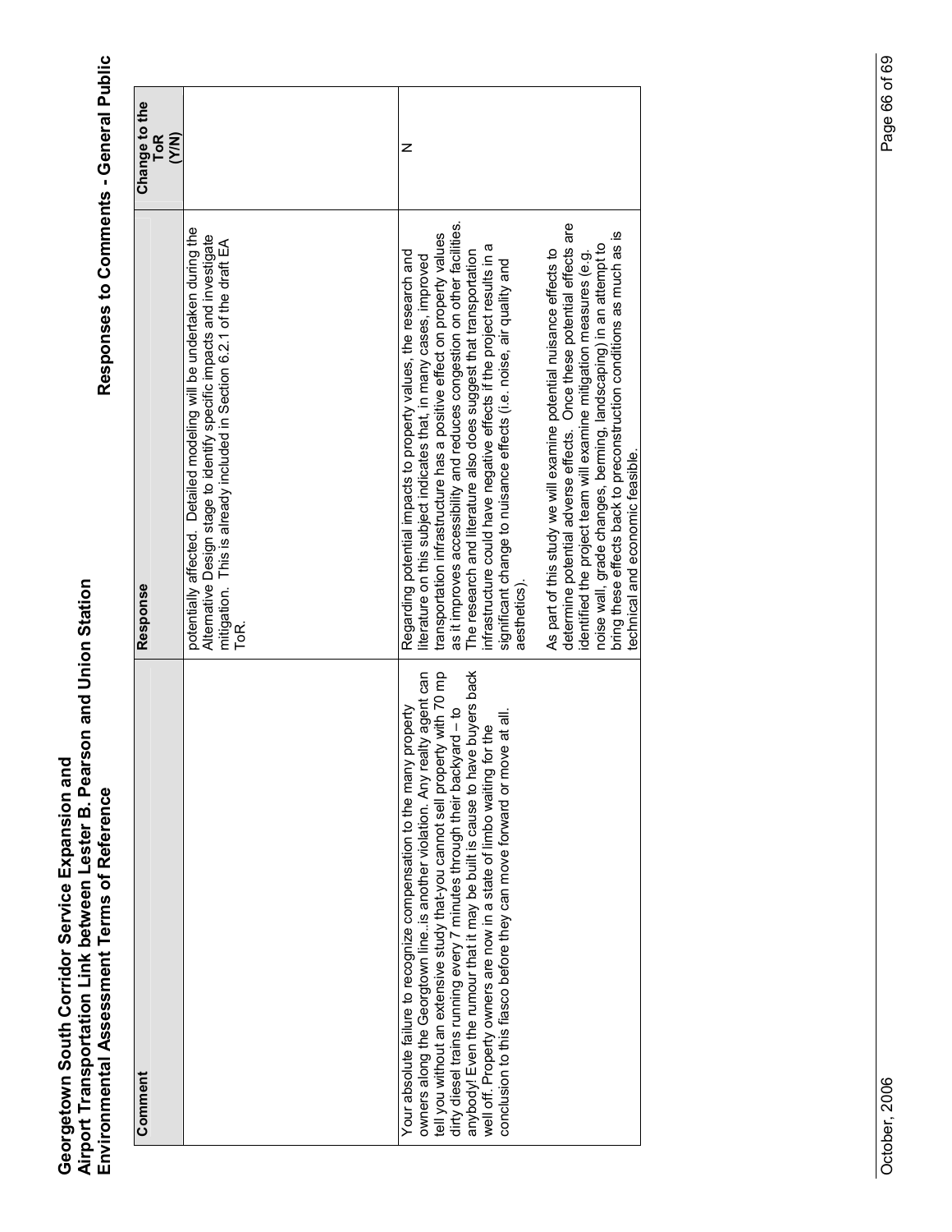| Comment | Response | Change to the ToR (Y/N) |
|---|---|---|
| | potentially affected. Detailed modeling will be undertaken during the Alternative Design stage to identify specific impacts and investigate mitigation. This is already included in Section 6.2.1 of the draft EA ToR. | |
| Your absolute failure to recognize compensation to the many property owners along the Georgtown line..is another violation. Any realty agent can tell you without an extensive study that-you cannot sell property with 70 mp dirty diesel trains running every 7 minutes through their backyard – to anybody! Even the rumour that it may be built is cause to have buyers back well off. Property owners are now in a state of limbo waiting for the conclusion to this fiasco before they can move forward or move at all. | Regarding potential impacts to property values, the research and literature on this subject indicates that, in many cases, improved transportation infrastructure has a positive effect on property values as it improves accessibility and reduces congestion on other facilities. The research and literature also does suggest that transportation infrastructure could have negative effects if the project results in a significant change to nuisance effects (i.e. noise, air quality and aesthetics).<br><br>As part of this study we will examine potential nuisance effects to determine potential adverse effects. Once these potential effects are identified the project team will examine mitigation measures (e.g. noise wall, grade changes, berming, landscaping) in an attempt to bring these effects back to preconstruction conditions as much as is technical and economic feasible. | N |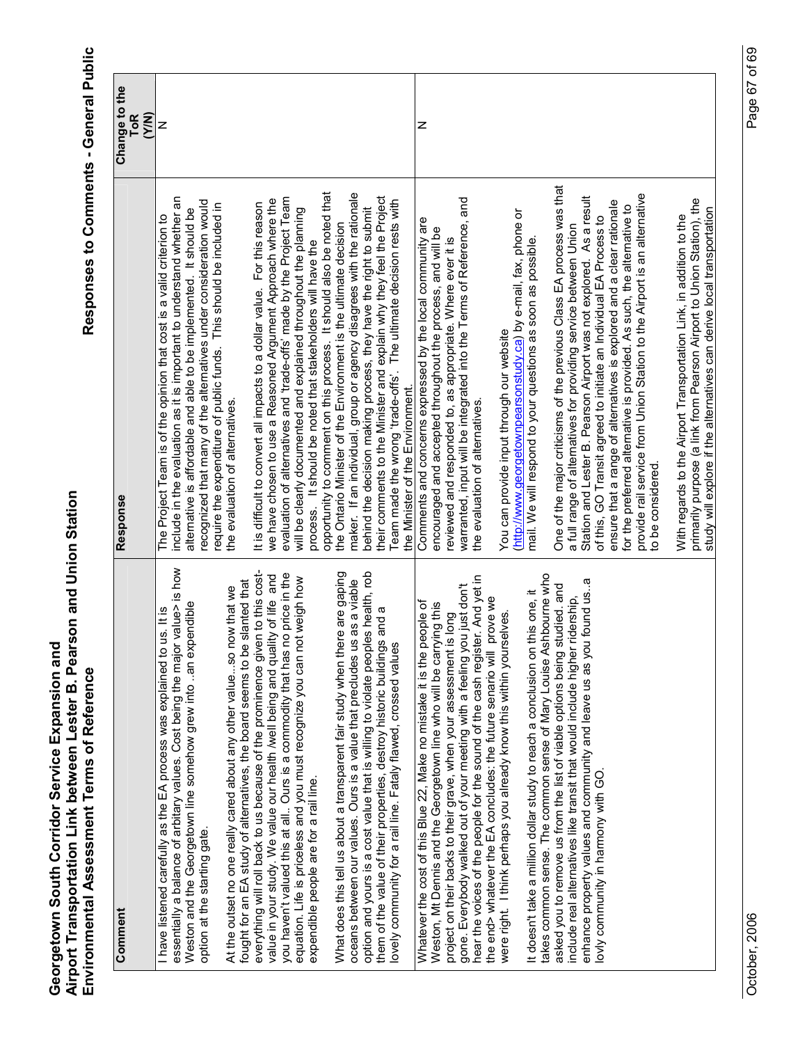| Comment | Response | Change to the ToR (Y/N) |
|---|---|---|
| I have listened carefully as the EA process was explained to us. It is essentially a balance of arbitary values. Cost being the major value> is how Weston and the Georgetown line somehow grew into ..an expendible option at the starting gate.<br><br>At the outset no one really cared about any other value...so now that we fought for an EA study of alternatives, the board seems to be slanted that everything will roll back to us because of the prominence given to this cost-value in your study. We value our health /well being and quality of life and you haven't valued this at all.. Ours is a commodity that has no price in the equation. Life is priceless and you must recognize you can not weigh how expendible people are for a rail line.<br><br>What does this tell us about a transparent fair study when there are gaping oceans between our values. Ours is a value that precludes us as a viable option and yours is a cost value that is willing to violate peoples health, rob them of the value of their properties, destroy historic buildings and a lovely community for a rail line. Fataly flawed, crossed values | The Project Team is of the opinion that cost is a valid criterion to include in the evaluation as it is important to understand whether an alternative is affordable and able to be implemented. It should be recognized that many of the alternatives under consideration would require the expenditure of public funds. This should be included in the evaluation of alternatives.<br><br>It is difficult to convert all impacts to a dollar value. For this reason we have chosen to use a Reasoned Argument Approach where the evaluation of alternatives and 'trade-offs' made by the Project Team will be clearly documented and explained throughout the planning process. It should be noted that stakeholders will have the opportunity to comment on this process. It should also be noted that the Ontario Minister of the Environment is the ultimate decision maker. If an individual, group or agency disagrees with the rationale behind the decision making process, they have the right to submit their comments to the Minister and explain why they feel the Project Team made the wrong 'trade-offs'. The ultimate decision rests with the Minister of the Environment. | N |
| Whatever the cost of this Blue 22, Make no mistake it is the people of Weston, Mt Dennis and the Georgetown line who will be carrying this project on their backs to their grave, when your assessment is long gone. Everybody walked out of your meeting with a feeling you just don't hear the voices of the people for the sound of the cash register. And yet in the end> whatever the EA concludes: the future senario will prove we were right. I think perhaps you already know this within yourselves.<br><br>It doesn't take a million dollar study to reach a conclusion on this one, it takes common sense. The common sense of Mary Louise Ashbourne who asked you to remove us from the list of viable options being studied. and include real alternatives like transit that would include higher ridership, enhance property values and community and leave us as you found us..a lovly community in harmony with GO. | Comments and concerns expressed by the local community are encouraged and accepted throughout the process, and will be reviewed and responded to, as appropriate. Where ever it is warranted, input will be integrated into the Terms of Reference, and the evaluation of alternatives.<br><br>You can provide input through our website (http://www.georgetownpearsonstudy.ca) by e-mail, fax, phone or mail. We will respond to your questions as soon as possible.<br><br>One of the major criticisms of the previous Class EA process was that a full range of alternatives for providing service between Union Station and Lester B. Pearson Airport was not explored. As a result of this, GO Transit agreed to initiate an Individual EA Process to ensure that a range of alternatives is explored and a clear rationale for the preferred alternative is provided. As such, the alternative to provide rail service from Union Station to the Airport is an alternative to be considered.<br><br>With regards to the Airport Transportation Link, in addition to the primarily purpose (a link from Pearson Airport to Union Station), the study will explore if the alternatives can derive local transportation | N |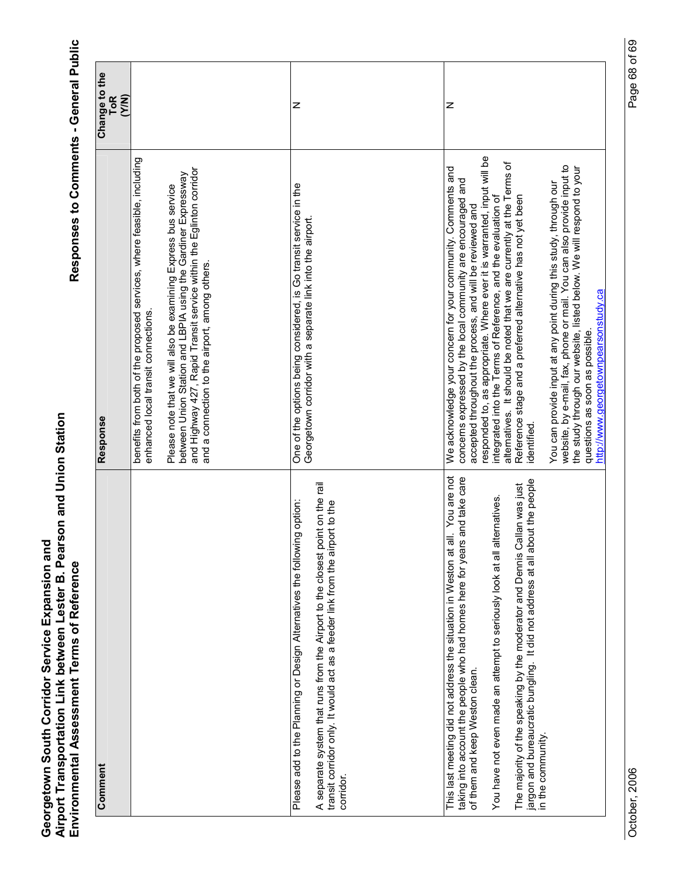| Comment | Response | Change to the ToR (Y/N) |
|---|---|---|
| | benefits from both of the proposed services, where feasible, including enhanced local transit connections.<br><br>Please note that we will also be examining Express bus service between Union Station and LBPIA using the Gardiner Expressway and Highway 427, Rapid Transit service within the Eglinton corridor and a connection to the airport, among others. | |
| Please add to the Planning or Design Alternatives the following option:<br><br>A separate system that runs from the Airport to the closest point on the rail transit corridor only. It would act as a feeder link from the airport to the corridor. | One of the options being considered, is Go transit service in the Georgetown corridor with a separate link into the airport. | N |
| This last meeting did not address the situation in Weston at all. You are not taking into account the people who had homes here for years and take care of them and keep Weston clean.<br><br>You have not even made an attempt to seriously look at all alternatives.<br><br>The majority of the speaking by the moderator and Dennis Callan was just jargon and bureaucratic bungling. It did not address at all about the people in the community. | We acknowledge your concern for your community. Comments and concerns expressed by the local community are encouraged and accepted throughout the process, and will be reviewed and responded to, as appropriate. Where ever it is warranted, input will be integrated into the Terms of Reference, and the evaluation of alternatives. It should be noted that we are currently at the Terms of Reference stage and a preferred alternative has not yet been identified.<br><br>You can provide input at any point during this study, through our website, by e-mail, fax, phone or mail. You can also provide input to the study through our website, listed below. We will respond to your questions as soon as possible.<br>http://www.georgetownpearsonstudy.ca | N |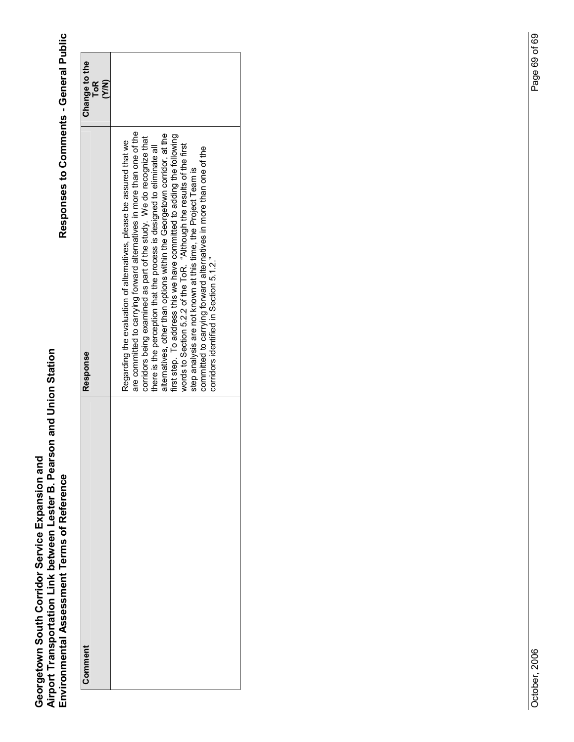| Comment | Response | Change to the ToR (Y/N) |
|---|---|---|
| | Regarding the evaluation of alternatives, please be assured that we are committed to carrying forward alternatives in more than one of the corridors being examined as part of the study. We do recognize that there is the perception that the process is designed to eliminate all alternatives, other than options within the Georgetown corridor, at the first step. To address this we have committed to adding the following words to Section 5.2.2 of the ToR. "Although the results of the first step analysis are not known at this time, the Project Team is committed to carrying forward alternatives in more than one of the corridors identified in Section 5.1.2." | |